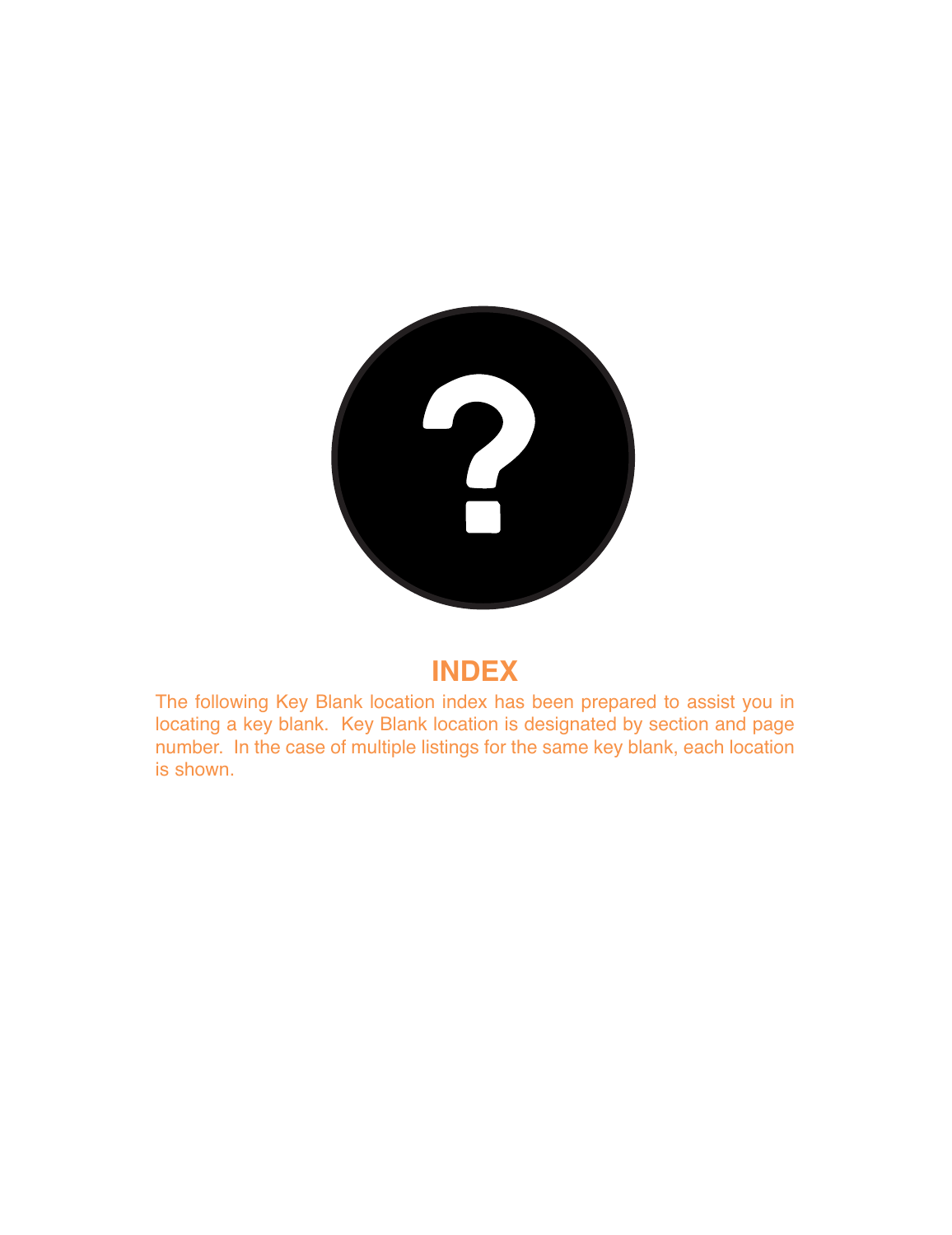# INDEX

The following Key Blank location index has been prepared to assist you in locating a key blank. Key Blank location is designated by section and page number. In the case of multiple listings for the same key blank, each location is shown.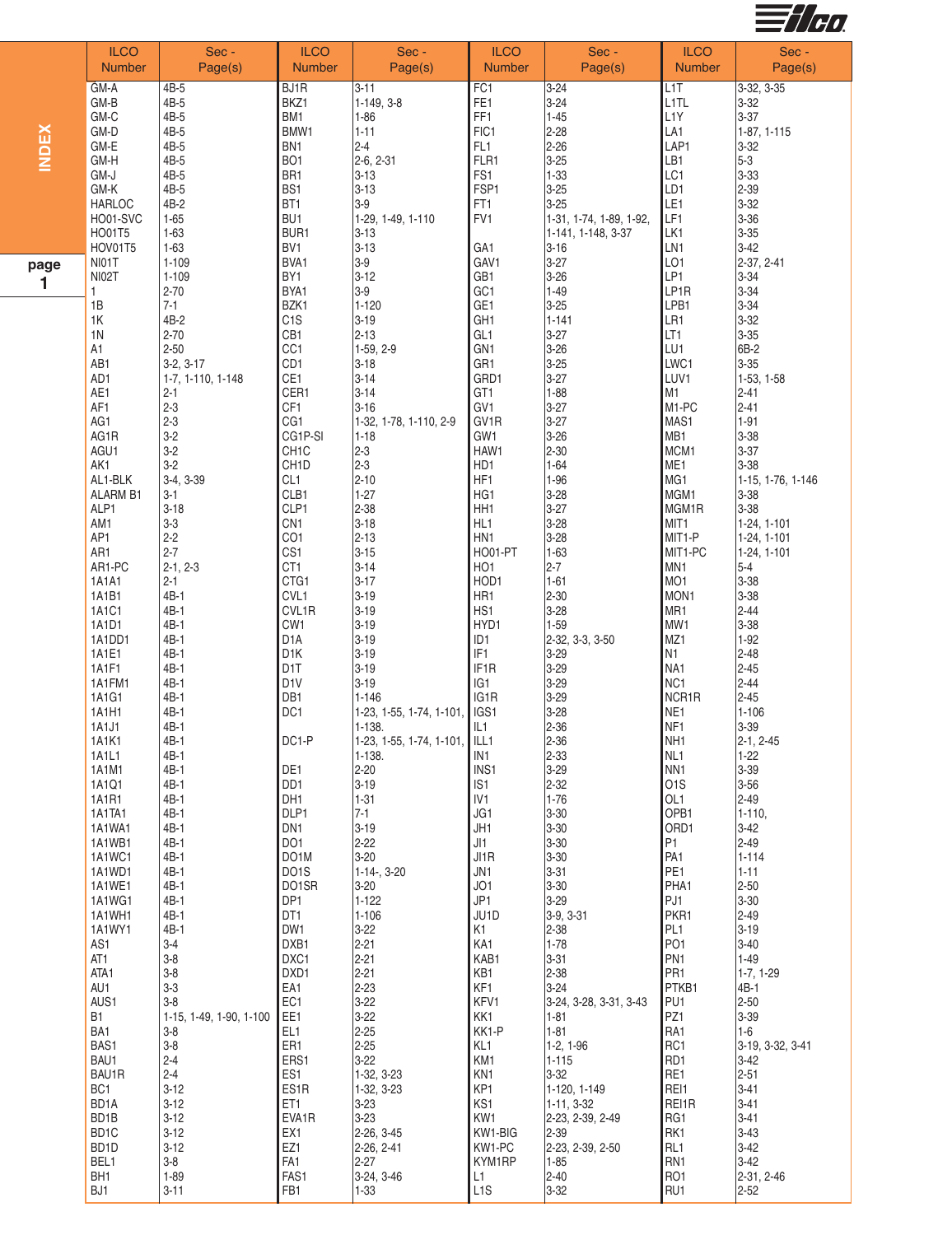# INDEX

| ILCO Number | Sec - Page(s) | ILCO Number | Sec - Page(s) | ILCO Number | Sec - Page(s) | ILCO Number | Sec - Page(s) |
|---|---|---|---|---|---|---|---|
| GM-A | 4B-5 | BJ1R | 3-11 | FC1 | 3-24 | L1T | 3-32, 3-35 |
| GM-B | 4B-5 | BKZ1 | 1-149, 3-8 | FE1 | 3-24 | L1TL | 3-32 |
| GM-C | 4B-5 | BM1 | 1-86 | FF1 | 1-45 | L1Y | 3-37 |
| GM-D | 4B-5 | BMW1 | 1-11 | FIC1 | 2-28 | LA1 | 1-87, 1-115 |
| GM-E | 4B-5 | BN1 | 2-4 | FL1 | 2-26 | LAP1 | 3-32 |
| GM-H | 4B-5 | BO1 | 2-6, 2-31 | FLR1 | 3-25 | LB1 | 5-3 |
| GM-J | 4B-5 | BR1 | 3-13 | FS1 | 1-33 | LC1 | 3-33 |
| GM-K | 4B-5 | BS1 | 3-13 | FSP1 | 3-25 | LD1 | 2-39 |
| HARLOC | 4B-2 | BT1 | 3-9 | FT1 | 3-25 | LE1 | 3-32 |
| HO01-SVC | 1-65 | BU1 | 1-29, 1-49, 1-110 | FV1 | 1-31, 1-74, 1-89, 1-92, | LF1 | 3-36 |
| HO01T5 | 1-63 | BUR1 | 3-13 | | 1-141, 1-148, 3-37 | LK1 | 3-35 |
| HOV01T5 | 1-63 | BV1 | 3-13 | GA1 | 3-16 | LN1 | 3-42 |
| NI01T | 1-109 | BVA1 | 3-9 | GAV1 | 3-27 | LO1 | 2-37, 2-41 |
| NI02T | 1-109 | BY1 | 3-12 | GB1 | 3-26 | LP1 | 3-34 |
| 1 | 2-70 | BYA1 | 3-9 | GC1 | 1-49 | LP1R | 3-34 |
| 1B | 7-1 | BZK1 | 1-120 | GE1 | 3-25 | LPB1 | 3-34 |
| 1K | 4B-2 | C1S | 3-19 | GH1 | 1-141 | LR1 | 3-32 |
| 1N | 2-70 | CB1 | 2-13 | GL1 | 3-27 | LT1 | 3-35 |
| A1 | 2-50 | CC1 | 1-59, 2-9 | GN1 | 3-26 | LU1 | 6B-2 |
| AB1 | 3-2, 3-17 | CD1 | 3-18 | GR1 | 3-25 | LWC1 | 3-35 |
| AD1 | 1-7, 1-110, 1-148 | CE1 | 3-14 | GRD1 | 3-27 | LUV1 | 1-53, 1-58 |
| AE1 | 2-1 | CER1 | 3-14 | GT1 | 1-88 | M1 | 2-41 |
| AF1 | 2-3 | CF1 | 3-16 | GV1 | 3-27 | M1-PC | 2-41 |
| AG1 | 2-3 | CG1 | 1-32, 1-78, 1-110, 2-9 | GV1R | 3-27 | MAS1 | 1-91 |
| AG1R | 3-2 | CG1P-SI | 1-18 | GW1 | 3-26 | MB1 | 3-38 |
| AGU1 | 3-2 | CH1C | 2-3 | HAW1 | 2-30 | MCM1 | 3-37 |
| AK1 | 3-2 | CH1D | 2-3 | HD1 | 1-64 | ME1 | 3-38 |
| AL1-BLK | 3-4, 3-39 | CL1 | 2-10 | HF1 | 1-96 | MG1 | 1-15, 1-76, 1-146 |
| ALARM B1 | 3-1 | CLB1 | 1-27 | HG1 | 3-28 | MGM1 | 3-38 |
| ALP1 | 3-18 | CLP1 | 2-38 | HH1 | 3-27 | MGM1R | 3-38 |
| AM1 | 3-3 | CN1 | 3-18 | HL1 | 3-28 | MIT1 | 1-24, 1-101 |
| AP1 | 2-2 | CO1 | 2-13 | HN1 | 3-28 | MIT1-P | 1-24, 1-101 |
| AR1 | 2-7 | CS1 | 3-15 | HO01-PT | 1-63 | MIT1-PC | 1-24, 1-101 |
| AR1-PC | 2-1, 2-3 | CT1 | 3-14 | HO1 | 2-7 | MN1 | 5-4 |
| 1A1A1 | 2-1 | CTG1 | 3-17 | HOD1 | 1-61 | MO1 | 3-38 |
| 1A1B1 | 4B-1 | CVL1 | 3-19 | HR1 | 2-30 | MON1 | 3-38 |
| 1A1C1 | 4B-1 | CVL1R | 3-19 | HS1 | 3-28 | MR1 | 2-44 |
| 1A1D1 | 4B-1 | CW1 | 3-19 | HYD1 | 1-59 | MW1 | 3-38 |
| 1A1DD1 | 4B-1 | D1A | 3-19 | ID1 | 2-32, 3-3, 3-50 | MZ1 | 1-92 |
| 1A1E1 | 4B-1 | D1K | 3-19 | IF1 | 3-29 | N1 | 2-48 |
| 1A1F1 | 4B-1 | D1T | 3-19 | IF1R | 3-29 | NA1 | 2-45 |
| 1A1FM1 | 4B-1 | D1V | 3-19 | IG1 | 3-29 | NC1 | 2-44 |
| 1A1G1 | 4B-1 | DB1 | 1-146 | IG1R | 3-29 | NCR1R | 2-45 |
| 1A1H1 | 4B-1 | DC1 | 1-23, 1-55, 1-74, 1-101, | IGS1 | 3-28 | NE1 | 1-106 |
| 1A1J1 | 4B-1 | | 1-138. | IL1 | 2-36 | NF1 | 3-39 |
| 1A1K1 | 4B-1 | DC1-P | 1-23, 1-55, 1-74, 1-101, | ILL1 | 2-36 | NH1 | 2-1, 2-45 |
| 1A1L1 | 4B-1 | | 1-138. | IN1 | 2-33 | NL1 | 1-22 |
| 1A1M1 | 4B-1 | DE1 | 2-20 | INS1 | 3-29 | NN1 | 3-39 |
| 1A1Q1 | 4B-1 | DD1 | 3-19 | IS1 | 2-32 | O1S | 3-56 |
| 1A1R1 | 4B-1 | DH1 | 1-31 | IV1 | 1-76 | OL1 | 2-49 |
| 1A1TA1 | 4B-1 | DLP1 | 7-1 | JG1 | 3-30 | OPB1 | 1-110, |
| 1A1WA1 | 4B-1 | DN1 | 3-19 | JH1 | 3-30 | ORD1 | 3-42 |
| 1A1WB1 | 4B-1 | DO1 | 2-22 | JI1 | 3-30 | P1 | 2-49 |
| 1A1WC1 | 4B-1 | DO1M | 3-20 | JI1R | 3-30 | PA1 | 1-114 |
| 1A1WD1 | 4B-1 | DO1S | 1-14-, 3-20 | JN1 | 3-31 | PE1 | 1-11 |
| 1A1WE1 | 4B-1 | DO1SR | 3-20 | JO1 | 3-30 | PHA1 | 2-50 |
| 1A1WG1 | 4B-1 | DP1 | 1-122 | JP1 | 3-29 | PJ1 | 3-30 |
| 1A1WH1 | 4B-1 | DT1 | 1-106 | JU1D | 3-9, 3-31 | PKR1 | 2-49 |
| 1A1WY1 | 4B-1 | DW1 | 3-22 | K1 | 2-38 | PL1 | 3-19 |
| AS1 | 3-4 | DXB1 | 2-21 | KA1 | 1-78 | PO1 | 3-40 |
| AT1 | 3-8 | DXC1 | 2-21 | KAB1 | 3-31 | PN1 | 1-49 |
| ATA1 | 3-8 | DXD1 | 2-21 | KB1 | 2-38 | PR1 | 1-7, 1-29 |
| AU1 | 3-3 | EA1 | 2-23 | KF1 | 3-24 | PTKB1 | 4B-1 |
| AUS1 | 3-8 | EC1 | 3-22 | KFV1 | 3-24, 3-28, 3-31, 3-43 | PU1 | 2-50 |
| B1 | 1-15, 1-49, 1-90, 1-100 | EE1 | 3-22 | KK1 | 1-81 | PZ1 | 3-39 |
| BA1 | 3-8 | EL1 | 2-25 | KK1-P | 1-81 | RA1 | 1-6 |
| BAS1 | 3-8 | ER1 | 2-25 | KL1 | 1-2, 1-96 | RC1 | 3-19, 3-32, 3-41 |
| BAU1 | 2-4 | ERS1 | 3-22 | KM1 | 1-115 | RD1 | 3-42 |
| BAU1R | 2-4 | ES1 | 1-32, 3-23 | KN1 | 3-32 | RE1 | 2-51 |
| BC1 | 3-12 | ES1R | 1-32, 3-23 | KP1 | 1-120, 1-149 | REI1 | 3-41 |
| BD1A | 3-12 | ET1 | 3-23 | KS1 | 1-11, 3-32 | REI1R | 3-41 |
| BD1B | 3-12 | EVA1R | 3-23 | KW1 | 2-23, 2-39, 2-49 | RG1 | 3-41 |
| BD1C | 3-12 | EX1 | 2-26, 3-45 | KW1-BIG | 2-39 | RK1 | 3-43 |
| BD1D | 3-12 | EZ1 | 2-26, 2-41 | KW1-PC | 2-23, 2-39, 2-50 | RL1 | 3-42 |
| BEL1 | 3-8 | FA1 | 2-27 | KYM1RP | 1-85 | RN1 | 3-42 |
| BH1 | 1-89 | FAS1 | 3-24, 3-46 | L1 | 2-40 | RO1 | 2-31, 2-46 |
| BJ1 | 3-11 | FB1 | 1-33 | L1S | 3-32 | RU1 | 2-52 |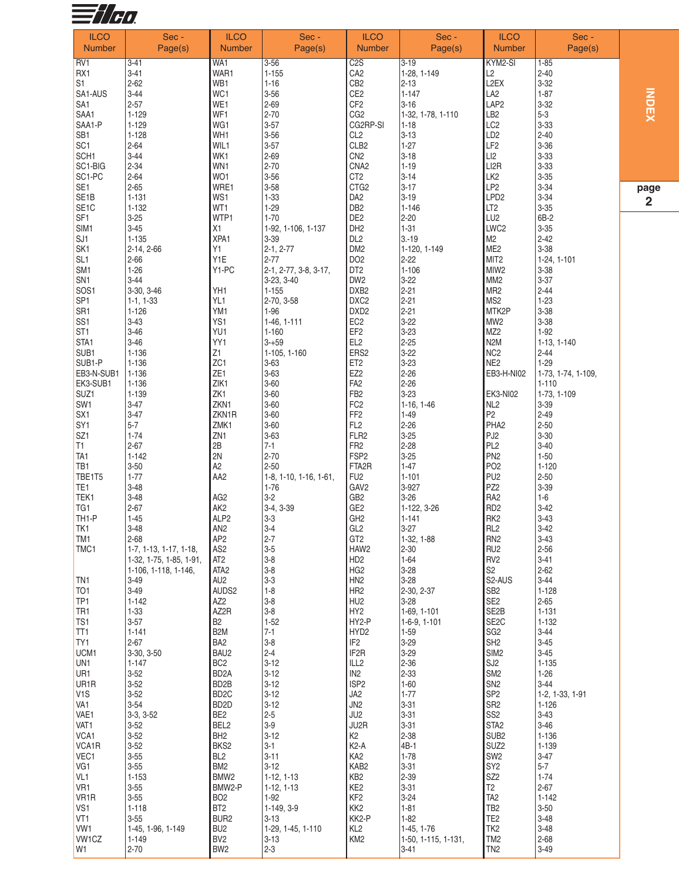| ILCO Number | Sec - Page(s) | ILCO Number | Sec - Page(s) | ILCO Number | Sec - Page(s) | ILCO Number | Sec - Page(s) |
|---|---|---|---|---|---|---|---|
| RV1 | 3-41 | WA1 | 3-56 | C2S | 3-19 | KYM2-SI | 1-85 |
| RX1 | 3-41 | WAR1 | 1-155 | CA2 | 1-28, 1-149 | L2 | 2-40 |
| S1 | 2-62 | WB1 | 1-16 | CB2 | 2-13 | L2EX | 3-32 |
| SA1-AUS | 3-44 | WC1 | 3-56 | CE2 | 1-147 | LA2 | 1-87 |
| SA1 | 2-57 | WE1 | 2-69 | CF2 | 3-16 | LAP2 | 3-32 |
| SAA1 | 1-129 | WF1 | 2-70 | CG2 | 1-32, 1-78, 1-110 | LB2 | 5-3 |
| SAA1-P | 1-129 | WG1 | 3-57 | CG2RP-SI | 1-18 | LC2 | 3-33 |
| SB1 | 1-128 | WH1 | 3-56 | CL2 | 3-13 | LD2 | 2-40 |
| SC1 | 2-64 | WIL1 | 3-57 | CLB2 | 1-27 | LF2 | 3-36 |
| SCH1 | 3-44 | WK1 | 2-69 | CN2 | 3-18 | LI2 | 3-33 |
| SC1-BIG | 2-34 | WN1 | 2-70 | CNA2 | 1-19 | LI2R | 3-33 |
| SC1-PC | 2-64 | WO1 | 3-56 | CT2 | 3-14 | LK2 | 3-35 |
| SE1 | 2-65 | WRE1 | 3-58 | CTG2 | 3-17 | LP2 | 3-34 |
| SE1B | 1-131 | WS1 | 1-33 | DA2 | 3-19 | LPD2 | 3-34 |
| SE1C | 1-132 | WT1 | 1-29 | DB2 | 1-146 | LT2 | 3-35 |
| SF1 | 3-25 | WTP1 | 1-70 | DE2 | 2-20 | LU2 | 6B-2 |
| SIM1 | 3-45 | X1 | 1-92, 1-106, 1-137 | DH2 | 1-31 | LWC2 | 3-35 |
| SJ1 | 1-135 | XPA1 | 3-39 | DL2 | 3.-19 | M2 | 2-42 |
| SK1 | 2-14, 2-66 | Y1 | 2-1, 2-77 | DM2 | 1-120, 1-149 | ME2 | 3-38 |
| SL1 | 2-66 | Y1E | 2-77 | DO2 | 2-22 | MIT2 | 1-24, 1-101 |
| SM1 | 1-26 | Y1-PC | 2-1, 2-77, 3-8, 3-17, 3-23, 3-40 | DT2 | 1-106 | MIW2 | 3-38 |
| SN1 | 3-44 | | | DW2 | 3-22 | MM2 | 3-37 |
| SOS1 | 3-30, 3-46 | YH1 | 1-155 | DXB2 | 2-21 | MR2 | 2-44 |
| SP1 | 1-1, 1-33 | YL1 | 2-70, 3-58 | DXC2 | 2-21 | MS2 | 1-23 |
| SR1 | 1-126 | YM1 | 1-96 | DXD2 | 2-21 | MTK2P | 3-38 |
| SS1 | 3-43 | YS1 | 1-46, 1-111 | EC2 | 3-22 | MW2 | 3-38 |
| ST1 | 3-46 | YU1 | 1-160 | EF2 | 3-23 | MZ2 | 1-92 |
| STA1 | 3-46 | YY1 | 3-+59 | EL2 | 2-25 | N2M | 1-13, 1-140 |
| SUB1 | 1-136 | Z1 | 1-105, 1-160 | ERS2 | 3-22 | NC2 | 2-44 |
| SUB1-P | 1-136 | ZC1 | 3-63 | ET2 | 3-23 | NE2 | 1-29 |
| EB3-N-SUB1 | 1-136 | ZE1 | 3-63 | EZ2 | 2-26 | EB3-H-NI02 | 1-73, 1-74, 1-109, 1-110 |
| EK3-SUB1 | 1-136 | ZIK1 | 3-60 | FA2 | 2-26 | | |
| SUZ1 | 1-139 | ZK1 | 3-60 | FB2 | 3-23 | EK3-NI02 | 1-73, 1-109 |
| SW1 | 3-47 | ZKN1 | 3-60 | FC2 | 1-16, 1-46 | NL2 | 3-39 |
| SX1 | 3-47 | ZKN1R | 3-60 | FF2 | 1-49 | P2 | 2-49 |
| SY1 | 5-7 | ZMK1 | 3-60 | FL2 | 2-26 | PHA2 | 2-50 |
| SZ1 | 1-74 | ZN1 | 3-63 | FLR2 | 3-25 | PJ2 | 3-30 |
| T1 | 2-67 | 2B | 7-1 | FR2 | 2-28 | PL2 | 3-40 |
| TA1 | 1-142 | 2N | 2-70 | FSP2 | 3-25 | PN2 | 1-50 |
| TB1 | 3-50 | A2 | 2-50 | FTA2R | 1-47 | PO2 | 1-120 |
| TBE1T5 | 1-77 | AA2 | 1-8, 1-10, 1-16, 1-61, 1-76 | FU2 | 1-101 | PU2 | 2-50 |
| TE1 | 3-48 | | | GAV2 | 3-927 | PZ2 | 3-39 |
| TEK1 | 3-48 | AG2 | 3-2 | GB2 | 3-26 | RA2 | 1-6 |
| TG1 | 2-67 | AK2 | 3-4, 3-39 | GE2 | 1-122, 3-26 | RD2 | 3-42 |
| TH1-P | 1-45 | ALP2 | 3-3 | GH2 | 1-141 | RK2 | 3-43 |
| TK1 | 3-48 | AN2 | 3-4 | GL2 | 3-27 | RL2 | 3-42 |
| TM1 | 2-68 | AP2 | 2-7 | GT2 | 1-32, 1-88 | RN2 | 3-43 |
| TMC1 | 1-7, 1-13, 1-17, 1-18, 1-32, 1-75, 1-85, 1-91, 1-106, 1-118, 1-146, | AS2 | 3-5 | HAW2 | 2-30 | RU2 | 2-56 |
| | | AT2 | 3-8 | HD2 | 1-64 | RV2 | 3-41 |
| | | ATA2 | 3-8 | HG2 | 3-28 | S2 | 2-62 |
| TN1 | 3-49 | AU2 | 3-3 | HN2 | 3-28 | S2-AUS | 3-44 |
| TO1 | 3-49 | AUDS2 | 1-8 | HR2 | 2-30, 2-37 | SB2 | 1-128 |
| TP1 | 1-142 | AZ2 | 3-8 | HU2 | 3-28 | SE2 | 2-65 |
| TR1 | 1-33 | AZ2R | 3-8 | HY2 | 1-69, 1-101 | SE2B | 1-131 |
| TS1 | 3-57 | B2 | 1-52 | HY2-P | 1-6-9, 1-101 | SE2C | 1-132 |
| TT1 | 1-141 | B2M | 7-1 | HYD2 | 1-59 | SG2 | 3-44 |
| TY1 | 2-67 | BA2 | 3-8 | IF2 | 3-29 | SH2 | 3-45 |
| UCM1 | 3-30, 3-50 | BAU2 | 2-4 | IF2R | 3-29 | SIM2 | 3-45 |
| UN1 | 1-147 | BC2 | 3-12 | ILL2 | 2-36 | SJ2 | 1-135 |
| UR1 | 3-52 | BD2A | 3-12 | IN2 | 2-33 | SM2 | 1-26 |
| UR1R | 3-52 | BD2B | 3-12 | ISP2 | 1-60 | SN2 | 3-44 |
| V1S | 3-52 | BD2C | 3-12 | JA2 | 1-77 | SP2 | 1-2, 1-33, 1-91 |
| VA1 | 3-54 | BD2D | 3-12 | JN2 | 3-31 | SR2 | 1-126 |
| VAE1 | 3-3, 3-52 | BE2 | 2-5 | JU2 | 3-31 | SS2 | 3-43 |
| VAT1 | 3-52 | BEL2 | 3-9 | JU2R | 3-31 | STA2 | 3-46 |
| VCA1 | 3-52 | BH2 | 3-12 | K2 | 2-38 | SUB2 | 1-136 |
| VCA1R | 3-52 | BKS2 | 3-1 | K2-A | 4B-1 | SUZ2 | 1-139 |
| VEC1 | 3-55 | BL2 | 3-11 | KA2 | 1-78 | SW2 | 3-47 |
| VG1 | 3-55 | BM2 | 3-12 | KAB2 | 3-31 | SY2 | 5-7 |
| VL1 | 1-153 | BMW2 | 1-12, 1-13 | KB2 | 2-39 | SZ2 | 1-74 |
| VR1 | 3-55 | BMW2-P | 1-12, 1-13 | KE2 | 3-31 | T2 | 2-67 |
| VR1R | 3-55 | BO2 | 1-92 | KF2 | 3-24 | TA2 | 1-142 |
| VS1 | 1-118 | BT2 | 1-149, 3-9 | KK2 | 1-81 | TB2 | 3-50 |
| VT1 | 3-55 | BUR2 | 3-13 | KK2-P | 1-82 | TE2 | 3-48 |
| VW1 | 1-45, 1-96, 1-149 | BU2 | 1-29, 1-45, 1-110 | KL2 | 1-45, 1-76 | TK2 | 3-48 |
| VW1CZ | 1-149 | BV2 | 3-13 | KM2 | 1-50, 1-115, 1-131, 3-41 | TM2 | 2-68 |
| W1 | 2-70 | BW2 | 2-3 | | | TN2 | 3-49 |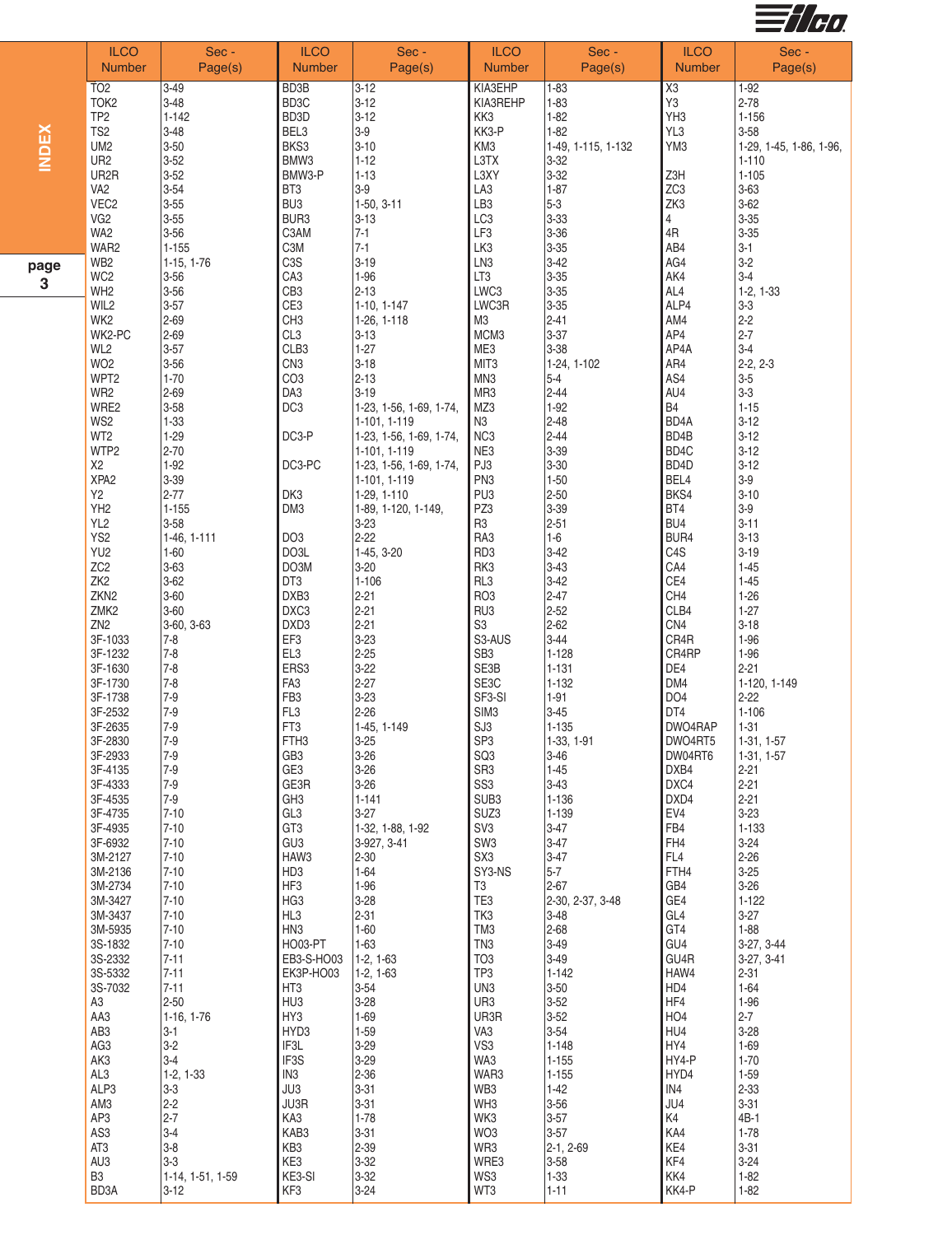| ILCO Number | Sec - Page(s) |
|---|---|
| TO2 | 3-49 |
| TOK2 | 3-48 |
| TP2 | 1-142 |
| TS2 | 3-48 |
| UM2 | 3-50 |
| UR2 | 3-52 |
| UR2R | 3-52 |
| VA2 | 3-54 |
| VEC2 | 3-55 |
| VG2 | 3-55 |
| WA2 | 3-56 |
| WAR2 | 1-155 |
| WB2 | 1-15, 1-76 |
| WC2 | 3-56 |
| WH2 | 3-56 |
| WIL2 | 3-57 |
| WK2 | 2-69 |
| WK2-PC | 2-69 |
| WL2 | 3-57 |
| WO2 | 3-56 |
| WPT2 | 1-70 |
| WR2 | 2-69 |
| WRE2 | 3-58 |
| WS2 | 1-33 |
| WT2 | 1-29 |
| WTP2 | 2-70 |
| X2 | 1-92 |
| XPA2 | 3-39 |
| Y2 | 2-77 |
| YH2 | 1-155 |
| YL2 | 3-58 |
| YS2 | 1-46, 1-111 |
| YU2 | 1-60 |
| ZC2 | 3-63 |
| ZK2 | 3-62 |
| ZKN2 | 3-60 |
| ZMK2 | 3-60 |
| ZN2 | 3-60, 3-63 |
| 3F-1033 | 7-8 |
| 3F-1232 | 7-8 |
| 3F-1630 | 7-8 |
| 3F-1730 | 7-8 |
| 3F-1738 | 7-9 |
| 3F-2532 | 7-9 |
| 3F-2635 | 7-9 |
| 3F-2830 | 7-9 |
| 3F-2933 | 7-9 |
| 3F-4135 | 7-9 |
| 3F-4333 | 7-9 |
| 3F-4535 | 7-9 |
| 3F-4735 | 7-10 |
| 3F-4935 | 7-10 |
| 3F-6932 | 7-10 |
| 3M-2127 | 7-10 |
| 3M-2136 | 7-10 |
| 3M-2734 | 7-10 |
| 3M-3427 | 7-10 |
| 3M-3437 | 7-10 |
| 3M-5935 | 7-10 |
| 3S-1832 | 7-10 |
| 3S-2332 | 7-11 |
| 3S-5332 | 7-11 |
| 3S-7032 | 7-11 |
| A3 | 2-50 |
| AA3 | 1-16, 1-76 |
| AB3 | 3-1 |
| AG3 | 3-2 |
| AK3 | 3-4 |
| AL3 | 1-2, 1-33 |
| ALP3 | 3-3 |
| AM3 | 2-2 |
| AP3 | 2-7 |
| AS3 | 3-4 |
| AT3 | 3-8 |
| AU3 | 3-3 |
| B3 | 1-14, 1-51, 1-59 |
| BD3A | 3-12 |
| BD3B | 3-12 |
| BD3C | 3-12 |
| BD3D | 3-12 |
| BEL3 | 3-9 |
| BKS3 | 3-10 |
| BMW3 | 1-12 |
| BMW3-P | 1-13 |
| BT3 | 3-9 |
| BU3 | 1-50, 3-11 |
| BUR3 | 3-13 |
| C3AM | 7-1 |
| C3M | 7-1 |
| C3S | 3-19 |
| CA3 | 1-96 |
| CB3 | 2-13 |
| CE3 | 1-10, 1-147 |
| CH3 | 1-26, 1-118 |
| CL3 | 3-13 |
| CLB3 | 1-27 |
| CN3 | 3-18 |
| CO3 | 2-13 |
| DA3 | 3-19 |
| DC3 | 1-23, 1-56, 1-69, 1-74, 1-101, 1-119 |
| DC3-P | 1-23, 1-56, 1-69, 1-74, 1-101, 1-119 |
| DC3-PC | 1-23, 1-56, 1-69, 1-74, 1-101, 1-119 |
| DK3 | 1-29, 1-110 |
| DM3 | 1-89, 1-120, 1-149, 3-23 |
| DO3 | 2-22 |
| DO3L | 1-45, 3-20 |
| DO3M | 3-20 |
| DT3 | 1-106 |
| DXB3 | 2-21 |
| DXC3 | 2-21 |
| DXD3 | 2-21 |
| EF3 | 3-23 |
| EL3 | 2-25 |
| ERS3 | 3-22 |
| FA3 | 2-27 |
| FB3 | 3-23 |
| FL3 | 2-26 |
| FT3 | 1-45, 1-149 |
| FTH3 | 3-25 |
| GB3 | 3-26 |
| GE3 | 3-26 |
| GE3R | 3-26 |
| GH3 | 1-141 |
| GL3 | 3-27 |
| GT3 | 1-32, 1-88, 1-92 |
| GU3 | 3-927, 3-41 |
| HAW3 | 2-30 |
| HD3 | 1-64 |
| HF3 | 1-96 |
| HG3 | 3-28 |
| HL3 | 2-31 |
| HN3 | 1-60 |
| HO03-PT | 1-63 |
| EB3-S-HO03 | 1-2, 1-63 |
| EK3P-HO03 | 1-2, 1-63 |
| HT3 | 3-54 |
| HU3 | 3-28 |
| HY3 | 1-69 |
| HYD3 | 1-59 |
| IF3L | 3-29 |
| IF3S | 3-29 |
| IN3 | 2-36 |
| JU3 | 3-31 |
| JU3R | 3-31 |
| KA3 | 1-78 |
| KAB3 | 3-31 |
| KB3 | 2-39 |
| KE3 | 3-32 |
| KE3-SI | 3-32 |
| KF3 | 3-24 |
| KIA3EHP | 1-83 |
| KIA3REHP | 1-83 |
| KK3 | 1-82 |
| KK3-P | 1-82 |
| KM3 | 1-49, 1-115, 1-132 |
| L3TX | 3-32 |
| L3XY | 3-32 |
| LA3 | 1-87 |
| LB3 | 5-3 |
| LC3 | 3-33 |
| LF3 | 3-36 |
| LK3 | 3-35 |
| LN3 | 3-42 |
| LT3 | 3-35 |
| LWC3 | 3-35 |
| LWC3R | 3-35 |
| M3 | 2-41 |
| MCM3 | 3-37 |
| ME3 | 3-38 |
| MIT3 | 1-24, 1-102 |
| MN3 | 5-4 |
| MR3 | 2-44 |
| MZ3 | 1-92 |
| N3 | 2-48 |
| NC3 | 2-44 |
| NE3 | 3-39 |
| PJ3 | 3-30 |
| PN3 | 1-50 |
| PU3 | 2-50 |
| PZ3 | 3-39 |
| R3 | 2-51 |
| RA3 | 1-6 |
| RD3 | 3-42 |
| RK3 | 3-43 |
| RL3 | 3-42 |
| RO3 | 2-47 |
| RU3 | 2-52 |
| S3 | 2-62 |
| S3-AUS | 3-44 |
| SB3 | 1-128 |
| SE3B | 1-131 |
| SE3C | 1-132 |
| SF3-SI | 1-91 |
| SIM3 | 3-45 |
| SJ3 | 1-135 |
| SP3 | 1-33, 1-91 |
| SQ3 | 3-46 |
| SR3 | 1-45 |
| SS3 | 3-43 |
| SUB3 | 1-136 |
| SUZ3 | 1-139 |
| SV3 | 3-47 |
| SW3 | 3-47 |
| SX3 | 3-47 |
| SY3-NS | 5-7 |
| T3 | 2-67 |
| TE3 | 2-30, 2-37, 3-48 |
| TK3 | 3-48 |
| TM3 | 2-68 |
| TN3 | 3-49 |
| TO3 | 3-49 |
| TP3 | 1-142 |
| UN3 | 3-50 |
| UR3 | 3-52 |
| UR3R | 3-52 |
| VA3 | 3-54 |
| VS3 | 1-148 |
| WA3 | 1-155 |
| WAR3 | 1-155 |
| WB3 | 1-42 |
| WH3 | 3-56 |
| WK3 | 3-57 |
| WO3 | 3-57 |
| WR3 | 2-1, 2-69 |
| WRE3 | 3-58 |
| WS3 | 1-33 |
| WT3 | 1-11 |
| X3 | 1-92 |
| Y3 | 2-78 |
| YH3 | 1-156 |
| YL3 | 3-58 |
| YM3 | 1-29, 1-45, 1-86, 1-96, 1-110 |
| Z3H | 1-105 |
| ZC3 | 3-63 |
| ZK3 | 3-62 |
| 4 | 3-35 |
| 4R | 3-35 |
| AB4 | 3-1 |
| AG4 | 3-2 |
| AK4 | 3-4 |
| AL4 | 1-2, 1-33 |
| ALP4 | 3-3 |
| AM4 | 2-2 |
| AP4 | 2-7 |
| AP4A | 3-4 |
| AR4 | 2-2, 2-3 |
| AS4 | 3-5 |
| AU4 | 3-3 |
| B4 | 1-15 |
| BD4A | 3-12 |
| BD4B | 3-12 |
| BD4C | 3-12 |
| BD4D | 3-12 |
| BEL4 | 3-9 |
| BKS4 | 3-10 |
| BT4 | 3-9 |
| BU4 | 3-11 |
| BUR4 | 3-13 |
| C4S | 3-19 |
| CA4 | 1-45 |
| CE4 | 1-45 |
| CH4 | 1-26 |
| CLB4 | 1-27 |
| CN4 | 3-18 |
| CR4R | 1-96 |
| CR4RP | 1-96 |
| DE4 | 2-21 |
| DM4 | 1-120, 1-149 |
| DO4 | 2-22 |
| DT4 | 1-106 |
| DWO4RAP | 1-31 |
| DWO4RT5 | 1-31, 1-57 |
| DW04RT6 | 1-31, 1-57 |
| DXB4 | 2-21 |
| DXC4 | 2-21 |
| DXD4 | 2-21 |
| EV4 | 3-23 |
| FB4 | 1-133 |
| FH4 | 3-24 |
| FL4 | 2-26 |
| FTH4 | 3-25 |
| GB4 | 3-26 |
| GE4 | 1-122 |
| GL4 | 3-27 |
| GT4 | 1-88 |
| GU4 | 3-27, 3-44 |
| GU4R | 3-27, 3-41 |
| HAW4 | 2-31 |
| HD4 | 1-64 |
| HF4 | 1-96 |
| HO4 | 2-7 |
| HU4 | 3-28 |
| HY4 | 1-69 |
| HY4-P | 1-70 |
| HYD4 | 1-59 |
| IN4 | 2-33 |
| JU4 | 3-31 |
| K4 | 4B-1 |
| KA4 | 1-78 |
| KE4 | 3-31 |
| KF4 | 3-24 |
| KK4 | 1-82 |
| KK4-P | 1-82 |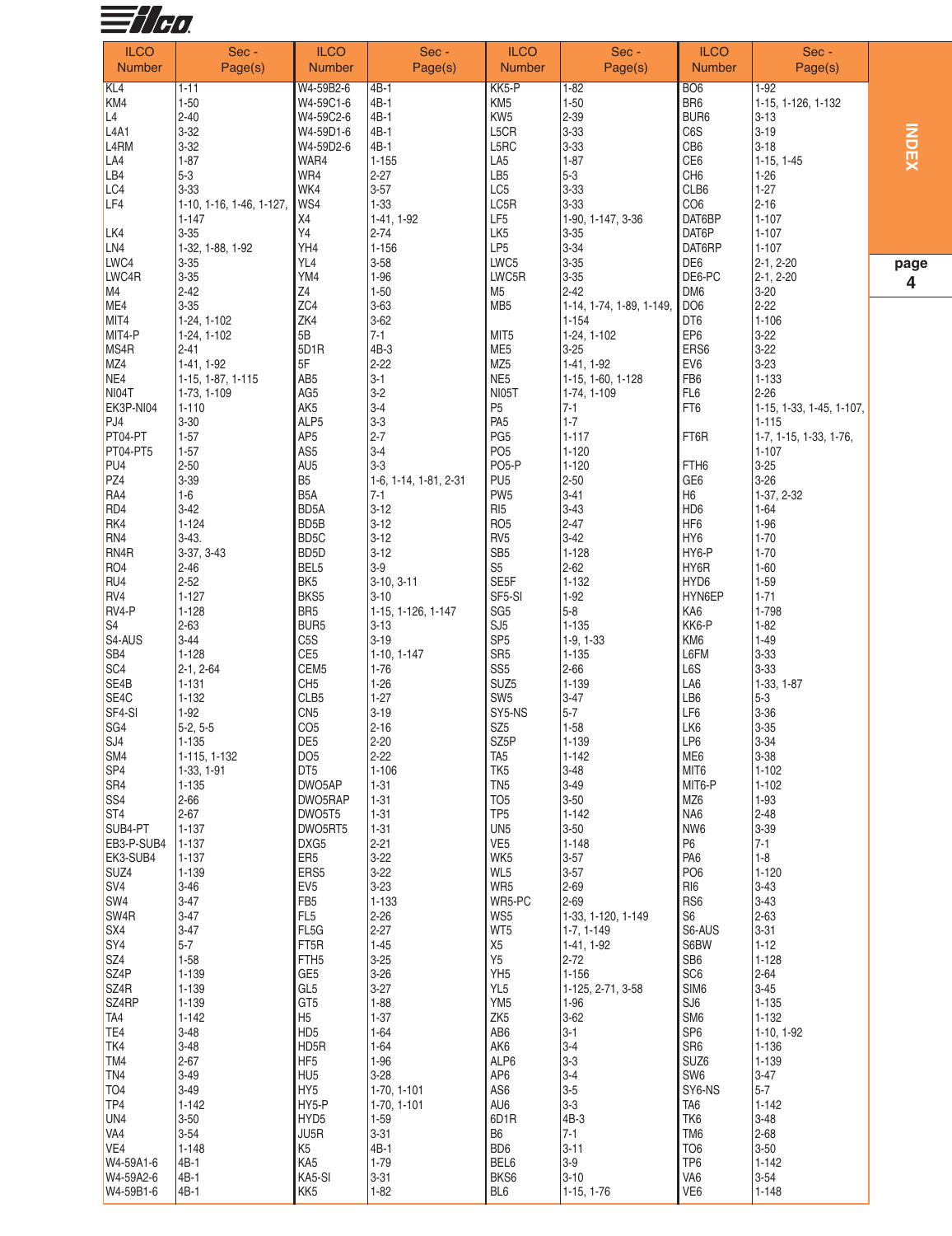| ILCO Number | Sec - Page(s) | ILCO Number | Sec - Page(s) | ILCO Number | Sec - Page(s) | ILCO Number | Sec - Page(s) |
|---|---|---|---|---|---|---|---|
| KL4 | 1-11 | W4-59B2-6 | 4B-1 | KK5-P | 1-82 | BO6 | 1-92 |
| KM4 | 1-50 | W4-59C1-6 | 4B-1 | KM5 | 1-50 | BR6 | 1-15, 1-126, 1-132 |
| L4 | 2-40 | W4-59C2-6 | 4B-1 | KW5 | 2-39 | BUR6 | 3-13 |
| L4A1 | 3-32 | W4-59D1-6 | 4B-1 | L5CR | 3-33 | C6S | 3-19 |
| L4RM | 3-32 | W4-59D2-6 | 4B-1 | L5RC | 3-33 | CB6 | 3-18 |
| LA4 | 1-87 | WAR4 | 1-155 | LA5 | 1-87 | CE6 | 1-15, 1-45 |
| LB4 | 5-3 | WR4 | 2-27 | LB5 | 5-3 | CH6 | 1-26 |
| LC4 | 3-33 | WK4 | 3-57 | LC5 | 3-33 | CLB6 | 1-27 |
| LF4 | 1-10, 1-16, 1-46, 1-127, 1-147 | WS4 | 1-33 | LC5R | 3-33 | CO6 | 2-16 |
| | | X4 | 1-41, 1-92 | LF5 | 1-90, 1-147, 3-36 | DAT6BP | 1-107 |
| LK4 | 3-35 | Y4 | 2-74 | LK5 | 3-35 | DAT6P | 1-107 |
| LN4 | 1-32, 1-88, 1-92 | YH4 | 1-156 | LP5 | 3-34 | DAT6RP | 1-107 |
| LWC4 | 3-35 | YL4 | 3-58 | LWC5 | 3-35 | DE6 | 2-1, 2-20 |
| LWC4R | 3-35 | YM4 | 1-96 | LWC5R | 3-35 | DE6-PC | 2-1, 2-20 |
| M4 | 2-42 | Z4 | 1-50 | M5 | 2-42 | DM6 | 3-20 |
| ME4 | 3-35 | ZC4 | 3-63 | MB5 | 1-14, 1-74, 1-89, 1-149, 1-154 | DO6 | 2-22 |
| MIT4 | 1-24, 1-102 | ZK4 | 3-62 | | | DT6 | 1-106 |
| MIT4-P | 1-24, 1-102 | 5B | 7-1 | MIT5 | 1-24, 1-102 | EP6 | 3-22 |
| MS4R | 2-41 | 5D1R | 4B-3 | ME5 | 3-25 | ERS6 | 3-22 |
| MZ4 | 1-41, 1-92 | 5F | 2-22 | MZ5 | 1-41, 1-92 | EV6 | 3-23 |
| NE4 | 1-15, 1-87, 1-115 | AB5 | 3-1 | NE5 | 1-15, 1-60, 1-128 | FB6 | 1-133 |
| NI04T | 1-73, 1-109 | AG5 | 3-2 | NI05T | 1-74, 1-109 | FL6 | 2-26 |
| EK3P-NI04 | 1-110 | AK5 | 3-4 | P5 | 7-1 | FT6 | 1-15, 1-33, 1-45, 1-107, 1-115 |
| PJ4 | 3-30 | ALP5 | 3-3 | PA5 | 1-7 | | |
| PT04-PT | 1-57 | AP5 | 2-7 | PG5 | 1-117 | FT6R | 1-7, 1-15, 1-33, 1-76, 1-107 |
| PT04-PT5 | 1-57 | AS5 | 3-4 | PO5 | 1-120 | | |
| PU4 | 2-50 | AU5 | 3-3 | PO5-P | 1-120 | FTH6 | 3-25 |
| PZ4 | 3-39 | B5 | 1-6, 1-14, 1-81, 2-31 | PU5 | 2-50 | GE6 | 3-26 |
| RA4 | 1-6 | B5A | 7-1 | PW5 | 3-41 | H6 | 1-37, 2-32 |
| RD4 | 3-42 | BD5A | 3-12 | RI5 | 3-43 | HD6 | 1-64 |
| RK4 | 1-124 | BD5B | 3-12 | RO5 | 2-47 | HF6 | 1-96 |
| RN4 | 3-43. | BD5C | 3-12 | RV5 | 3-42 | HY6 | 1-70 |
| RN4R | 3-37, 3-43 | BD5D | 3-12 | SB5 | 1-128 | HY6-P | 1-70 |
| RO4 | 2-46 | BEL5 | 3-9 | S5 | 2-62 | HY6R | 1-60 |
| RU4 | 2-52 | BK5 | 3-10, 3-11 | SE5F | 1-132 | HYD6 | 1-59 |
| RV4 | 1-127 | BKS5 | 3-10 | SF5-SI | 1-92 | HYN6EP | 1-71 |
| RV4-P | 1-128 | BR5 | 1-15, 1-126, 1-147 | SG5 | 5-8 | KA6 | 1-798 |
| S4 | 2-63 | BUR5 | 3-13 | SJ5 | 1-135 | KK6-P | 1-82 |
| S4-AUS | 3-44 | C5S | 3-19 | SP5 | 1-9, 1-33 | KM6 | 1-49 |
| SB4 | 1-128 | CE5 | 1-10, 1-147 | SR5 | 1-135 | L6FM | 3-33 |
| SC4 | 2-1, 2-64 | CEM5 | 1-76 | SS5 | 2-66 | L6S | 3-33 |
| SE4B | 1-131 | CH5 | 1-26 | SUZ5 | 1-139 | LA6 | 1-33, 1-87 |
| SE4C | 1-132 | CLB5 | 1-27 | SW5 | 3-47 | LB6 | 5-3 |
| SF4-SI | 1-92 | CN5 | 3-19 | SY5-NS | 5-7 | LF6 | 3-36 |
| SG4 | 5-2, 5-5 | CO5 | 2-16 | SZ5 | 1-58 | LK6 | 3-35 |
| SJ4 | 1-135 | DE5 | 2-20 | SZ5P | 1-139 | LP6 | 3-34 |
| SM4 | 1-115, 1-132 | DO5 | 2-22 | TA5 | 1-142 | ME6 | 3-38 |
| SP4 | 1-33, 1-91 | DT5 | 1-106 | TK5 | 3-48 | MIT6 | 1-102 |
| SR4 | 1-135 | DWO5AP | 1-31 | TN5 | 3-49 | MIT6-P | 1-102 |
| SS4 | 2-66 | DWO5RAP | 1-31 | TO5 | 3-50 | MZ6 | 1-93 |
| ST4 | 2-67 | DWO5T5 | 1-31 | TP5 | 1-142 | NA6 | 2-48 |
| SUB4-PT | 1-137 | DWO5RT5 | 1-31 | UN5 | 3-50 | NW6 | 3-39 |
| EB3-P-SUB4 | 1-137 | DXG5 | 2-21 | VE5 | 1-148 | P6 | 7-1 |
| EK3-SUB4 | 1-137 | ER5 | 3-22 | WK5 | 3-57 | PA6 | 1-8 |
| SUZ4 | 1-139 | ERS5 | 3-22 | WL5 | 3-57 | PO6 | 1-120 |
| SV4 | 3-46 | EV5 | 3-23 | WR5 | 2-69 | RI6 | 3-43 |
| SW4 | 3-47 | FB5 | 1-133 | WR5-PC | 2-69 | RS6 | 3-43 |
| SW4R | 3-47 | FL5 | 2-26 | WS5 | 1-33, 1-120, 1-149 | S6 | 2-63 |
| SX4 | 3-47 | FL5G | 2-27 | WT5 | 1-7, 1-149 | S6-AUS | 3-31 |
| SY4 | 5-7 | FT5R | 1-45 | X5 | 1-41, 1-92 | S6BW | 1-12 |
| SZ4 | 1-58 | FTH5 | 3-25 | Y5 | 2-72 | SB6 | 1-128 |
| SZ4P | 1-139 | GE5 | 3-26 | YH5 | 1-156 | SC6 | 2-64 |
| SZ4R | 1-139 | GL5 | 3-27 | YL5 | 1-125, 2-71, 3-58 | SIM6 | 3-45 |
| SZ4RP | 1-139 | GT5 | 1-88 | YM5 | 1-96 | SJ6 | 1-135 |
| TA4 | 1-142 | H5 | 1-37 | ZK5 | 3-62 | SM6 | 1-132 |
| TE4 | 3-48 | HD5 | 1-64 | AB6 | 3-1 | SP6 | 1-10, 1-92 |
| TK4 | 3-48 | HD5R | 1-64 | AK6 | 3-4 | SR6 | 1-136 |
| TM4 | 2-67 | HF5 | 1-96 | ALP6 | 3-3 | SUZ6 | 1-139 |
| TN4 | 3-49 | HU5 | 3-28 | AP6 | 3-4 | SW6 | 3-47 |
| TO4 | 3-49 | HY5 | 1-70, 1-101 | AS6 | 3-5 | SY6-NS | 5-7 |
| TP4 | 1-142 | HY5-P | 1-70, 1-101 | AU6 | 3-3 | TA6 | 1-142 |
| UN4 | 3-50 | HYD5 | 1-59 | 6D1R | 4B-3 | TK6 | 3-48 |
| VA4 | 3-54 | JU5R | 3-31 | B6 | 7-1 | TM6 | 2-68 |
| VE4 | 1-148 | K5 | 4B-1 | BD6 | 3-11 | TO6 | 3-50 |
| W4-59A1-6 | 4B-1 | KA5 | 1-79 | BEL6 | 3-9 | TP6 | 1-142 |
| W4-59A2-6 | 4B-1 | KA5-SI | 3-31 | BKS6 | 3-10 | VA6 | 3-54 |
| W4-59B1-6 | 4B-1 | KK5 | 1-82 | BL6 | 1-15, 1-76 | VE6 | 1-148 |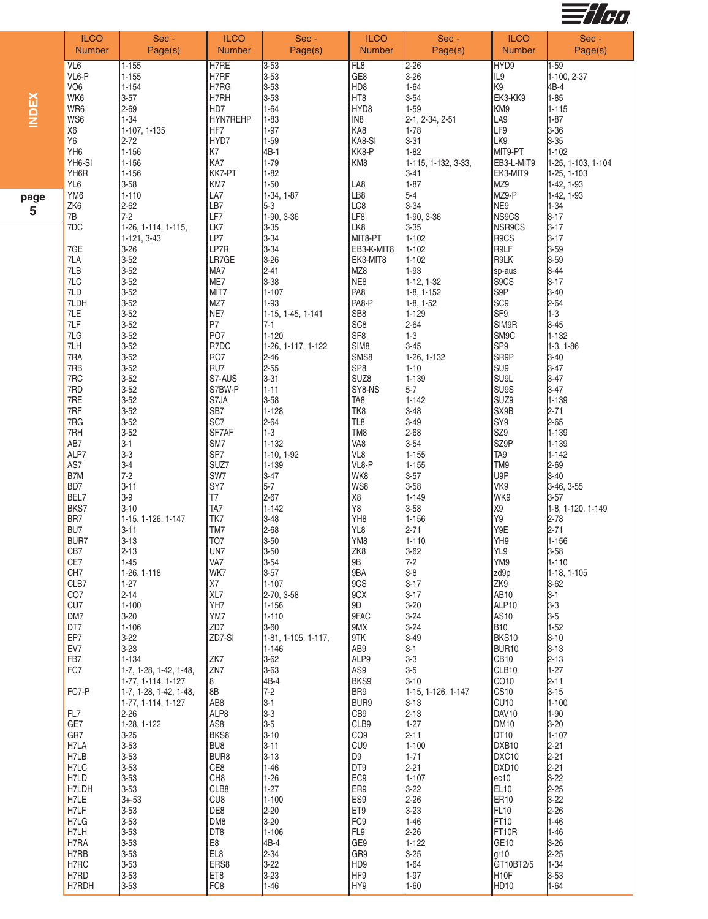| ILCO Number | Sec - Page(s) | ILCO Number | Sec - Page(s) | ILCO Number | Sec - Page(s) | ILCO Number | Sec - Page(s) |
|---|---|---|---|---|---|---|---|
| VL6 | 1-155 | H7RE | 3-53 | FL8 | 2-26 | HYD9 | 1-59 |
| VL6-P | 1-155 | H7RF | 3-53 | GE8 | 3-26 | IL9 | 1-100, 2-37 |
| VO6 | 1-154 | H7RG | 3-53 | HD8 | 1-64 | K9 | 4B-4 |
| WK6 | 3-57 | H7RH | 3-53 | HT8 | 3-54 | EK3-KK9 | 1-85 |
| WR6 | 2-69 | HD7 | 1-64 | HYD8 | 1-59 | KM9 | 1-115 |
| WS6 | 1-34 | HYN7REHP | 1-83 | IN8 | 2-1, 2-34, 2-51 | LA9 | 1-87 |
| X6 | 1-107, 1-135 | HF7 | 1-97 | KA8 | 1-78 | LF9 | 3-36 |
| Y6 | 2-72 | HYD7 | 1-59 | KA8-SI | 3-31 | LK9 | 3-35 |
| YH6 | 1-156 | K7 | 4B-1 | KK8-P | 1-82 | MIT9-PT | 1-102 |
| YH6-SI | 1-156 | KA7 | 1-79 | KM8 | 1-115, 1-132, 3-33, 3-41 | EB3-L-MIT9 | 1-25, 1-103, 1-104 |
| YH6R | 1-156 | KK7-PT | 1-82 | | | EK3-MIT9 | 1-25, 1-103 |
| YL6 | 3-58 | KM7 | 1-50 | LA8 | 1-87 | MZ9 | 1-42, 1-93 |
| YM6 | 1-110 | LA7 | 1-34, 1-87 | LB8 | 5-4 | MZ9-P | 1-42, 1-93 |
| ZK6 | 2-62 | LB7 | 5-3 | LC8 | 3-34 | NE9 | 1-34 |
| 7B | 7-2 | LF7 | 1-90, 3-36 | LF8 | 1-90, 3-36 | NS9CS | 3-17 |
| 7DC | 1-26, 1-114, 1-115, 1-121, 3-43 | LK7 | 3-35 | LK8 | 3-35 | NSR9CS | 3-17 |
| | | LP7 | 3-34 | MIT8-PT | 1-102 | R9CS | 3-17 |
| 7GE | 3-26 | LP7R | 3-34 | EB3-K-MIT8 | 1-102 | R9LF | 3-59 |
| 7LA | 3-52 | LR7GE | 3-26 | EK3-MIT8 | 1-102 | R9LK | 3-59 |
| 7LB | 3-52 | MA7 | 2-41 | MZ8 | 1-93 | sp-aus | 3-44 |
| 7LC | 3-52 | ME7 | 3-38 | NE8 | 1-12, 1-32 | S9CS | 3-17 |
| 7LD | 3-52 | MIT7 | 1-107 | PA8 | 1-8, 1-152 | S9P | 3-40 |
| 7LDH | 3-52 | MZ7 | 1-93 | PA8-P | 1-8, 1-52 | SC9 | 2-64 |
| 7LE | 3-52 | NE7 | 1-15, 1-45, 1-141 | SB8 | 1-129 | SF9 | 1-3 |
| 7LF | 3-52 | P7 | 7-1 | SC8 | 2-64 | SIM9R | 3-45 |
| 7LG | 3-52 | PO7 | 1-120 | SF8 | 1-3 | SM9C | 1-132 |
| 7LH | 3-52 | R7DC | 1-26, 1-117, 1-122 | SIM8 | 3-45 | SP9 | 1-3, 1-86 |
| 7RA | 3-52 | RO7 | 2-46 | SMS8 | 1-26, 1-132 | SR9P | 3-40 |
| 7RB | 3-52 | RU7 | 2-55 | SP8 | 1-10 | SU9 | 3-47 |
| 7RC | 3-52 | S7-AUS | 3-31 | SUZ8 | 1-139 | SU9L | 3-47 |
| 7RD | 3-52 | S7BW-P | 1-11 | SY8-NS | 5-7 | SU9S | 3-47 |
| 7RE | 3-52 | S7JA | 3-58 | TA8 | 1-142 | SUZ9 | 1-139 |
| 7RF | 3-52 | SB7 | 1-128 | TK8 | 3-48 | SX9B | 2-71 |
| 7RG | 3-52 | SC7 | 2-64 | TL8 | 3-49 | SY9 | 2-65 |
| 7RH | 3-52 | SF7AF | 1-3 | TM8 | 2-68 | SZ9 | 1-139 |
| AB7 | 3-1 | SM7 | 1-132 | VA8 | 3-54 | SZ9P | 1-139 |
| ALP7 | 3-3 | SP7 | 1-10, 1-92 | VL8 | 1-155 | TA9 | 1-142 |
| AS7 | 3-4 | SUZ7 | 1-139 | VL8-P | 1-155 | TM9 | 2-69 |
| B7M | 7-2 | SW7 | 3-47 | WK8 | 3-57 | U9P | 3-40 |
| BD7 | 3-11 | SY7 | 5-7 | WS8 | 3-58 | VK9 | 3-46, 3-55 |
| BEL7 | 3-9 | T7 | 2-67 | X8 | 1-149 | WK9 | 3-57 |
| BKS7 | 3-10 | TA7 | 1-142 | Y8 | 3-58 | X9 | 1-8, 1-120, 1-149 |
| BR7 | 1-15, 1-126, 1-147 | TK7 | 3-48 | YH8 | 1-156 | Y9 | 2-78 |
| BU7 | 3-11 | TM7 | 2-68 | YL8 | 2-71 | Y9E | 2-71 |
| BUR7 | 3-13 | TO7 | 3-50 | YM8 | 1-110 | YH9 | 1-156 |
| CB7 | 2-13 | UN7 | 3-50 | ZK8 | 3-62 | YL9 | 3-58 |
| CE7 | 1-45 | VA7 | 3-54 | 9B | 7-2 | YM9 | 1-110 |
| CH7 | 1-26, 1-118 | WK7 | 3-57 | 9BA | 3-8 | zd9p | 1-18, 1-105 |
| CLB7 | 1-27 | X7 | 1-107 | 9CS | 3-17 | ZK9 | 3-62 |
| CO7 | 2-14 | XL7 | 2-70, 3-58 | 9CX | 3-17 | AB10 | 3-1 |
| CU7 | 1-100 | YH7 | 1-156 | 9D | 3-20 | ALP10 | 3-3 |
| DM7 | 3-20 | YM7 | 1-110 | 9FAC | 3-24 | AS10 | 3-5 |
| DT7 | 1-106 | ZD7 | 3-60 | 9MX | 3-24 | B10 | 1-52 |
| EP7 | 3-22 | ZD7-SI | 1-81, 1-105, 1-117, 1-146 | 9TK | 3-49 | BKS10 | 3-10 |
| EV7 | 3-23 | | | AB9 | 3-1 | BUR10 | 3-13 |
| FB7 | 1-134 | ZK7 | 3-62 | ALP9 | 3-3 | CB10 | 2-13 |
| FC7 | 1-7, 1-28, 1-42, 1-48, 1-77, 1-114, 1-127 | ZN7 | 3-63 | AS9 | 3-5 | CLB10 | 1-27 |
| | | 8 | 4B-4 | BKS9 | 3-10 | CO10 | 2-11 |
| FC7-P | 1-7, 1-28, 1-42, 1-48, 1-77, 1-114, 1-127 | 8B | 7-2 | BR9 | 1-15, 1-126, 1-147 | CS10 | 3-15 |
| | | AB8 | 3-1 | BUR9 | 3-13 | CU10 | 1-100 |
| FL7 | 2-26 | ALP8 | 3-3 | CB9 | 2-13 | DAV10 | 1-90 |
| GE7 | 1-28, 1-122 | AS8 | 3-5 | CLB9 | 1-27 | DM10 | 3-20 |
| GR7 | 3-25 | BKS8 | 3-10 | CO9 | 2-11 | DT10 | 1-107 |
| H7LA | 3-53 | BU8 | 3-11 | CU9 | 1-100 | DXB10 | 2-21 |
| H7LB | 3-53 | BUR8 | 3-13 | D9 | 1-71 | DXC10 | 2-21 |
| H7LC | 3-53 | CE8 | 1-46 | DT9 | 2-21 | DXD10 | 2-21 |
| H7LD | 3-53 | CH8 | 1-26 | EC9 | 1-107 | ec10 | 3-22 |
| H7LDH | 3-53 | CLB8 | 1-27 | ER9 | 3-22 | EL10 | 2-25 |
| H7LE | 3+-53 | CU8 | 1-100 | ES9 | 2-26 | ER10 | 3-22 |
| H7LF | 3-53 | DE8 | 2-20 | ET9 | 3-23 | FL10 | 2-26 |
| H7LG | 3-53 | DM8 | 3-20 | FC9 | 1-46 | FT10 | 1-46 |
| H7LH | 3-53 | DT8 | 1-106 | FL9 | 2-26 | FT10R | 1-46 |
| H7RA | 3-53 | E8 | 4B-4 | GE9 | 1-122 | GE10 | 3-26 |
| H7RB | 3-53 | EL8 | 2-34 | GR9 | 3-25 | gr10 | 2-25 |
| H7RC | 3-53 | ERS8 | 3-22 | HD9 | 1-64 | GT10BT2/5 | 1-34 |
| H7RD | 3-53 | ET8 | 3-23 | HF9 | 1-97 | H10F | 3-53 |
| H7RDH | 3-53 | FC8 | 1-46 | HY9 | 1-60 | HD10 | 1-64 |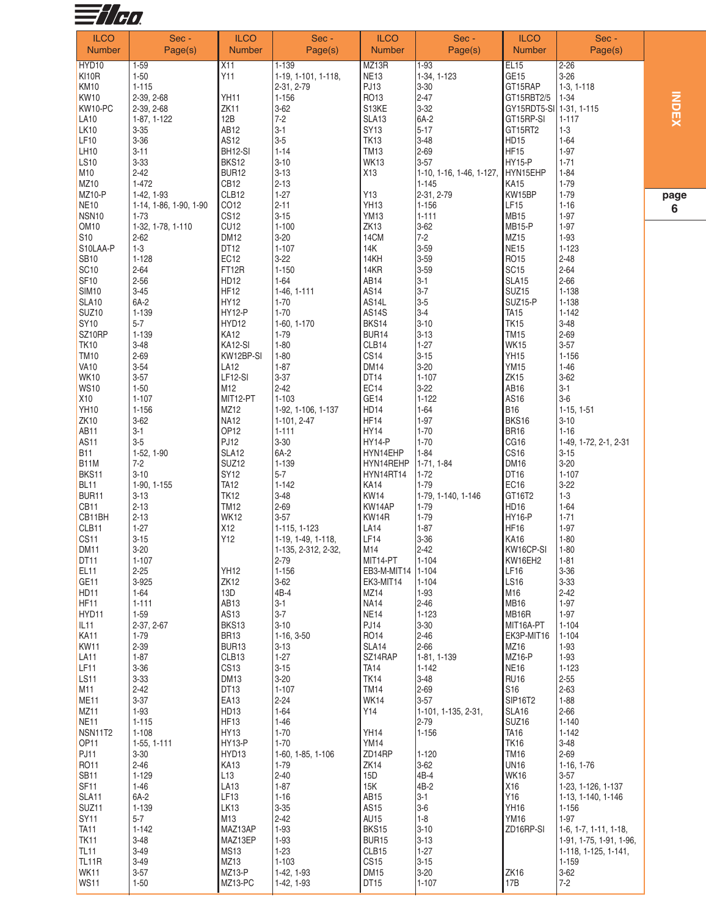| ILCO Number | Sec - Page(s) | ILCO Number | Sec - Page(s) | ILCO Number | Sec - Page(s) | ILCO Number | Sec - Page(s) |
|---|---|---|---|---|---|---|---|
| HYD10 | 1-59 | X11 | 1-139 | MZ13R | 1-93 | EL15 | 2-26 |
| KI10R | 1-50 | Y11 | 1-19, 1-101, 1-118, 2-31, 2-79 | NE13 | 1-34, 1-123 | GE15 | 3-26 |
| KM10 | 1-115 | | | PJ13 | 3-30 | GT15RAP | 1-3, 1-118 |
| KW10 | 2-39, 2-68 | YH11 | 1-156 | RO13 | 2-47 | GT15RBT2/5 | 1-34 |
| KW10-PC | 2-39, 2-68 | ZK11 | 3-62 | S13KE | 3-32 | GY15RDT5-SI | 1-31, 1-115 |
| LA10 | 1-87, 1-122 | 12B | 7-2 | SLA13 | 6A-2 | GT15RP-SI | 1-117 |
| LK10 | 3-35 | AB12 | 3-1 | SY13 | 5-17 | GT15RT2 | 1-3 |
| LF10 | 3-36 | AS12 | 3-5 | TK13 | 3-48 | HD15 | 1-64 |
| LH10 | 3-11 | BH12-SI | 1-14 | TM13 | 2-69 | HF15 | 1-97 |
| LS10 | 3-33 | BKS12 | 3-10 | WK13 | 3-57 | HY15-P | 1-71 |
| M10 | 2-42 | BUR12 | 3-13 | X13 | 1-10, 1-16, 1-46, 1-127, 1-145 | HYN15EHP | 1-84 |
| MZ10 | 1-472 | CB12 | 2-13 | | | KA15 | 1-79 |
| MZ10-P | 1-42, 1-93 | CLB12 | 1-27 | Y13 | 2-31, 2-79 | KW15BP | 1-79 |
| NE10 | 1-14, 1-86, 1-90, 1-90 | CO12 | 2-11 | YH13 | 1-156 | LF15 | 1-16 |
| NSN10 | 1-73 | CS12 | 3-15 | YM13 | 1-111 | MB15 | 1-97 |
| OM10 | 1-32, 1-78, 1-110 | CU12 | 1-100 | ZK13 | 3-62 | MB15-P | 1-97 |
| S10 | 2-62 | DM12 | 3-20 | 14CM | 7-2 | MZ15 | 1-93 |
| S10LAA-P | 1-3 | DT12 | 1-107 | 14K | 3-59 | NE15 | 1-123 |
| SB10 | 1-128 | EC12 | 3-22 | 14KH | 3-59 | RO15 | 2-48 |
| SC10 | 2-64 | FT12R | 1-150 | 14KR | 3-59 | SC15 | 2-64 |
| SF10 | 2-56 | HD12 | 1-64 | AB14 | 3-1 | SLA15 | 2-66 |
| SIM10 | 3-45 | HF12 | 1-46, 1-111 | AS14 | 3-7 | SUZ15 | 1-138 |
| SLA10 | 6A-2 | HY12 | 1-70 | AS14L | 3-5 | SUZ15-P | 1-138 |
| SUZ10 | 1-139 | HY12-P | 1-70 | AS14S | 3-4 | TA15 | 1-142 |
| SY10 | 5-7 | HYD12 | 1-60, 1-170 | BKS14 | 3-10 | TK15 | 3-48 |
| SZ10RP | 1-139 | KA12 | 1-79 | BUR14 | 3-13 | TM15 | 2-69 |
| TK10 | 3-48 | KA12-SI | 1-80 | CLB14 | 1-27 | WK15 | 3-57 |
| TM10 | 2-69 | KW12BP-SI | 1-80 | CS14 | 3-15 | YH15 | 1-156 |
| VA10 | 3-54 | LA12 | 1-87 | DM14 | 3-20 | YM15 | 1-46 |
| WK10 | 3-57 | LF12-SI | 3-37 | DT14 | 1-107 | ZK15 | 3-62 |
| WS10 | 1-50 | M12 | 2-42 | EC14 | 3-22 | AB16 | 3-1 |
| X10 | 1-107 | MIT12-PT | 1-103 | GE14 | 1-122 | AS16 | 3-6 |
| YH10 | 1-156 | MZ12 | 1-92, 1-106, 1-137 | HD14 | 1-64 | B16 | 1-15, 1-51 |
| ZK10 | 3-62 | NA12 | 1-101, 2-47 | HF14 | 1-97 | BKS16 | 3-10 |
| AB11 | 3-1 | OP12 | 1-111 | HY14 | 1-70 | BR16 | 1-16 |
| AS11 | 3-5 | PJ12 | 3-30 | HY14-P | 1-70 | CG16 | 1-49, 1-72, 2-1, 2-31 |
| B11 | 1-52, 1-90 | SLA12 | 6A-2 | HYN14EHP | 1-84 | CS16 | 3-15 |
| B11M | 7-2 | SUZ12 | 1-139 | HYN14REHP | 1-71, 1-84 | DM16 | 3-20 |
| BKS11 | 3-10 | SY12 | 5-7 | HYN14RT14 | 1-72 | DT16 | 1-107 |
| BL11 | 1-90, 1-155 | TA12 | 1-142 | KA14 | 1-79 | EC16 | 3-22 |
| BUR11 | 3-13 | TK12 | 3-48 | KW14 | 1-79, 1-140, 1-146 | GT16T2 | 1-3 |
| CB11 | 2-13 | TM12 | 2-69 | KW14AP | 1-79 | HD16 | 1-64 |
| CB11BH | 2-13 | WK12 | 3-57 | KW14R | 1-79 | HY16-P | 1-71 |
| CLB11 | 1-27 | X12 | 1-115, 1-123 | LA14 | 1-87 | HF16 | 1-97 |
| CS11 | 3-15 | Y12 | 1-19, 1-49, 1-118, 1-135, 2-312, 2-32, 2-79 | LF14 | 3-36 | KA16 | 1-80 |
| DM11 | 3-20 | | | M14 | 2-42 | KW16CP-SI | 1-80 |
| DT11 | 1-107 | | | MIT14-PT | 1-104 | KW16EH2 | 1-81 |
| EL11 | 2-25 | YH12 | 1-156 | EB3-M-MIT14 | 1-104 | LF16 | 3-36 |
| GE11 | 3-925 | ZK12 | 3-62 | EK3-MIT14 | 1-104 | LS16 | 3-33 |
| HD11 | 1-64 | 13D | 4B-4 | MZ14 | 1-93 | M16 | 2-42 |
| HF11 | 1-111 | AB13 | 3-1 | NA14 | 2-46 | MB16 | 1-97 |
| HYD11 | 1-59 | AS13 | 3-7 | NE14 | 1-123 | MB16R | 1-97 |
| IL11 | 2-37, 2-67 | BKS13 | 3-10 | PJ14 | 3-30 | MIT16A-PT | 1-104 |
| KA11 | 1-79 | BR13 | 1-16, 3-50 | RO14 | 2-46 | EK3P-MIT16 | 1-104 |
| KW11 | 2-39 | BUR13 | 3-13 | SLA14 | 2-66 | MZ16 | 1-93 |
| LA11 | 1-87 | CLB13 | 1-27 | SZ14RAP | 1-81, 1-139 | MZ16-P | 1-93 |
| LF11 | 3-36 | CS13 | 3-15 | TA14 | 1-142 | NE16 | 1-123 |
| LS11 | 3-33 | DM13 | 3-20 | TK14 | 3-48 | RU16 | 2-55 |
| M11 | 2-42 | DT13 | 1-107 | TM14 | 2-69 | S16 | 2-63 |
| ME11 | 3-37 | EA13 | 2-24 | WK14 | 3-57 | SIP16T2 | 1-88 |
| MZ11 | 1-93 | HD13 | 1-64 | Y14 | 1-101, 1-135, 2-31, 2-79 | SLA16 | 2-66 |
| NE11 | 1-115 | HF13 | 1-46 | | | SUZ16 | 1-140 |
| NSN11T2 | 1-108 | HY13 | 1-70 | YH14 | 1-156 | TA16 | 1-142 |
| OP11 | 1-55, 1-111 | HY13-P | 1-70 | YM14 | | TK16 | 3-48 |
| PJ11 | 3-30 | HYD13 | 1-60, 1-85, 1-106 | ZD14RP | 1-120 | TM16 | 2-69 |
| RO11 | 2-46 | KA13 | 1-79 | ZK14 | 3-62 | UN16 | 1-16, 1-76 |
| SB11 | 1-129 | L13 | 2-40 | 15D | 4B-4 | WK16 | 3-57 |
| SF11 | 1-46 | LA13 | 1-87 | 15K | 4B-2 | X16 | 1-23, 1-126, 1-137 |
| SLA11 | 6A-2 | LF13 | 1-16 | AB15 | 3-1 | Y16 | 1-13, 1-140, 1-146 |
| SUZ11 | 1-139 | LK13 | 3-35 | AS15 | 3-6 | YH16 | 1-156 |
| SY11 | 5-7 | M13 | 2-42 | AU15 | 1-8 | YM16 | 1-97 |
| TA11 | 1-142 | MAZ13AP | 1-93 | BKS15 | 3-10 | ZD16RP-SI | 1-6, 1-7, 1-11, 1-18, 1-91, 1-75, 1-91, 1-96, 1-118, 1-125, 1-141, 1-159 |
| TK11 | 3-48 | MAZ13EP | 1-93 | BUR15 | 3-13 | | |
| TL11 | 3-49 | MS13 | 1-23 | CLB15 | 1-27 | | |
| TL11R | 3-49 | MZ13 | 1-103 | CS15 | 3-15 | | |
| WK11 | 3-57 | MZ13-P | 1-42, 1-93 | DM15 | 3-20 | ZK16 | 3-62 |
| WS11 | 1-50 | MZ13-PC | 1-42, 1-93 | DT15 | 1-107 | 17B | 7-2 |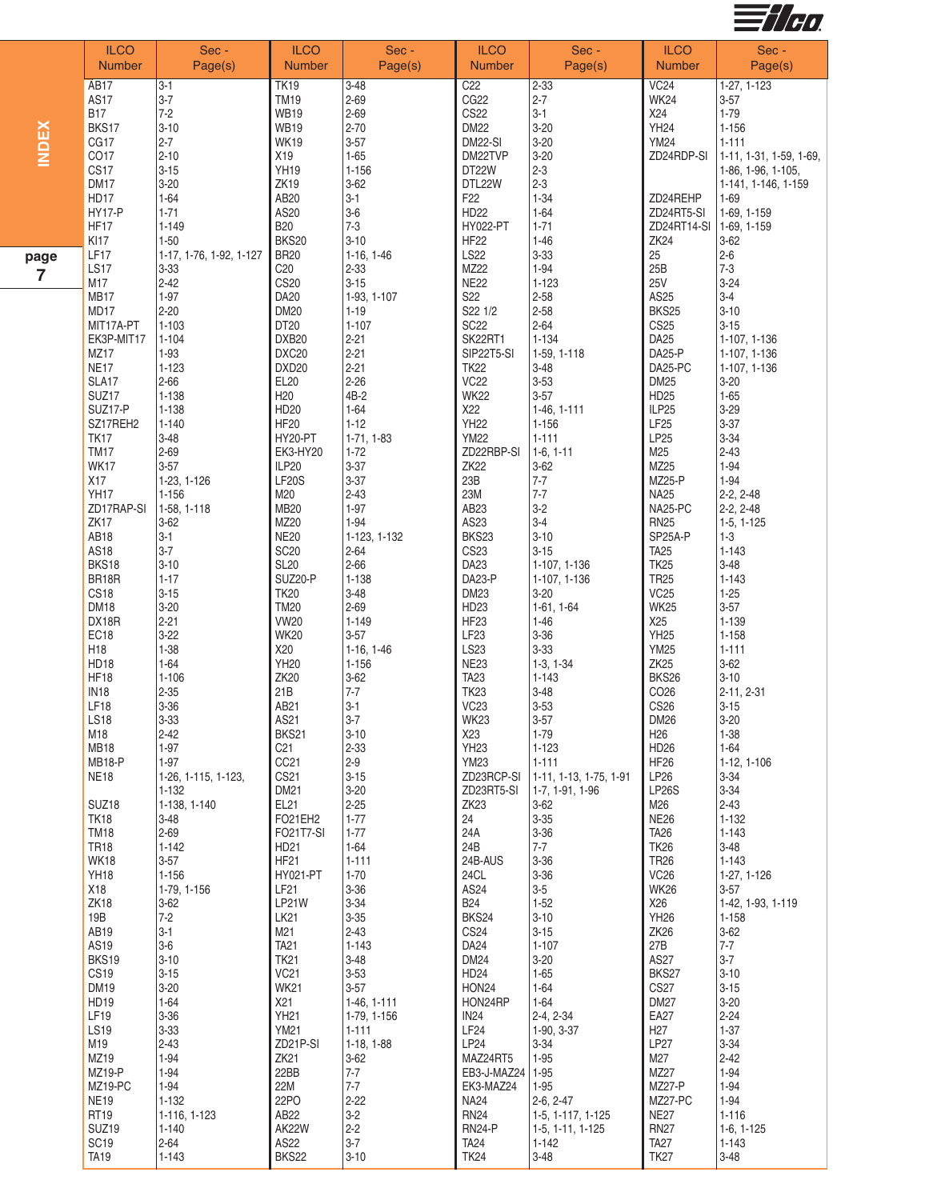| ILCO Number | Sec - Page(s) | ILCO Number | Sec - Page(s) | ILCO Number | Sec - Page(s) | ILCO Number | Sec - Page(s) |
|---|---|---|---|---|---|---|---|
| AB17 | 3-1 | TK19 | 3-48 | C22 | 2-33 | VC24 | 1-27, 1-123 |
| AS17 | 3-7 | TM19 | 2-69 | CG22 | 2-7 | WK24 | 3-57 |
| B17 | 7-2 | WB19 | 2-69 | CS22 | 3-1 | X24 | 1-79 |
| BKS17 | 3-10 | WB19 | 2-70 | DM22 | 3-20 | YH24 | 1-156 |
| CG17 | 2-7 | WK19 | 3-57 | DM22-SI | 3-20 | YM24 | 1-111 |
| CO17 | 2-10 | X19 | 1-65 | DM22TVP | 3-20 | ZD24RDP-SI | 1-11, 1-31, 1-59, 1-69, 1-86, 1-96, 1-105, 1-141, 1-146, 1-159 |
| CS17 | 3-15 | YH19 | 1-156 | DT22W | 2-3 | | |
| DM17 | 3-20 | ZK19 | 3-62 | DTL22W | 2-3 | | |
| HD17 | 1-64 | AB20 | 3-1 | F22 | 1-34 | ZD24REHP | 1-69 |
| HY17-P | 1-71 | AS20 | 3-6 | HD22 | 1-64 | ZD24RT5-SI | 1-69, 1-159 |
| HF17 | 1-149 | B20 | 7-3 | HY022-PT | 1-71 | ZD24RT14-SI | 1-69, 1-159 |
| KI17 | 1-50 | BKS20 | 3-10 | HF22 | 1-46 | ZK24 | 3-62 |
| LF17 | 1-17, 1-76, 1-92, 1-127 | BR20 | 1-16, 1-46 | LS22 | 3-33 | 25 | 2-6 |
| LS17 | 3-33 | C20 | 2-33 | MZ22 | 1-94 | 25B | 7-3 |
| M17 | 2-42 | CS20 | 3-15 | NE22 | 1-123 | 25V | 3-24 |
| MB17 | 1-97 | DA20 | 1-93, 1-107 | S22 | 2-58 | AS25 | 3-4 |
| MD17 | 2-20 | DM20 | 1-19 | S22 1/2 | 2-58 | BKS25 | 3-10 |
| MIT17A-PT | 1-103 | DT20 | 1-107 | SC22 | 2-64 | CS25 | 3-15 |
| EK3P-MIT17 | 1-104 | DXB20 | 2-21 | SK22RT1 | 1-134 | DA25 | 1-107, 1-136 |
| MZ17 | 1-93 | DXC20 | 2-21 | SIP22T5-SI | 1-59, 1-118 | DA25-P | 1-107, 1-136 |
| NE17 | 1-123 | DXD20 | 2-21 | TK22 | 3-48 | DA25-PC | 1-107, 1-136 |
| SLA17 | 2-66 | EL20 | 2-26 | VC22 | 3-53 | DM25 | 3-20 |
| SUZ17 | 1-138 | H20 | 4B-2 | WK22 | 3-57 | HD25 | 1-65 |
| SUZ17-P | 1-138 | HD20 | 1-64 | X22 | 1-46, 1-111 | ILP25 | 3-29 |
| SZ17REH2 | 1-140 | HF20 | 1-12 | YH22 | 1-156 | LF25 | 3-37 |
| TK17 | 3-48 | HY20-PT | 1-71, 1-83 | YM22 | 1-111 | LP25 | 3-34 |
| TM17 | 2-69 | EK3-HY20 | 1-72 | ZD22RBP-SI | 1-6, 1-11 | M25 | 2-43 |
| WK17 | 3-57 | ILP20 | 3-37 | ZK22 | 3-62 | MZ25 | 1-94 |
| X17 | 1-23, 1-126 | LF20S | 3-37 | 23B | 7-7 | MZ25-P | 1-94 |
| YH17 | 1-156 | M20 | 2-43 | 23M | 7-7 | NA25 | 2-2, 2-48 |
| ZD17RAP-SI | 1-58, 1-118 | MB20 | 1-97 | AB23 | 3-2 | NA25-PC | 2-2, 2-48 |
| ZK17 | 3-62 | MZ20 | 1-94 | AS23 | 3-4 | RN25 | 1-5, 1-125 |
| AB18 | 3-1 | NE20 | 1-123, 1-132 | BKS23 | 3-10 | SP25A-P | 1-3 |
| AS18 | 3-7 | SC20 | 2-64 | CS23 | 3-15 | TA25 | 1-143 |
| BKS18 | 3-10 | SL20 | 2-66 | DA23 | 1-107, 1-136 | TK25 | 3-48 |
| BR18R | 1-17 | SUZ20-P | 1-138 | DA23-P | 1-107, 1-136 | TR25 | 1-143 |
| CS18 | 3-15 | TK20 | 3-48 | DM23 | 3-20 | VC25 | 1-25 |
| DM18 | 3-20 | TM20 | 2-69 | HD23 | 1-61, 1-64 | WK25 | 3-57 |
| DX18R | 2-21 | VW20 | 1-149 | HF23 | 1-46 | X25 | 1-139 |
| EC18 | 3-22 | WK20 | 3-57 | LF23 | 3-36 | YH25 | 1-158 |
| H18 | 1-38 | X20 | 1-16, 1-46 | LS23 | 3-33 | YM25 | 1-111 |
| HD18 | 1-64 | YH20 | 1-156 | NE23 | 1-3, 1-34 | ZK25 | 3-62 |
| HF18 | 1-106 | ZK20 | 3-62 | TA23 | 1-143 | BKS26 | 3-10 |
| IN18 | 2-35 | 21B | 7-7 | TK23 | 3-48 | CO26 | 2-11, 2-31 |
| LF18 | 3-36 | AB21 | 3-1 | VC23 | 3-53 | CS26 | 3-15 |
| LS18 | 3-33 | AS21 | 3-7 | WK23 | 3-57 | DM26 | 3-20 |
| M18 | 2-42 | BKS21 | 3-10 | X23 | 1-79 | H26 | 1-38 |
| MB18 | 1-97 | C21 | 2-33 | YH23 | 1-123 | HD26 | 1-64 |
| MB18-P | 1-97 | CC21 | 2-9 | YM23 | 1-111 | HF26 | 1-12, 1-106 |
| NE18 | 1-26, 1-115, 1-123, 1-132 | CS21 | 3-15 | ZD23RCP-SI | 1-11, 1-13, 1-75, 1-91 | LP26 | 3-34 |
| | | DM21 | 3-20 | ZD23RT5-SI | 1-7, 1-91, 1-96 | LP26S | 3-34 |
| SUZ18 | 1-138, 1-140 | EL21 | 2-25 | ZK23 | 3-62 | M26 | 2-43 |
| TK18 | 3-48 | FO21EH2 | 1-77 | 24 | 3-35 | NE26 | 1-132 |
| TM18 | 2-69 | FO21T7-SI | 1-77 | 24A | 3-36 | TA26 | 1-143 |
| TR18 | 1-142 | HD21 | 1-64 | 24B | 7-7 | TK26 | 3-48 |
| WK18 | 3-57 | HF21 | 1-111 | 24B-AUS | 3-36 | TR26 | 1-143 |
| YH18 | 1-156 | HY021-PT | 1-70 | 24CL | 3-36 | VC26 | 1-27, 1-126 |
| X18 | 1-79, 1-156 | LF21 | 3-36 | AS24 | 3-5 | WK26 | 3-57 |
| ZK18 | 3-62 | LP21W | 3-34 | B24 | 1-52 | X26 | 1-42, 1-93, 1-119 |
| 19B | 7-2 | LK21 | 3-35 | BKS24 | 3-10 | YH26 | 1-158 |
| AB19 | 3-1 | M21 | 2-43 | CS24 | 3-15 | ZK26 | 3-62 |
| AS19 | 3-6 | TA21 | 1-143 | DA24 | 1-107 | 27B | 7-7 |
| BKS19 | 3-10 | TK21 | 3-48 | DM24 | 3-20 | AS27 | 3-7 |
| CS19 | 3-15 | VC21 | 3-53 | HD24 | 1-65 | BKS27 | 3-10 |
| DM19 | 3-20 | WK21 | 3-57 | HON24 | 1-64 | CS27 | 3-15 |
| HD19 | 1-64 | X21 | 1-46, 1-111 | HON24RP | 1-64 | DM27 | 3-20 |
| LF19 | 3-36 | YH21 | 1-79, 1-156 | IN24 | 2-4, 2-34 | EA27 | 2-24 |
| LS19 | 3-33 | YM21 | 1-111 | LF24 | 1-90, 3-37 | H27 | 1-37 |
| M19 | 2-43 | ZD21P-SI | 1-18, 1-88 | LP24 | 3-34 | LP27 | 3-34 |
| MZ19 | 1-94 | ZK21 | 3-62 | MAZ24RT5 | 1-95 | M27 | 2-42 |
| MZ19-P | 1-94 | 22BB | 7-7 | EB3-J-MAZ24 | 1-95 | MZ27 | 1-94 |
| MZ19-PC | 1-94 | 22M | 7-7 | EK3-MAZ24 | 1-95 | MZ27-P | 1-94 |
| NE19 | 1-132 | 22PO | 2-22 | NA24 | 2-6, 2-47 | MZ27-PC | 1-94 |
| RT19 | 1-116, 1-123 | AB22 | 3-2 | RN24 | 1-5, 1-117, 1-125 | NE27 | 1-116 |
| SUZ19 | 1-140 | AK22W | 2-2 | RN24-P | 1-5, 1-11, 1-125 | RN27 | 1-6, 1-125 |
| SC19 | 2-64 | AS22 | 3-7 | TA24 | 1-142 | TA27 | 1-143 |
| TA19 | 1-143 | BKS22 | 3-10 | TK24 | 3-48 | TK27 | 3-48 |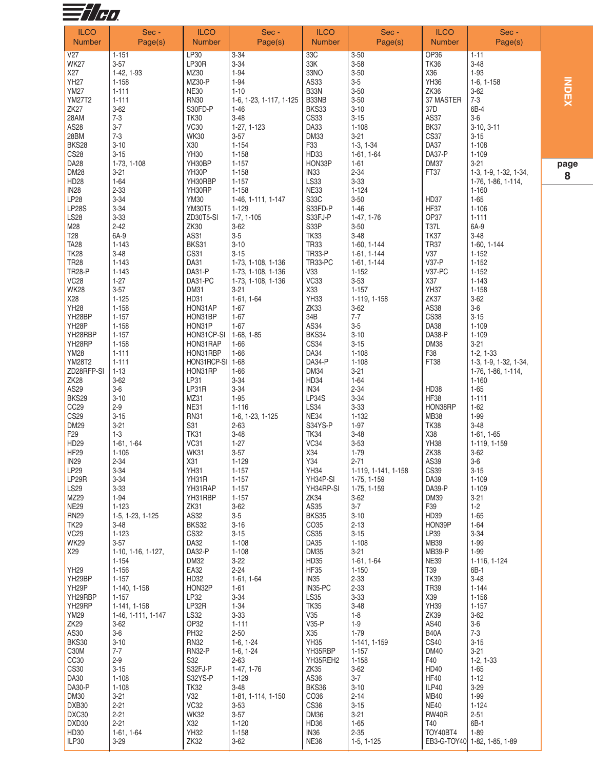| ILCO Number | Sec - Page(s) | ILCO Number | Sec - Page(s) | ILCO Number | Sec - Page(s) | ILCO Number | Sec - Page(s) |
|---|---|---|---|---|---|---|---|
| V27 | 1-151 | LP30 | 3-34 | 33C | 3-50 | OP36 | 1-11 |
| WK27 | 3-57 | LP30R | 3-34 | 33K | 3-58 | TK36 | 3-48 |
| X27 | 1-42, 1-93 | MZ30 | 1-94 | 33NO | 3-50 | X36 | 1-93 |
| YH27 | 1-158 | MZ30-P | 1-94 | AS33 | 3-5 | YH36 | 1-6, 1-158 |
| YM27 | 1-111 | NE30 | 1-10 | B33N | 3-50 | ZK36 | 3-62 |
| YM27T2 | 1-111 | RN30 | 1-6, 1-23, 1-117, 1-125 | B33NB | 3-50 | 37 MASTER | 7-3 |
| ZK27 | 3-62 | S30FD-P | 1-46 | BKS33 | 3-10 | 37D | 6B-4 |
| 28AM | 7-3 | TK30 | 3-48 | CS33 | 3-15 | AS37 | 3-6 |
| AS28 | 3-7 | VC30 | 1-27, 1-123 | DA33 | 1-108 | BK37 | 3-10, 3-11 |
| 28BM | 7-3 | WK30 | 3-57 | DM33 | 3-21 | CS37 | 3-15 |
| BKS28 | 3-10 | X30 | 1-154 | F33 | 1-3, 1-34 | DA37 | 1-108 |
| CS28 | 3-15 | YH30 | 1-158 | HD33 | 1-61, 1-64 | DA37-P | 1-109 |
| DA28 | 1-73, 1-108 | YH30BP | 1-157 | HON33P | 1-61 | DM37 | 3-21 |
| DM28 | 3-21 | YH30P | 1-158 | IN33 | 2-34 | FT37 | 1-3, 1-9, 1-32, 1-34, 1-76, 1-86, 1-114, 1-160 |
| HD28 | 1-64 | YH30RBP | 1-157 | LS33 | 3-33 | | |
| IN28 | 2-33 | YH30RP | 1-158 | NE33 | 1-124 | | |
| LP28 | 3-34 | YM30 | 1-46, 1-111, 1-147 | S33C | 3-50 | HD37 | 1-65 |
| LP28S | 3-34 | YM30T5 | 1-129 | S33FD-P | 1-46 | HF37 | 1-106 |
| LS28 | 3-33 | ZD30T5-SI | 1-7, 1-105 | S33FJ-P | 1-47, 1-76 | OP37 | 1-111 |
| M28 | 2-42 | ZK30 | 3-62 | S33P | 3-50 | T37L | 6A-9 |
| T28 | 6A-9 | AS31 | 3-5 | TK33 | 3-48 | TK37 | 3-48 |
| TA28 | 1-143 | BKS31 | 3-10 | TR33 | 1-60, 1-144 | TR37 | 1-60, 1-144 |
| TK28 | 3-48 | CS31 | 3-15 | TR33-P | 1-61, 1-144 | V37 | 1-152 |
| TR28 | 1-143 | DA31 | 1-73, 1-108, 1-136 | TR33-PC | 1-61, 1-144 | V37-P | 1-152 |
| TR28-P | 1-143 | DA31-P | 1-73, 1-108, 1-136 | V33 | 1-152 | V37-PC | 1-152 |
| VC28 | 1-27 | DA31-PC | 1-73, 1-108, 1-136 | VC33 | 3-53 | X37 | 1-143 |
| WK28 | 3-57 | DM31 | 3-21 | X33 | 1-157 | YH37 | 1-158 |
| X28 | 1-125 | HD31 | 1-61, 1-64 | YH33 | 1-119, 1-158 | ZK37 | 3-62 |
| YH28 | 1-158 | HON31AP | 1-67 | ZK33 | 3-62 | AS38 | 3-6 |
| YH28BP | 1-157 | HON31BP | 1-67 | 34B | 7-7 | CS38 | 3-15 |
| YH28P | 1-158 | HON31P | 1-67 | AS34 | 3-5 | DA38 | 1-109 |
| YH28RBP | 1-157 | HON31CP-SI | 1-68, 1-85 | BKS34 | 3-10 | DA38-P | 1-109 |
| YH28RP | 1-158 | HON31RAP | 1-66 | CS34 | 3-15 | DM38 | 3-21 |
| YM28 | 1-111 | HON31RBP | 1-66 | DA34 | 1-108 | F38 | 1-2, 1-33 |
| YM28T2 | 1-111 | HON31RCP-SI | 1-68 | DA34-P | 1-108 | FT38 | 1-3, 1-9, 1-32, 1-34, 1-76, 1-86, 1-114, 1-160 |
| ZD28RFP-SI | 1-13 | HON31RP | 1-66 | DM34 | 3-21 | | |
| ZK28 | 3-62 | LP31 | 3-34 | HD34 | 1-64 | | |
| AS29 | 3-6 | LP31R | 3-34 | IN34 | 2-34 | HD38 | 1-65 |
| BKS29 | 3-10 | MZ31 | 1-95 | LP34S | 3-34 | HF38 | 1-111 |
| CC29 | 2-9 | NE31 | 1-116 | LS34 | 3-33 | HON38RP | 1-62 |
| CS29 | 3-15 | RN31 | 1-6, 1-23, 1-125 | NE34 | 1-132 | MB38 | 1-99 |
| DM29 | 3-21 | S31 | 2-63 | S34YS-P | 1-97 | TK38 | 3-48 |
| F29 | 1-3 | TK31 | 3-48 | TK34 | 3-48 | X38 | 1-61, 1-65 |
| HD29 | 1-61, 1-64 | VC31 | 1-27 | VC34 | 3-53 | YH38 | 1-119, 1-159 |
| HF29 | 1-106 | WK31 | 3-57 | X34 | 1-79 | ZK38 | 3-62 |
| IN29 | 2-34 | X31 | 1-129 | Y34 | 2-71 | AS39 | 3-6 |
| LP29 | 3-34 | YH31 | 1-157 | YH34 | 1-119, 1-141, 1-158 | CS39 | 3-15 |
| LP29R | 3-34 | YH31R | 1-157 | YH34P-SI | 1-75, 1-159 | DA39 | 1-109 |
| LS29 | 3-33 | YH31RAP | 1-157 | YH34RP-SI | 1-75, 1-159 | DA39-P | 1-109 |
| MZ29 | 1-94 | YH31RBP | 1-157 | ZK34 | 3-62 | DM39 | 3-21 |
| NE29 | 1-123 | ZK31 | 3-62 | AS35 | 3-7 | F39 | 1-2 |
| RN29 | 1-5, 1-23, 1-125 | AS32 | 3-5 | BKS35 | 3-10 | HD39 | 1-65 |
| TK29 | 3-48 | BKS32 | 3-16 | CO35 | 2-13 | HON39P | 1-64 |
| VC29 | 1-123 | CS32 | 3-15 | CS35 | 3-15 | LP39 | 3-34 |
| WK29 | 3-57 | DA32 | 1-108 | DA35 | 1-108 | MB39 | 1-99 |
| X29 | 1-10, 1-16, 1-127, 1-154 | DA32-P | 1-108 | DM35 | 3-21 | MB39-P | 1-99 |
| | | DM32 | 3-22 | HD35 | 1-61, 1-64 | NE39 | 1-116, 1-124 |
| YH29 | 1-156 | EA32 | 2-24 | HF35 | 1-150 | T39 | 6B-1 |
| YH29BP | 1-157 | HD32 | 1-61, 1-64 | IN35 | 2-33 | TK39 | 3-48 |
| YH29P | 1-140, 1-158 | HON32P | 1-61 | IN35-PC | 2-33 | TR39 | 1-144 |
| YH29RBP | 1-157 | LP32 | 3-34 | LS35 | 3-33 | X39 | 1-156 |
| YH29RP | 1-141, 1-158 | LP32R | 1-34 | TK35 | 3-48 | YH39 | 1-157 |
| YM29 | 1-46, 1-111, 1-147 | LS32 | 3-33 | V35 | 1-8 | ZK39 | 3-62 |
| ZK29 | 3-62 | OP32 | 1-111 | V35-P | 1-9 | AS40 | 3-6 |
| AS30 | 3-6 | PH32 | 2-50 | X35 | 1-79 | B40A | 7-3 |
| BKS30 | 3-10 | RN32 | 1-6, 1-24 | YH35 | 1-141, 1-159 | CS40 | 3-15 |
| C30M | 7-7 | RN32-P | 1-6, 1-24 | YH35RBP | 1-157 | DM40 | 3-21 |
| CC30 | 2-9 | S32 | 2-63 | YH35REH2 | 1-158 | F40 | 1-2, 1-33 |
| CS30 | 3-15 | S32FJ-P | 1-47, 1-76 | ZK35 | 3-62 | HD40 | 1-65 |
| DA30 | 1-108 | S32YS-P | 1-129 | AS36 | 3-7 | HF40 | 1-12 |
| DA30-P | 1-108 | TK32 | 3-48 | BKS36 | 3-10 | ILP40 | 3-29 |
| DM30 | 3-21 | V32 | 1-81, 1-114, 1-150 | CO36 | 2-14 | MB40 | 1-99 |
| DXB30 | 2-21 | VC32 | 3-53 | CS36 | 3-15 | NE40 | 1-124 |
| DXC30 | 2-21 | WK32 | 3-57 | DM36 | 3-21 | RW40R | 2-51 |
| DXD30 | 2-21 | X32 | 1-120 | HD36 | 1-65 | T40 | 6B-1 |
| HD30 | 1-61, 1-64 | YH32 | 1-158 | IN36 | 2-35 | TOY40BT4 | 1-89 |
| ILP30 | 3-29 | ZK32 | 3-62 | NE36 | 1-5, 1-125 | EB3-G-TOY40 | 1-82, 1-85, 1-89 |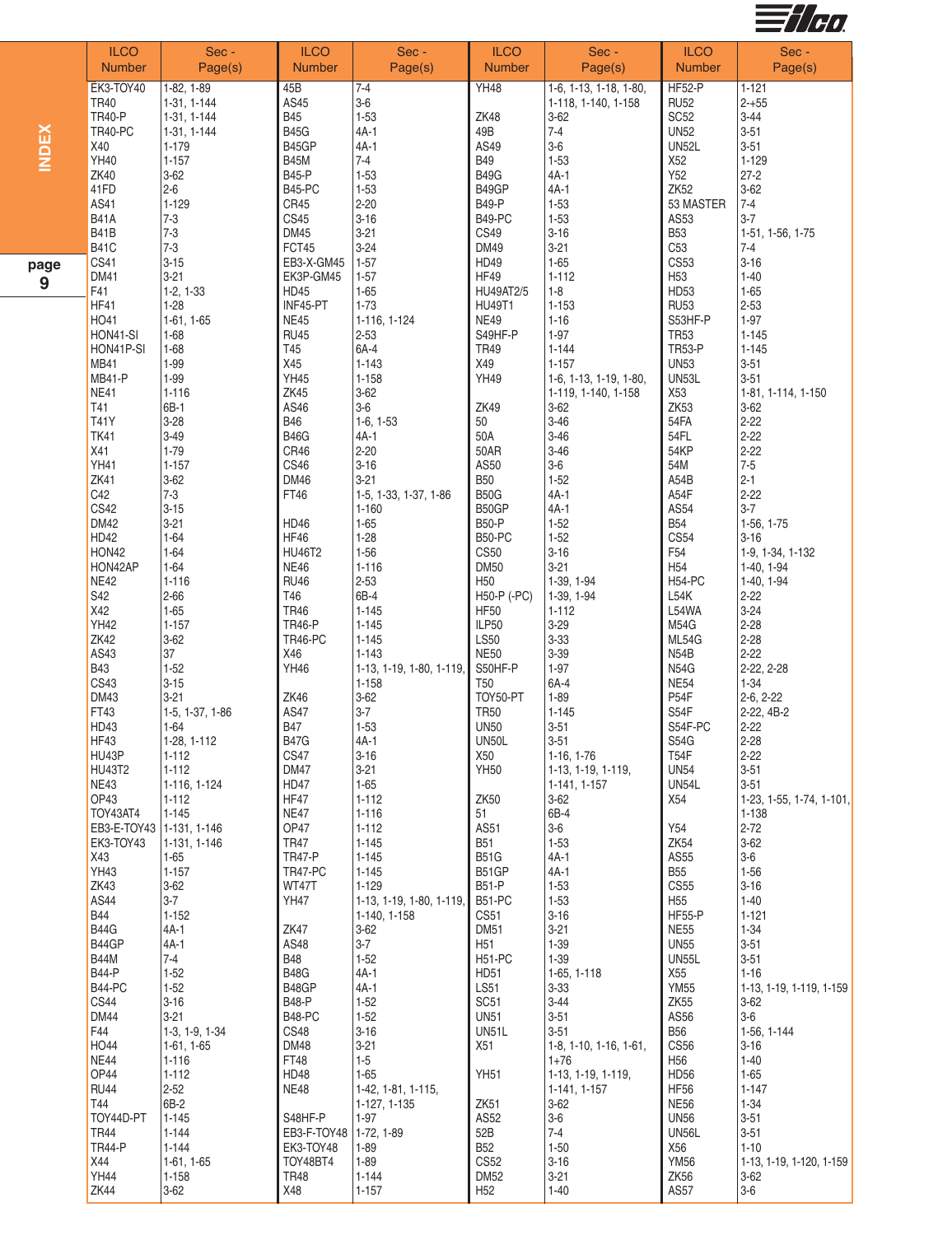| ILCO Number | Sec - Page(s) | ILCO Number | Sec - Page(s) | ILCO Number | Sec - Page(s) | ILCO Number | Sec - Page(s) |
|---|---|---|---|---|---|---|---|
| EK3-TOY40 | 1-82, 1-89 | 45B | 7-4 | YH48 | 1-6, 1-13, 1-18, 1-80, 1-118, 1-140, 1-158 | HF52-P | 1-121 |
| TR40 | 1-31, 1-144 | AS45 | 3-6 | | | RU52 | 2+55 |
| TR40-P | 1-31, 1-144 | B45 | 1-53 | ZK48 | 3-62 | SC52 | 3-44 |
| TR40-PC | 1-31, 1-144 | B45G | 4A-1 | 49B | 7-4 | UN52 | 3-51 |
| X40 | 1-179 | B45GP | 4A-1 | AS49 | 3-6 | UN52L | 3-51 |
| YH40 | 1-157 | B45M | 7-4 | B49 | 1-53 | X52 | 1-129 |
| ZK40 | 3-62 | B45-P | 1-53 | B49G | 4A-1 | Y52 | 27-2 |
| 41FD | 2-6 | B45-PC | 1-53 | B49GP | 4A-1 | ZK52 | 3-62 |
| AS41 | 1-129 | CR45 | 2-20 | B49-P | 1-53 | 53 MASTER | 7-4 |
| B41A | 7-3 | CS45 | 3-16 | B49-PC | 1-53 | AS53 | 3-7 |
| B41B | 7-3 | DM45 | 3-21 | CS49 | 3-16 | B53 | 1-51, 1-56, 1-75 |
| B41C | 7-3 | FCT45 | 3-24 | DM49 | 3-21 | C53 | 7-4 |
| CS41 | 3-15 | EB3-X-GM45 | 1-57 | HD49 | 1-65 | CS53 | 3-16 |
| DM41 | 3-21 | EK3P-GM45 | 1-57 | HF49 | 1-112 | H53 | 1-40 |
| F41 | 1-2, 1-33 | HD45 | 1-65 | HU49AT2/5 | 1-8 | HD53 | 1-65 |
| HF41 | 1-28 | INF45-PT | 1-73 | HU49T1 | 1-153 | RU53 | 2-53 |
| HO41 | 1-61, 1-65 | NE45 | 1-116, 1-124 | NE49 | 1-16 | S53HF-P | 1-97 |
| HON41-SI | 1-68 | RU45 | 2-53 | S49HF-P | 1-97 | TR53 | 1-145 |
| HON41P-SI | 1-68 | T45 | 6A-4 | TR49 | 1-144 | TR53-P | 1-145 |
| MB41 | 1-99 | X45 | 1-143 | X49 | 1-157 | UN53 | 3-51 |
| MB41-P | 1-99 | YH45 | 1-158 | YH49 | 1-6, 1-13, 1-19, 1-80, 1-119, 1-140, 1-158 | UN53L | 3-51 |
| NE41 | 1-116 | ZK45 | 3-62 | | | X53 | 1-81, 1-114, 1-150 |
| T41 | 6B-1 | AS46 | 3-6 | ZK49 | 3-62 | ZK53 | 3-62 |
| T41Y | 3-28 | B46 | 1-6, 1-53 | 50 | 3-46 | 54FA | 2-22 |
| TK41 | 3-49 | B46G | 4A-1 | 50A | 3-46 | 54FL | 2-22 |
| X41 | 1-79 | CR46 | 2-20 | 50AR | 3-46 | 54KP | 2-22 |
| YH41 | 1-157 | CS46 | 3-16 | AS50 | 3-6 | 54M | 7-5 |
| ZK41 | 3-62 | DM46 | 3-21 | B50 | 1-52 | A54B | 2-1 |
| C42 | 7-3 | FT46 | 1-5, 1-33, 1-37, 1-86, 1-160 | B50G | 4A-1 | A54F | 2-22 |
| CS42 | 3-15 | | | B50GP | 4A-1 | AS54 | 3-7 |
| DM42 | 3-21 | HD46 | 1-65 | B50-P | 1-52 | B54 | 1-56, 1-75 |
| HD42 | 1-64 | HF46 | 1-28 | B50-PC | 1-52 | CS54 | 3-16 |
| HON42 | 1-64 | HU46T2 | 1-56 | CS50 | 3-16 | F54 | 1-9, 1-34, 1-132 |
| HON42AP | 1-64 | NE46 | 1-116 | DM50 | 3-21 | H54 | 1-40, 1-94 |
| NE42 | 1-116 | RU46 | 2-53 | H50 | 1-39, 1-94 | H54-PC | 1-40, 1-94 |
| S42 | 2-66 | T46 | 6B-4 | H50-P (-PC) | 1-39, 1-94 | L54K | 2-22 |
| X42 | 1-65 | TR46 | 1-145 | HF50 | 1-112 | L54WA | 3-24 |
| YH42 | 1-157 | TR46-P | 1-145 | ILP50 | 3-29 | M54G | 2-28 |
| ZK42 | 3-62 | TR46-PC | 1-145 | LS50 | 3-33 | ML54G | 2-28 |
| AS43 | 37 | X46 | 1-143 | NE50 | 3-39 | N54B | 2-22 |
| B43 | 1-52 | YH46 | 1-13, 1-19, 1-80, 1-119, 1-158 | S50HF-P | 1-97 | N54G | 2-22, 2-28 |
| CS43 | 3-15 | | | T50 | 6A-4 | NE54 | 1-34 |
| DM43 | 3-21 | ZK46 | 3-62 | TOY50-PT | 1-89 | P54F | 2-6, 2-22 |
| FT43 | 1-5, 1-37, 1-86 | AS47 | 3-7 | TR50 | 1-145 | S54F | 2-22, 4B-2 |
| HD43 | 1-64 | B47 | 1-53 | UN50 | 3-51 | S54F-PC | 2-22 |
| HF43 | 1-28, 1-112 | B47G | 4A-1 | UN50L | 3-51 | S54G | 2-28 |
| HU43P | 1-112 | CS47 | 3-16 | X50 | 1-16, 1-76 | T54F | 2-22 |
| HU43T2 | 1-112 | DM47 | 3-21 | YH50 | 1-13, 1-19, 1-119, 1-141, 1-157 | UN54 | 3-51 |
| NE43 | 1-116, 1-124 | HD47 | 1-65 | | | UN54L | 3-51 |
| OP43 | 1-112 | HF47 | 1-112 | ZK50 | 3-62 | X54 | 1-23, 1-55, 1-74, 1-101, 1-138 |
| TOY43AT4 | 1-145 | NE47 | 1-116 | 51 | 6B-4 | | |
| EB3-E-TOY43 | 1-131, 1-146 | OP47 | 1-112 | AS51 | 3-6 | Y54 | 2-72 |
| EK3-TOY43 | 1-131, 1-146 | TR47 | 1-145 | B51 | 1-53 | ZK54 | 3-62 |
| X43 | 1-65 | TR47-P | 1-145 | B51G | 4A-1 | AS55 | 3-6 |
| YH43 | 1-157 | TR47-PC | 1-145 | B51GP | 4A-1 | B55 | 1-56 |
| ZK43 | 3-62 | WT47T | 1-129 | B51-P | 1-53 | CS55 | 3-16 |
| AS44 | 3-7 | YH47 | 1-13, 1-19, 1-80, 1-119, 1-140, 1-158 | B51-PC | 1-53 | H55 | 1-40 |
| B44 | 1-152 | | | CS51 | 3-16 | HF55-P | 1-121 |
| B44G | 4A-1 | ZK47 | 3-62 | DM51 | 3-21 | NE55 | 1-34 |
| B44GP | 4A-1 | AS48 | 3-7 | H51 | 1-39 | UN55 | 3-51 |
| B44M | 7-4 | B48 | 1-52 | H51-PC | 1-39 | UN55L | 3-51 |
| B44-P | 1-52 | B48G | 4A-1 | HD51 | 1-65, 1-118 | X55 | 1-16 |
| B44-PC | 1-52 | B48GP | 4A-1 | LS51 | 3-33 | YM55 | 1-13, 1-19, 1-119, 1-159 |
| CS44 | 3-16 | B48-P | 1-52 | SC51 | 3-44 | ZK55 | 3-62 |
| DM44 | 3-21 | B48-PC | 1-52 | UN51 | 3-51 | AS56 | 3-6 |
| F44 | 1-3, 1-9, 1-34 | CS48 | 3-16 | UN51L | 3-51 | B56 | 1-56, 1-144 |
| HO44 | 1-61, 1-65 | DM48 | 3-21 | X51 | 1-8, 1-10, 1-16, 1-61, 1+76 | CS56 | 3-16 |
| NE44 | 1-116 | FT48 | 1-5 | | | H56 | 1-40 |
| OP44 | 1-112 | HD48 | 1-65 | YH51 | 1-13, 1-19, 1-119, 1-141, 1-157 | HD56 | 1-65 |
| RU44 | 2-52 | NE48 | 1-42, 1-81, 1-115, 1-127, 1-135 | | | HF56 | 1-147 |
| T44 | 6B-2 | | | ZK51 | 3-62 | NE56 | 1-34 |
| TOY44D-PT | 1-145 | S48HF-P | 1-97 | AS52 | 3-6 | UN56 | 3-51 |
| TR44 | 1-144 | EB3-F-TOY48 | 1-72, 1-89 | 52B | 7-4 | UN56L | 3-51 |
| TR44-P | 1-144 | EK3-TOY48 | 1-89 | B52 | 1-50 | X56 | 1-10 |
| X44 | 1-61, 1-65 | TOY48BT4 | 1-89 | CS52 | 3-16 | YM56 | 1-13, 1-19, 1-120, 1-159 |
| YH44 | 1-158 | TR48 | 1-144 | DM52 | 3-21 | ZK56 | 3-62 |
| ZK44 | 3-62 | X48 | 1-157 | H52 | 1-40 | AS57 | 3-6 |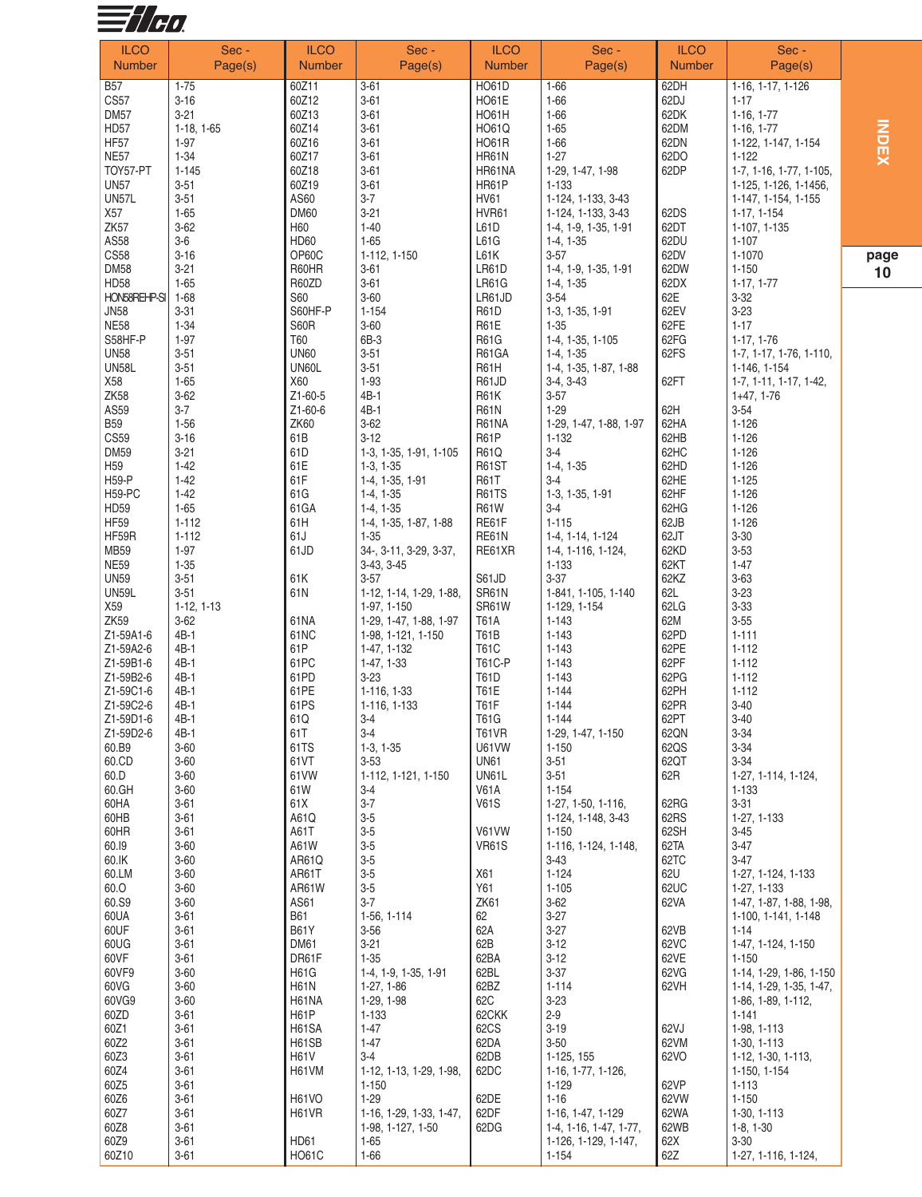| ILCO Number | Sec - Page(s) | ILCO Number | Sec - Page(s) | ILCO Number | Sec - Page(s) | ILCO Number | Sec - Page(s) |
|---|---|---|---|---|---|---|---|
| B57 | 1-75 | 60Z11 | 3-61 | HO61D | 1-66 | 62DH | 1-16, 1-17, 1-126 |
| CS57 | 3-16 | 60Z12 | 3-61 | HO61E | 1-66 | 62DJ | 1-17 |
| DM57 | 3-21 | 60Z13 | 3-61 | HO61H | 1-66 | 62DK | 1-16, 1-77 |
| HD57 | 1-18, 1-65 | 60Z14 | 3-61 | HO61Q | 1-65 | 62DM | 1-16, 1-77 |
| HF57 | 1-97 | 60Z16 | 3-61 | HO61R | 1-66 | 62DN | 1-122, 1-147, 1-154 |
| NE57 | 1-34 | 60Z17 | 3-61 | HR61N | 1-27 | 62DO | 1-122 |
| TOY57-PT | 1-145 | 60Z18 | 3-61 | HR61NA | 1-29, 1-47, 1-98 | 62DP | 1-7, 1-16, 1-77, 1-105, 1-125, 1-126, 1-1456, 1-147, 1-154, 1-155 |
| UN57 | 3-51 | 60Z19 | 3-61 | HR61P | 1-133 | | |
| UN57L | 3-51 | AS60 | 3-7 | HV61 | 1-124, 1-133, 3-43 | | |
| X57 | 1-65 | DM60 | 3-21 | HVR61 | 1-124, 1-133, 3-43 | 62DS | 1-17, 1-154 |
| ZK57 | 3-62 | H60 | 1-40 | L61D | 1-4, 1-9, 1-35, 1-91 | 62DT | 1-107, 1-135 |
| AS58 | 3-6 | HD60 | 1-65 | L61G | 1-4, 1-35 | 62DU | 1-107 |
| CS58 | 3-16 | OP60C | 1-112, 1-150 | L61K | 3-57 | 62DV | 1-1070 |
| DM58 | 3-21 | R60HR | 3-61 | LR61D | 1-4, 1-9, 1-35, 1-91 | 62DW | 1-150 |
| HD58 | 1-65 | R60ZD | 3-61 | LR61G | 1-4, 1-35 | 62DX | 1-17, 1-77 |
| HON58REHP-SI | 1-68 | S60 | 3-60 | LR61JD | 3-54 | 62E | 3-32 |
| JN58 | 3-31 | S60HF-P | 1-154 | R61D | 1-3, 1-35, 1-91 | 62EV | 3-23 |
| NE58 | 1-34 | S60R | 3-60 | R61E | 1-35 | 62FE | 1-17 |
| S58HF-P | 1-97 | T60 | 6B-3 | R61G | 1-4, 1-35, 1-105 | 62FG | 1-17, 1-76 |
| UN58 | 3-51 | UN60 | 3-51 | R61GA | 1-4, 1-35 | 62FS | 1-7, 1-17, 1-76, 1-110, 1-146, 1-154 |
| UN58L | 3-51 | UN60L | 3-51 | R61H | 1-4, 1-35, 1-87, 1-88 | | |
| X58 | 1-65 | X60 | 1-93 | R61JD | 3-4, 3-43 | 62FT | 1-7, 1-11, 1-17, 1-42, 1+47, 1-76 |
| ZK58 | 3-62 | Z1-60-5 | 4B-1 | R61K | 3-57 | | |
| AS59 | 3-7 | Z1-60-6 | 4B-1 | R61N | 1-29 | 62H | 3-54 |
| B59 | 1-56 | ZK60 | 3-62 | R61NA | 1-29, 1-47, 1-88, 1-97 | 62HA | 1-126 |
| CS59 | 3-16 | 61B | 3-12 | R61P | 1-132 | 62HB | 1-126 |
| DM59 | 3-21 | 61D | 1-3, 1-35, 1-91, 1-105 | R61Q | 3-4 | 62HC | 1-126 |
| H59 | 1-42 | 61E | 1-3, 1-35 | R61ST | 1-4, 1-35 | 62HD | 1-126 |
| H59-P | 1-42 | 61F | 1-4, 1-35, 1-91 | R61T | 3-4 | 62HE | 1-125 |
| H59-PC | 1-42 | 61G | 1-4, 1-35 | R61TS | 1-3, 1-35, 1-91 | 62HF | 1-126 |
| HD59 | 1-65 | 61GA | 1-4, 1-35 | R61W | 3-4 | 62HG | 1-126 |
| HF59 | 1-112 | 61H | 1-4, 1-35, 1-87, 1-88 | RE61F | 1-115 | 62JB | 1-126 |
| HF59R | 1-112 | 61J | 1-35 | RE61N | 1-4, 1-14, 1-124 | 62JT | 3-30 |
| MB59 | 1-97 | 61JD | 34-, 3-11, 3-29, 3-37, 3-43, 3-45 | RE61XR | 1-4, 1-116, 1-124, 1-133 | 62KD | 3-53 |
| NE59 | 1-35 | | | | | 62KT | 1-47 |
| UN59 | 3-51 | 61K | 3-57 | S61JD | 3-37 | 62KZ | 3-63 |
| UN59L | 3-51 | 61N | 1-12, 1-14, 1-29, 1-88, 1-97, 1-150 | SR61N | 1-841, 1-105, 1-140 | 62L | 3-23 |
| X59 | 1-12, 1-13 | | | SR61W | 1-129, 1-154 | 62LG | 3-33 |
| ZK59 | 3-62 | 61NA | 1-29, 1-47, 1-88, 1-97 | T61A | 1-143 | 62M | 3-55 |
| Z1-59A1-6 | 4B-1 | 61NC | 1-98, 1-121, 1-150 | T61B | 1-143 | 62PD | 1-111 |
| Z1-59A2-6 | 4B-1 | 61P | 1-47, 1-132 | T61C | 1-143 | 62PE | 1-112 |
| Z1-59B1-6 | 4B-1 | 61PC | 1-47, 1-33 | T61C-P | 1-143 | 62PF | 1-112 |
| Z1-59B2-6 | 4B-1 | 61PD | 3-23 | T61D | 1-143 | 62PG | 1-112 |
| Z1-59C1-6 | 4B-1 | 61PE | 1-116, 1-33 | T61E | 1-144 | 62PH | 1-112 |
| Z1-59C2-6 | 4B-1 | 61PS | 1-116, 1-133 | T61F | 1-144 | 62PR | 3-40 |
| Z1-59D1-6 | 4B-1 | 61Q | 3-4 | T61G | 1-144 | 62PT | 3-40 |
| Z1-59D2-6 | 4B-1 | 61T | 3-4 | T61VR | 1-29, 1-47, 1-150 | 62QN | 3-34 |
| 60.B9 | 3-60 | 61TS | 1-3, 1-35 | U61VW | 1-150 | 62QS | 3-34 |
| 60.CD | 3-60 | 61VT | 3-53 | UN61 | 3-51 | 62QT | 3-34 |
| 60.D | 3-60 | 61VW | 1-112, 1-121, 1-150 | UN61L | 3-51 | 62R | 1-27, 1-114, 1-124, 1-133 |
| 60.GH | 3-60 | 61W | 3-4 | V61A | 1-154 | | |
| 60HA | 3-61 | 61X | 3-7 | V61S | 1-27, 1-50, 1-116, 1-124, 1-148, 3-43 | 62RG | 3-31 |
| 60HB | 3-61 | A61Q | 3-5 | | | 62RS | 1-27, 1-133 |
| 60HR | 3-61 | A61T | 3-5 | V61VW | 1-150 | 62SH | 3-45 |
| 60.I9 | 3-60 | A61W | 3-5 | VR61S | 1-116, 1-124, 1-148, 3-43 | 62TA | 3-47 |
| 60.IK | 3-60 | AR61Q | 3-5 | | | 62TC | 3-47 |
| 60.LM | 3-60 | AR61T | 3-5 | X61 | 1-124 | 62U | 1-27, 1-124, 1-133 |
| 60.O | 3-60 | AR61W | 3-5 | Y61 | 1-105 | 62UC | 1-27, 1-133 |
| 60.S9 | 3-60 | AS61 | 3-7 | ZK61 | 3-62 | 62VA | 1-47, 1-87, 1-88, 1-98, 1-100, 1-141, 1-148 |
| 60UA | 3-61 | B61 | 1-56, 1-114 | 62 | 3-27 | | |
| 60UF | 3-61 | B61Y | 3-56 | 62A | 3-27 | 62VB | 1-14 |
| 60UG | 3-61 | DM61 | 3-21 | 62B | 3-12 | 62VC | 1-47, 1-124, 1-150 |
| 60VF | 3-61 | DR61F | 1-35 | 62BA | 3-12 | 62VE | 1-150 |
| 60VF9 | 3-60 | H61G | 1-4, 1-9, 1-35, 1-91 | 62BL | 3-37 | 62VG | 1-14, 1-29, 1-86, 1-150 |
| 60VG | 3-60 | H61N | 1-27, 1-86 | 62BZ | 1-114 | 62VH | 1-14, 1-29, 1-35, 1-47, 1-86, 1-89, 1-112, 1-141 |
| 60VG9 | 3-60 | H61NA | 1-29, 1-98 | 62C | 3-23 | | |
| 60ZD | 3-61 | H61P | 1-133 | 62CKK | 2-9 | | |
| 60Z1 | 3-61 | H61SA | 1-47 | 62CS | 3-19 | 62VJ | 1-98, 1-113 |
| 60Z2 | 3-61 | H61SB | 1-47 | 62DA | 3-50 | 62VM | 1-30, 1-113 |
| 60Z3 | 3-61 | H61V | 3-4 | 62DB | 1-125, 155 | 62VO | 1-12, 1-30, 1-113, 1-150, 1-154 |
| 60Z4 | 3-61 | H61VM | 1-12, 1-13, 1-29, 1-98, 1-150 | 62DC | 1-16, 1-77, 1-126, 1-129 | | |
| 60Z5 | 3-61 | | | | | 62VP | 1-113 |
| 60Z6 | 3-61 | H61VO | 1-29 | 62DE | 1-16 | 62VW | 1-150 |
| 60Z7 | 3-61 | H61VR | 1-16, 1-29, 1-33, 1-47, 1-98, 1-127, 1-50 | 62DF | 1-16, 1-47, 1-129 | 62WA | 1-30, 1-113 |
| 60Z8 | 3-61 | | | 62DG | 1-4, 1-16, 1-47, 1-77, 1-126, 1-129, 1-147, 1-154 | 62WB | 1-8, 1-30 |
| 60Z9 | 3-61 | HD61 | 1-65 | | | 62X | 3-30 |
| 60Z10 | 3-61 | HO61C | 1-66 | | | 62Z | 1-27, 1-116, 1-124, |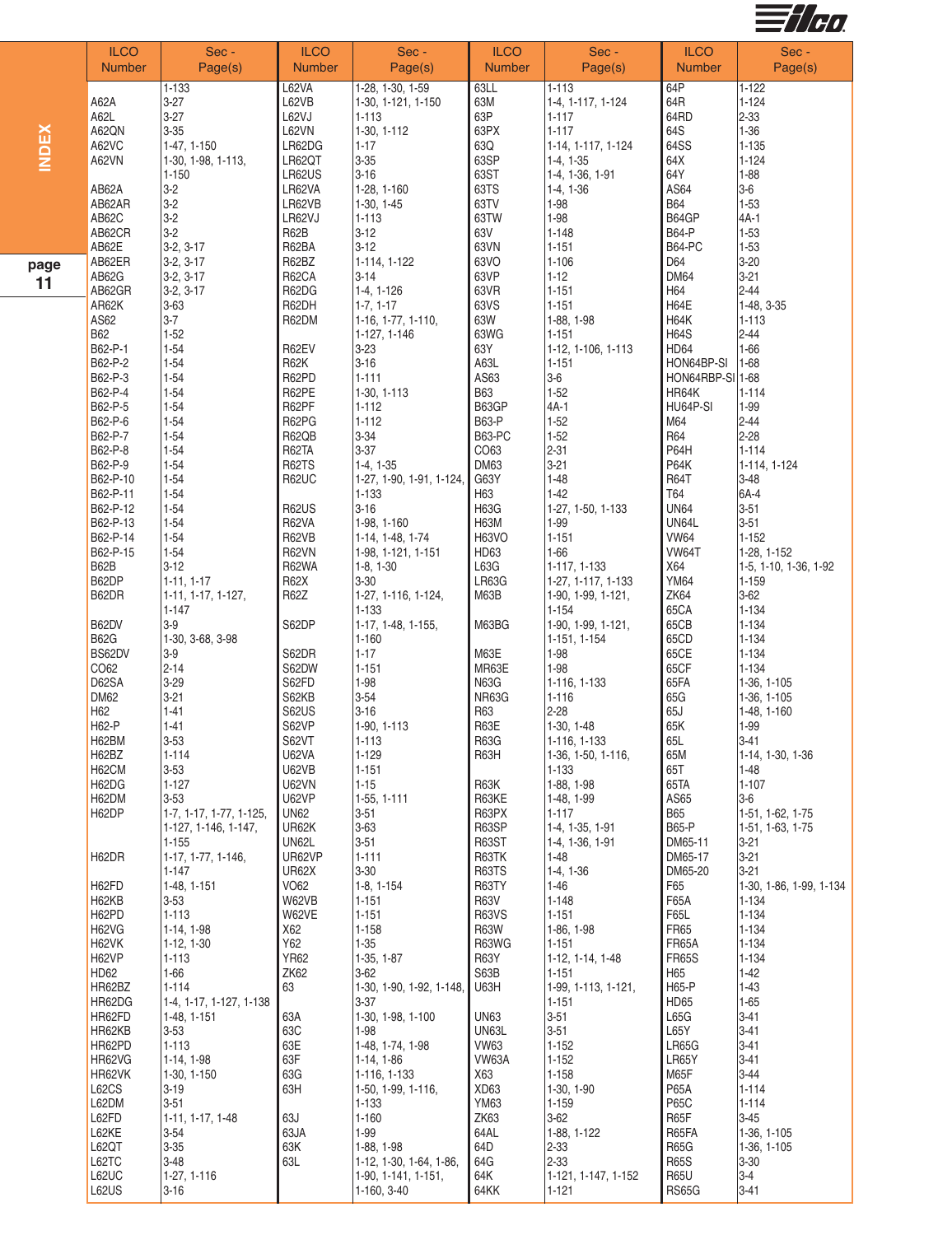| ILCO Number | Sec - Page(s) | ILCO Number | Sec - Page(s) | ILCO Number | Sec - Page(s) | ILCO Number | Sec - Page(s) |
|---|---|---|---|---|---|---|---|
| | 1-133 | L62VA | 1-28, 1-30, 1-59 | 63LL | 1-113 | 64P | 1-122 |
| A62A | 3-27 | L62VB | 1-30, 1-121, 1-150 | 63M | 1-4, 1-117, 1-124 | 64R | 1-124 |
| A62L | 3-27 | L62VJ | 1-113 | 63P | 1-117 | 64RD | 2-33 |
| A62QN | 3-35 | L62VN | 1-30, 1-112 | 63PX | 1-117 | 64S | 1-36 |
| A62VC | 1-47, 1-150 | LR62DG | 1-17 | 63Q | 1-14, 1-117, 1-124 | 64SS | 1-135 |
| A62VN | 1-30, 1-98, 1-113, 1-150 | LR62QT | 3-35 | 63SP | 1-4, 1-35 | 64X | 1-124 |
| | | LR62US | 3-16 | 63ST | 1-4, 1-36, 1-91 | 64Y | 1-88 |
| AB62A | 3-2 | LR62VA | 1-28, 1-160 | 63TS | 1-4, 1-36 | AS64 | 3-6 |
| AB62AR | 3-2 | LR62VB | 1-30, 1-45 | 63TV | 1-98 | B64 | 1-53 |
| AB62C | 3-2 | LR62VJ | 1-113 | 63TW | 1-98 | B64GP | 4A-1 |
| AB62CR | 3-2 | R62B | 3-12 | 63V | 1-148 | B64-P | 1-53 |
| AB62E | 3-2, 3-17 | R62BA | 3-12 | 63VN | 1-151 | B64-PC | 1-53 |
| AB62ER | 3-2, 3-17 | R62BZ | 1-114, 1-122 | 63VO | 1-106 | D64 | 3-20 |
| AB62G | 3-2, 3-17 | R62CA | 3-14 | 63VP | 1-12 | DM64 | 3-21 |
| AB62GR | 3-2, 3-17 | R62DG | 1-4, 1-126 | 63VR | 1-151 | H64 | 2-44 |
| AR62K | 3-63 | R62DH | 1-7, 1-17 | 63VS | 1-151 | H64E | 1-48, 3-35 |
| AS62 | 3-7 | R62DM | 1-16, 1-77, 1-110, 1-127, 1-146 | 63W | 1-88, 1-98 | H64K | 1-113 |
| B62 | 1-52 | | | 63WG | 1-151 | H64S | 2-44 |
| B62-P-1 | 1-54 | R62EV | 3-23 | 63Y | 1-12, 1-106, 1-113 | HD64 | 1-66 |
| B62-P-2 | 1-54 | R62K | 3-16 | A63L | 1-151 | HON64BP-SI | 1-68 |
| B62-P-3 | 1-54 | R62PD | 1-111 | AS63 | 3-6 | HON64RBP-SI | 1-68 |
| B62-P-4 | 1-54 | R62PE | 1-30, 1-113 | B63 | 1-52 | HR64K | 1-114 |
| B62-P-5 | 1-54 | R62PF | 1-112 | B63GP | 4A-1 | HU64P-SI | 1-99 |
| B62-P-6 | 1-54 | R62PG | 1-112 | B63-P | 1-52 | M64 | 2-44 |
| B62-P-7 | 1-54 | R62QB | 3-34 | B63-PC | 1-52 | R64 | 2-28 |
| B62-P-8 | 1-54 | R62TA | 3-37 | CO63 | 2-31 | P64H | 1-114 |
| B62-P-9 | 1-54 | R62TS | 1-4, 1-35 | DM63 | 3-21 | P64K | 1-114, 1-124 |
| B62-P-10 | 1-54 | R62UC | 1-27, 1-90, 1-91, 1-124, 1-133 | G63Y | 1-48 | R64T | 3-48 |
| B62-P-11 | 1-54 | | | H63 | 1-42 | T64 | 6A-4 |
| B62-P-12 | 1-54 | R62US | 3-16 | H63G | 1-27, 1-50, 1-133 | UN64 | 3-51 |
| B62-P-13 | 1-54 | R62VA | 1-98, 1-160 | H63M | 1-99 | UN64L | 3-51 |
| B62-P-14 | 1-54 | R62VB | 1-14, 1-48, 1-74 | H63VO | 1-151 | VW64 | 1-152 |
| B62-P-15 | 1-54 | R62VN | 1-98, 1-121, 1-151 | HD63 | 1-66 | VW64T | 1-28, 1-152 |
| B62B | 3-12 | R62WA | 1-8, 1-30 | L63G | 1-117, 1-133 | X64 | 1-5, 1-10, 1-36, 1-92 |
| B62DP | 1-11, 1-17 | R62X | 3-30 | LR63G | 1-27, 1-117, 1-133 | YM64 | 1-159 |
| B62DR | 1-11, 1-17, 1-127, 1-147 | R62Z | 1-27, 1-116, 1-124, 1-133 | M63B | 1-90, 1-99, 1-121, 1-154 | ZK64 | 3-62 |
| | | | | | | 65CA | 1-134 |
| B62DV | 3-9 | S62DP | 1-17, 1-48, 1-155, 1-160 | M63BG | 1-90, 1-99, 1-121, 1-151, 1-154 | 65CB | 1-134 |
| B62G | 1-30, 3-68, 3-98 | | | | | 65CD | 1-134 |
| BS62DV | 3-9 | S62DR | 1-17 | M63E | 1-98 | 65CE | 1-134 |
| CO62 | 2-14 | S62DW | 1-151 | MR63E | 1-98 | 65CF | 1-134 |
| D62SA | 3-29 | S62FD | 1-98 | N63G | 1-116, 1-133 | 65FA | 1-36, 1-105 |
| DM62 | 3-21 | S62KB | 3-54 | NR63G | 1-116 | 65G | 1-36, 1-105 |
| H62 | 1-41 | S62US | 3-16 | R63 | 2-28 | 65J | 1-48, 1-160 |
| H62-P | 1-41 | S62VP | 1-90, 1-113 | R63E | 1-30, 1-48 | 65K | 1-99 |
| H62BM | 3-53 | S62VT | 1-113 | R63G | 1-116, 1-133 | 65L | 3-41 |
| H62BZ | 1-114 | U62VA | 1-129 | R63H | 1-36, 1-50, 1-116, 1-133 | 65M | 1-14, 1-30, 1-36 |
| H62CM | 3-53 | U62VB | 1-151 | | | 65T | 1-48 |
| H62DG | 1-127 | U62VN | 1-15 | R63K | 1-88, 1-98 | 65TA | 1-107 |
| H62DM | 3-53 | U62VP | 1-55, 1-111 | R63KE | 1-48, 1-99 | AS65 | 3-6 |
| H62DP | 1-7, 1-17, 1-77, 1-125, 1-127, 1-146, 1-147, 1-155 | UN62 | 3-51 | R63PX | 1-117 | B65 | 1-51, 1-62, 1-75 |
| | | UR62K | 3-63 | R63SP | 1-4, 1-35, 1-91 | B65-P | 1-51, 1-63, 1-75 |
| | | UN62L | 3-51 | R63ST | 1-4, 1-36, 1-91 | DM65-11 | 3-21 |
| H62DR | 1-17, 1-77, 1-146, 1-147 | UR62VP | 1-111 | R63TK | 1-48 | DM65-17 | 3-21 |
| | | UR62X | 3-30 | R63TS | 1-4, 1-36 | DM65-20 | 3-21 |
| H62FD | 1-48, 1-151 | VO62 | 1-8, 1-154 | R63TY | 1-46 | F65 | 1-30, 1-86, 1-99, 1-134 |
| H62KB | 3-53 | W62VB | 1-151 | R63V | 1-148 | F65A | 1-134 |
| H62PD | 1-113 | W62VE | 1-151 | R63VS | 1-151 | F65L | 1-134 |
| H62VG | 1-14, 1-98 | X62 | 1-158 | R63W | 1-86, 1-98 | FR65 | 1-134 |
| H62VK | 1-12, 1-30 | Y62 | 1-35 | R63WG | 1-151 | FR65A | 1-134 |
| H62VP | 1-113 | YR62 | 1-35, 1-87 | R63Y | 1-12, 1-14, 1-48 | FR65S | 1-134 |
| HD62 | 1-66 | ZK62 | 3-62 | S63B | 1-151 | H65 | 1-42 |
| HR62BZ | 1-114 | 63 | 1-30, 1-90, 1-92, 1-148, 3-37 | U63H | 1-99, 1-113, 1-121, 1-151 | H65-P | 1-43 |
| HR62DG | 1-4, 1-17, 1-127, 1-138 | | | | | HD65 | 1-65 |
| HR62FD | 1-48, 1-151 | 63A | 1-30, 1-98, 1-100 | UN63 | 3-51 | L65G | 3-41 |
| HR62KB | 3-53 | 63C | 1-98 | UN63L | 3-51 | L65Y | 3-41 |
| HR62PD | 1-113 | 63E | 1-48, 1-74, 1-98 | VW63 | 1-152 | LR65G | 3-41 |
| HR62VG | 1-14, 1-98 | 63F | 1-14, 1-86 | VW63A | 1-152 | LR65Y | 3-41 |
| HR62VK | 1-30, 1-150 | 63G | 1-116, 1-133 | X63 | 1-158 | M65F | 3-44 |
| L62CS | 3-19 | 63H | 1-50, 1-99, 1-116, 1-133 | XD63 | 1-30, 1-90 | P65A | 1-114 |
| L62DM | 3-51 | | | YM63 | 1-159 | P65C | 1-114 |
| L62FD | 1-11, 1-17, 1-48 | 63J | 1-160 | ZK63 | 3-62 | R65F | 3-45 |
| L62KE | 3-54 | 63JA | 1-99 | 64AL | 1-88, 1-122 | R65FA | 1-36, 1-105 |
| L62QT | 3-35 | 63K | 1-88, 1-98 | 64D | 2-33 | R65G | 1-36, 1-105 |
| L62TC | 3-48 | 63L | 1-12, 1-30, 1-64, 1-86, 1-90, 1-141, 1-151, 1-160, 3-40 | 64G | 2-33 | R65S | 3-30 |
| L62UC | 1-27, 1-116 | | | 64K | 1-121, 1-147, 1-152 | R65U | 3-4 |
| L62US | 3-16 | | | 64KK | 1-121 | RS65G | 3-41 |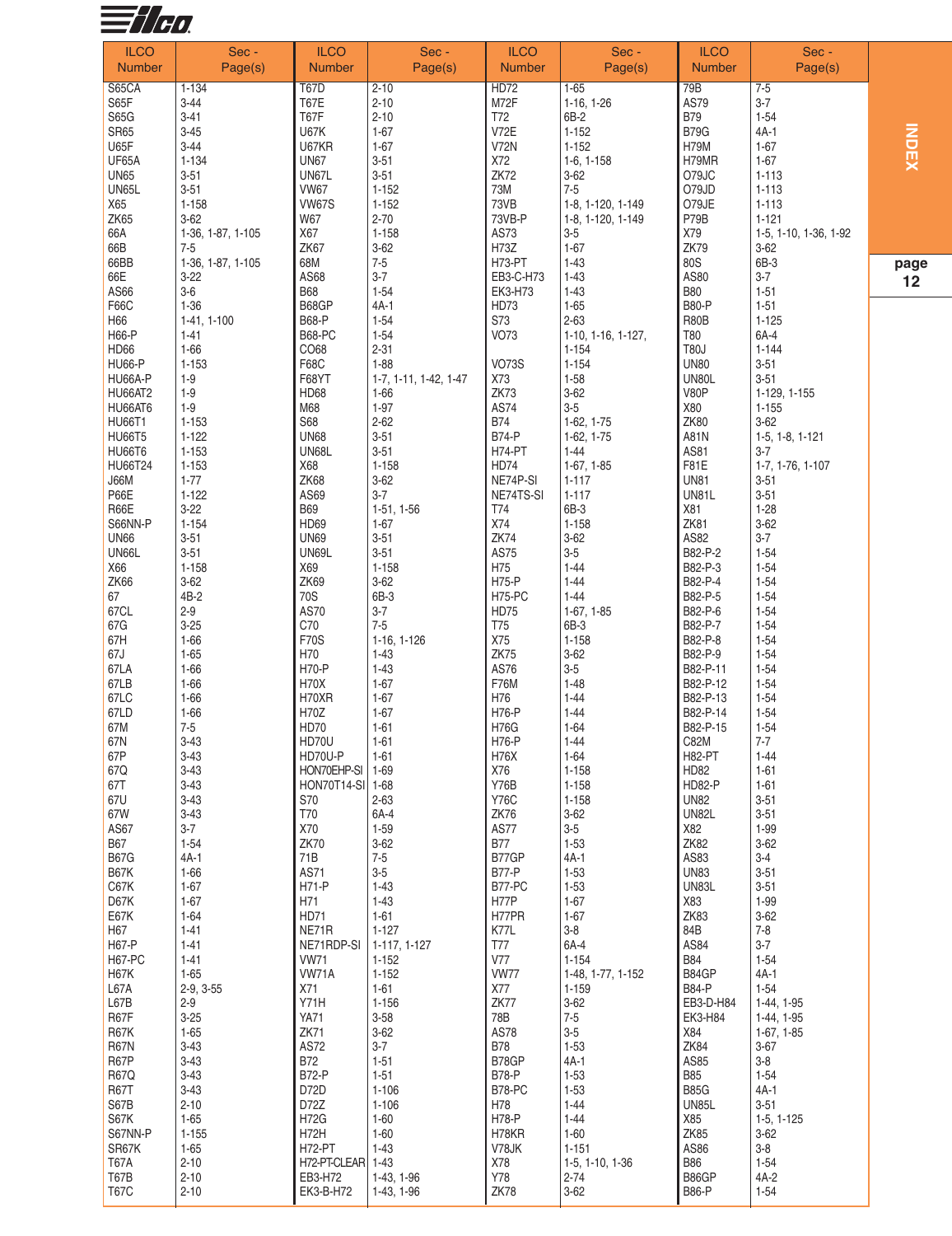| ILCO Number | Sec - Page(s) | ILCO Number | Sec - Page(s) | ILCO Number | Sec - Page(s) | ILCO Number | Sec - Page(s) |
|---|---|---|---|---|---|---|---|
| S65CA | 1-134 | T67D | 2-10 | HD72 | 1-65 | 79B | 7-5 |
| S65F | 3-44 | T67E | 2-10 | M72F | 1-16, 1-26 | AS79 | 3-7 |
| S65G | 3-41 | T67F | 2-10 | T72 | 6B-2 | B79 | 1-54 |
| SR65 | 3-45 | U67K | 1-67 | V72E | 1-152 | B79G | 4A-1 |
| U65F | 3-44 | U67KR | 1-67 | V72N | 1-152 | H79M | 1-67 |
| UF65A | 1-134 | UN67 | 3-51 | X72 | 1-6, 1-158 | H79MR | 1-67 |
| UN65 | 3-51 | UN67L | 3-51 | ZK72 | 3-62 | O79JC | 1-113 |
| UN65L | 3-51 | VW67 | 1-152 | 73M | 7-5 | O79JD | 1-113 |
| X65 | 1-158 | VW67S | 1-152 | 73VB | 1-8, 1-120, 1-149 | O79JE | 1-113 |
| ZK65 | 3-62 | W67 | 2-70 | 73VB-P | 1-8, 1-120, 1-149 | P79B | 1-121 |
| 66A | 1-36, 1-87, 1-105 | X67 | 1-158 | AS73 | 3-5 | X79 | 1-5, 1-10, 1-36, 1-92 |
| 66B | 7-5 | ZK67 | 3-62 | H73Z | 1-67 | ZK79 | 3-62 |
| 66BB | 1-36, 1-87, 1-105 | 68M | 7-5 | H73-PT | 1-43 | 80S | 6B-3 |
| 66E | 3-22 | AS68 | 3-7 | EB3-C-H73 | 1-43 | AS80 | 3-7 |
| AS66 | 3-6 | B68 | 1-54 | EK3-H73 | 1-43 | B80 | 1-51 |
| F66C | 1-36 | B68GP | 4A-1 | HD73 | 1-65 | B80-P | 1-51 |
| H66 | 1-41, 1-100 | B68-P | 1-54 | S73 | 2-63 | R80B | 1-125 |
| H66-P | 1-41 | B68-PC | 1-54 | VO73 | 1-10, 1-16, 1-127, 1-154 | T80 | 6A-4 |
| HD66 | 1-66 | CO68 | 2-31 | | | T80J | 1-144 |
| HU66-P | 1-153 | F68C | 1-88 | VO73S | 1-154 | UN80 | 3-51 |
| HU66A-P | 1-9 | F68YT | 1-7, 1-11, 1-42, 1-47 | X73 | 1-58 | UN80L | 3-51 |
| HU66AT2 | 1-9 | HD68 | 1-66 | ZK73 | 3-62 | V80P | 1-129, 1-155 |
| HU66AT6 | 1-9 | M68 | 1-97 | AS74 | 3-5 | X80 | 1-155 |
| HU66T1 | 1-153 | S68 | 2-62 | B74 | 1-62, 1-75 | ZK80 | 3-62 |
| HU66T5 | 1-122 | UN68 | 3-51 | B74-P | 1-62, 1-75 | A81N | 1-5, 1-8, 1-121 |
| HU66T6 | 1-153 | UN68L | 3-51 | H74-PT | 1-44 | AS81 | 3-7 |
| HU66T24 | 1-153 | X68 | 1-158 | HD74 | 1-67, 1-85 | F81E | 1-7, 1-76, 1-107 |
| J66M | 1-77 | ZK68 | 3-62 | NE74P-SI | 1-117 | UN81 | 3-51 |
| P66E | 1-122 | AS69 | 3-7 | NE74TS-SI | 1-117 | UN81L | 3-51 |
| R66E | 3-22 | B69 | 1-51, 1-56 | T74 | 6B-3 | X81 | 1-28 |
| S66NN-P | 1-154 | HD69 | 1-67 | X74 | 1-158 | ZK81 | 3-62 |
| UN66 | 3-51 | UN69 | 3-51 | ZK74 | 3-62 | AS82 | 3-7 |
| UN66L | 3-51 | UN69L | 3-51 | AS75 | 3-5 | B82-P-2 | 1-54 |
| X66 | 1-158 | X69 | 1-158 | H75 | 1-44 | B82-P-3 | 1-54 |
| ZK66 | 3-62 | ZK69 | 3-62 | H75-P | 1-44 | B82-P-4 | 1-54 |
| 67 | 4B-2 | 70S | 6B-3 | H75-PC | 1-44 | B82-P-5 | 1-54 |
| 67CL | 2-9 | AS70 | 3-7 | HD75 | 1-67, 1-85 | B82-P-6 | 1-54 |
| 67G | 3-25 | C70 | 7-5 | T75 | 6B-3 | B82-P-7 | 1-54 |
| 67H | 1-66 | F70S | 1-16, 1-126 | X75 | 1-158 | B82-P-8 | 1-54 |
| 67J | 1-65 | H70 | 1-43 | ZK75 | 3-62 | B82-P-9 | 1-54 |
| 67LA | 1-66 | H70-P | 1-43 | AS76 | 3-5 | B82-P-11 | 1-54 |
| 67LB | 1-66 | H70X | 1-67 | F76M | 1-48 | B82-P-12 | 1-54 |
| 67LC | 1-66 | H70XR | 1-67 | H76 | 1-44 | B82-P-13 | 1-54 |
| 67LD | 1-66 | H70Z | 1-67 | H76-P | 1-44 | B82-P-14 | 1-54 |
| 67M | 7-5 | HD70 | 1-61 | H76G | 1-64 | B82-P-15 | 1-54 |
| 67N | 3-43 | HD70U | 1-61 | H76-P | 1-44 | C82M | 7-7 |
| 67P | 3-43 | HD70U-P | 1-61 | H76X | 1-64 | H82-PT | 1-44 |
| 67Q | 3-43 | HON70EHP-SI | 1-69 | X76 | 1-158 | HD82 | 1-61 |
| 67T | 3-43 | HON70T14-SI | 1-68 | Y76B | 1-158 | HD82-P | 1-61 |
| 67U | 3-43 | S70 | 2-63 | Y76C | 1-158 | UN82 | 3-51 |
| 67W | 3-43 | T70 | 6A-4 | ZK76 | 3-62 | UN82L | 3-51 |
| AS67 | 3-7 | X70 | 1-59 | AS77 | 3-5 | X82 | 1-99 |
| B67 | 1-54 | ZK70 | 3-62 | B77 | 1-53 | ZK82 | 3-62 |
| B67G | 4A-1 | 71B | 7-5 | B77GP | 4A-1 | AS83 | 3-4 |
| B67K | 1-66 | AS71 | 3-5 | B77-P | 1-53 | UN83 | 3-51 |
| C67K | 1-67 | H71-P | 1-43 | B77-PC | 1-53 | UN83L | 3-51 |
| D67K | 1-67 | H71 | 1-43 | H77P | 1-67 | X83 | 1-99 |
| E67K | 1-64 | HD71 | 1-61 | H77PR | 1-67 | ZK83 | 3-62 |
| H67 | 1-41 | NE71R | 1-127 | K77L | 3-8 | 84B | 7-8 |
| H67-P | 1-41 | NE71RDP-SI | 1-117, 1-127 | T77 | 6A-4 | AS84 | 3-7 |
| H67-PC | 1-41 | VW71 | 1-152 | V77 | 1-154 | B84 | 1-54 |
| H67K | 1-65 | VW71A | 1-152 | VW77 | 1-48, 1-77, 1-152 | B84GP | 4A-1 |
| L67A | 2-9, 3-55 | X71 | 1-61 | X77 | 1-159 | B84-P | 1-54 |
| L67B | 2-9 | Y71H | 1-156 | ZK77 | 3-62 | EB3-D-H84 | 1-44, 1-95 |
| R67F | 3-25 | YA71 | 3-58 | 78B | 7-5 | EK3-H84 | 1-44, 1-95 |
| R67K | 1-65 | ZK71 | 3-62 | AS78 | 3-5 | X84 | 1-67, 1-85 |
| R67N | 3-43 | AS72 | 3-7 | B78 | 1-53 | ZK84 | 3-67 |
| R67P | 3-43 | B72 | 1-51 | B78GP | 4A-1 | AS85 | 3-8 |
| R67Q | 3-43 | B72-P | 1-51 | B78-P | 1-53 | B85 | 1-54 |
| R67T | 3-43 | D72D | 1-106 | B78-PC | 1-53 | B85G | 4A-1 |
| S67B | 2-10 | D72Z | 1-106 | H78 | 1-44 | UN85L | 3-51 |
| S67K | 1-65 | H72G | 1-60 | H78-P | 1-44 | X85 | 1-5, 1-125 |
| S67NN-P | 1-155 | H72H | 1-60 | H78KR | 1-60 | ZK85 | 3-62 |
| SR67K | 1-65 | H72-PT | 1-43 | V78JK | 1-151 | AS86 | 3-8 |
| T67A | 2-10 | H72-PT-CLEAR | 1-43 | X78 | 1-5, 1-10, 1-36 | B86 | 1-54 |
| T67B | 2-10 | EB3-H72 | 1-43, 1-96 | Y78 | 2-74 | B86GP | 4A-2 |
| T67C | 2-10 | EK3-B-H72 | 1-43, 1-96 | ZK78 | 3-62 | B86-P | 1-54 |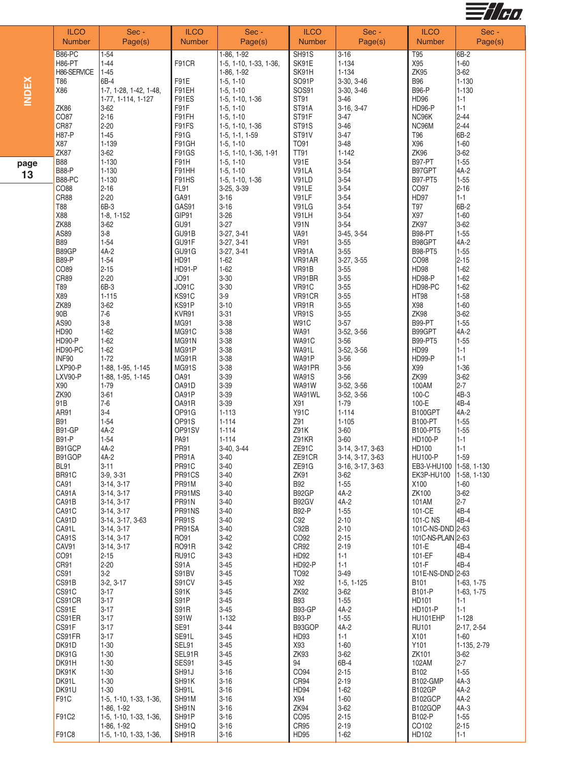| ILCO Number | Sec - Page(s) | ILCO Number | Sec - Page(s) | ILCO Number | Sec - Page(s) | ILCO Number | Sec - Page(s) |
|---|---|---|---|---|---|---|---|
| B86-PC | 1-54 | | 1-86, 1-92 | SH91S | 3-16 | T95 | 6B-2 |
| H86-PT | 1-44 | F91CR | 1-5, 1-10, 1-33, 1-36, | SK91E | 1-134 | X95 | 1-60 |
| H86-SERVICE | 1-45 | | 1-86, 1-92 | SK91H | 1-134 | ZK95 | 3-62 |
| T86 | 6B-4 | F91E | 1-5, 1-10 | SO91P | 3-30, 3-46 | B96 | 1-130 |
| X86 | 1-7, 1-28, 1-42, 1-48, | F91EH | 1-5, 1-10 | SOS91 | 3-30, 3-46 | B96-P | 1-130 |
| | 1-77, 1-114, 1-127 | F91ES | 1-5, 1-10, 1-36 | ST91 | 3-46 | HD96 | 1-1 |
| ZK86 | 3-62 | F91F | 1-5, 1-10 | ST91A | 3-16, 3-47 | HD96-P | 1-1 |
| CO87 | 2-16 | F91FH | 1-5, 1-10 | ST91F | 3-47 | NC96K | 2-44 |
| CR87 | 2-20 | F91FS | 1-5, 1-10, 1-36 | ST91S | 3-46 | NC96M | 2-44 |
| H87-P | 1-45 | F91G | 1-5, 1-1, 1-59 | ST91V | 3-47 | T96 | 6B-2 |
| X87 | 1-139 | F91GH | 1-5, 1-10 | TO91 | 3-48 | X96 | 1-60 |
| ZK87 | 3-62 | F91GS | 1-5, 1-10, 1-36, 1-91 | TT91 | 1-142 | ZK96 | 3-62 |
| B88 | 1-130 | F91H | 1-5, 1-10 | V91E | 3-54 | B97-PT | 1-55 |
| B88-P | 1-130 | F91HH | 1-5, 1-10 | V91LA | 3-54 | B97GPT | 4A-2 |
| B88-PC | 1-130 | F91HS | 1-5, 1-10, 1-36 | V91LD | 3-54 | B97-PT5 | 1-55 |
| CO88 | 2-16 | FL91 | 3-25, 3-39 | V91LE | 3-54 | CO97 | 2-16 |
| CR88 | 2-20 | GA91 | 3-16 | V91LF | 3-54 | HD97 | 1-1 |
| T88 | 6B-3 | GAS91 | 3-16 | V91LG | 3-54 | T97 | 6B-2 |
| X88 | 1-8, 1-152 | GIP91 | 3-26 | V91LH | 3-54 | X97 | 1-60 |
| ZK88 | 3-62 | GU91 | 3-27 | V91N | 3-54 | ZK97 | 3-62 |
| AS89 | 3-8 | GU91B | 3-27, 3-41 | VA91 | 3-45, 3-54 | B98-PT | 1-55 |
| B89 | 1-54 | GU91F | 3-27, 3-41 | VR91 | 3-55 | B98GPT | 4A-2 |
| B89GP | 4A-2 | GU91G | 3-27, 3-41 | VR91A | 3-55 | B98-PT5 | 1-55 |
| B89-P | 1-54 | HD91 | 1-62 | VR91AR | 3-27, 3-55 | CO98 | 2-15 |
| CO89 | 2-15 | HD91-P | 1-62 | VR91B | 3-55 | HD98 | 1-62 |
| CR89 | 2-20 | JO91 | 3-30 | VR91BR | 3-55 | HD98-P | 1-62 |
| T89 | 6B-3 | JO91C | 3-30 | VR91C | 3-55 | HD98-PC | 1-62 |
| X89 | 1-115 | KS91C | 3-9 | VR91CR | 3-55 | HT98 | 1-58 |
| ZK89 | 3-62 | KS91P | 3-10 | VR91R | 3-55 | X98 | 1-60 |
| 90B | 7-6 | KVR91 | 3-31 | VR91S | 3-55 | ZK98 | 3-62 |
| AS90 | 3-8 | MG91 | 3-38 | W91C | 3-57 | B99-PT | 1-55 |
| HD90 | 1-62 | MG91C | 3-38 | WA91 | 3-52, 3-56 | B99GPT | 4A-2 |
| HD90-P | 1-62 | MG91N | 3-38 | WA91C | 3-56 | B99-PT5 | 1-55 |
| HD90-PC | 1-62 | MG91P | 3-38 | WA91L | 3-52, 3-56 | HD99 | 1-1 |
| INF90 | 1-72 | MG91R | 3-38 | WA91P | 3-56 | HD99-P | 1-1 |
| LXP90-P | 1-88, 1-95, 1-145 | MG91S | 3-38 | WA91PR | 3-56 | X99 | 1-36 |
| LXV90-P | 1-88, 1-95, 1-145 | OA91 | 3-39 | WA91S | 3-56 | ZK99 | 3-62 |
| X90 | 1-79 | OA91D | 3-39 | WA91W | 3-52, 3-56 | 100AM | 2-7 |
| ZK90 | 3-61 | OA91P | 3-39 | WA91WL | 3-52, 3-56 | 100-C | 4B-3 |
| 91B | 7-6 | OA91R | 3-39 | X91 | 1-79 | 100-E | 4B-4 |
| AR91 | 3-4 | OP91G | 1-113 | Y91C | 1-114 | B100GPT | 4A-2 |
| B91 | 1-54 | OP91S | 1-114 | Z91 | 1-105 | B100-PT | 1-55 |
| B91-GP | 4A-2 | OP91SV | 1-114 | Z91K | 3-60 | B100-PT5 | 1-55 |
| B91-P | 1-54 | PA91 | 1-114 | Z91KR | 3-60 | HD100-P | 1-1 |
| B91GCP | 4A-2 | PR91 | 3-40, 3-44 | ZE91C | 3-14, 3-17, 3-63 | HD100 | 1-1 |
| B91GOP | 4A-2 | PR91A | 3-40 | ZE91CR | 3-14, 3-17, 3-63 | HU100-P | 1-59 |
| BL91 | 3-11 | PR91C | 3-40 | ZE91G | 3-16, 3-17, 3-63 | EB3-V-HU100 | 1-58, 1-130 |
| BR91C | 3-9, 3-31 | PR91CS | 3-40 | ZK91 | 3-62 | EK3P-HU100 | 1-58, 1-130 |
| CA91 | 3-14, 3-17 | PR91M | 3-40 | B92 | 1-55 | X100 | 1-60 |
| CA91A | 3-14, 3-17 | PR91MS | 3-40 | B92GP | 4A-2 | ZK100 | 3-62 |
| CA91B | 3-14, 3-17 | PR91N | 3-40 | B92GV | 4A-2 | 101AM | 2-7 |
| CA91C | 3-14, 3-17 | PR91NS | 3-40 | B92-P | 1-55 | 101-CE | 4B-4 |
| CA91D | 3-14, 3-17, 3-63 | PR91S | 3-40 | C92 | 2-10 | 101-C NS | 4B-4 |
| CA91L | 3-14, 3-17 | PR91SA | 3-40 | C92B | 2-10 | 101C-NS-DND | 2-63 |
| CA91S | 3-14, 3-17 | RO91 | 3-42 | CO92 | 2-15 | 101C-NS-PLAIN | 2-63 |
| CAV91 | 3-14, 3-17 | RO91R | 3-42 | CR92 | 2-19 | 101-E | 4B-4 |
| CO91 | 2-15 | RU91C | 3-43 | HD92 | 1-1 | 101-EF | 4B-4 |
| CR91 | 2-20 | S91A | 3-45 | HD92-P | 1-1 | 101-F | 4B-4 |
| CS91 | 3-2 | S91BV | 3-45 | TO92 | 3-49 | 101E-NS-DND | 2-63 |
| CS91B | 3-2, 3-17 | S91CV | 3-45 | X92 | 1-5, 1-125 | B101 | 1-63, 1-75 |
| CS91C | 3-17 | S91K | 3-45 | ZK92 | 3-62 | B101-P | 1-63, 1-75 |
| CS91CR | 3-17 | S91P | 3-45 | B93 | 1-55 | HD101 | 1-1 |
| CS91E | 3-17 | S91R | 3-45 | B93-GP | 4A-2 | HD101-P | 1-1 |
| CS91ER | 3-17 | S91W | 1-132 | B93-P | 1-55 | HU101EHP | 1-128 |
| CS91F | 3-17 | SE91 | 3-44 | B93GOP | 4A-2 | RU101 | 2-17, 2-54 |
| CS91FR | 3-17 | SE91L | 3-45 | HD93 | 1-1 | X101 | 1-60 |
| DK91D | 1-30 | SEL91 | 3-45 | X93 | 1-60 | Y101 | 1-135, 2-79 |
| DK91G | 1-30 | SEL91R | 3-45 | ZK93 | 3-62 | ZK101 | 3-62 |
| DK91H | 1-30 | SES91 | 3-45 | 94 | 6B-4 | 102AM | 2-7 |
| DK91K | 1-30 | SH91J | 3-16 | CO94 | 2-15 | B102 | 1-55 |
| DK91L | 1-30 | SH91K | 3-16 | CR94 | 2-19 | B102-GMP | 4A-3 |
| DK91U | 1-30 | SH91L | 3-16 | HD94 | 1-62 | B102GP | 4A-2 |
| F91C | 1-5, 1-10, 1-33, 1-36, | SH91M | 3-16 | X94 | 1-60 | B102GCP | 4A-2 |
| | 1-86, 1-92 | SH91N | 3-16 | ZK94 | 3-62 | B102GOP | 4A-3 |
| F91C2 | 1-5, 1-10, 1-33, 1-36, | SH91P | 3-16 | CO95 | 2-15 | B102-P | 1-55 |
| | 1-86, 1-92 | SH91Q | 3-16 | CR95 | 2-19 | CO102 | 2-15 |
| F91C8 | 1-5, 1-10, 1-33, 1-36, | SH91R | 3-16 | HD95 | 1-62 | HD102 | 1-1 |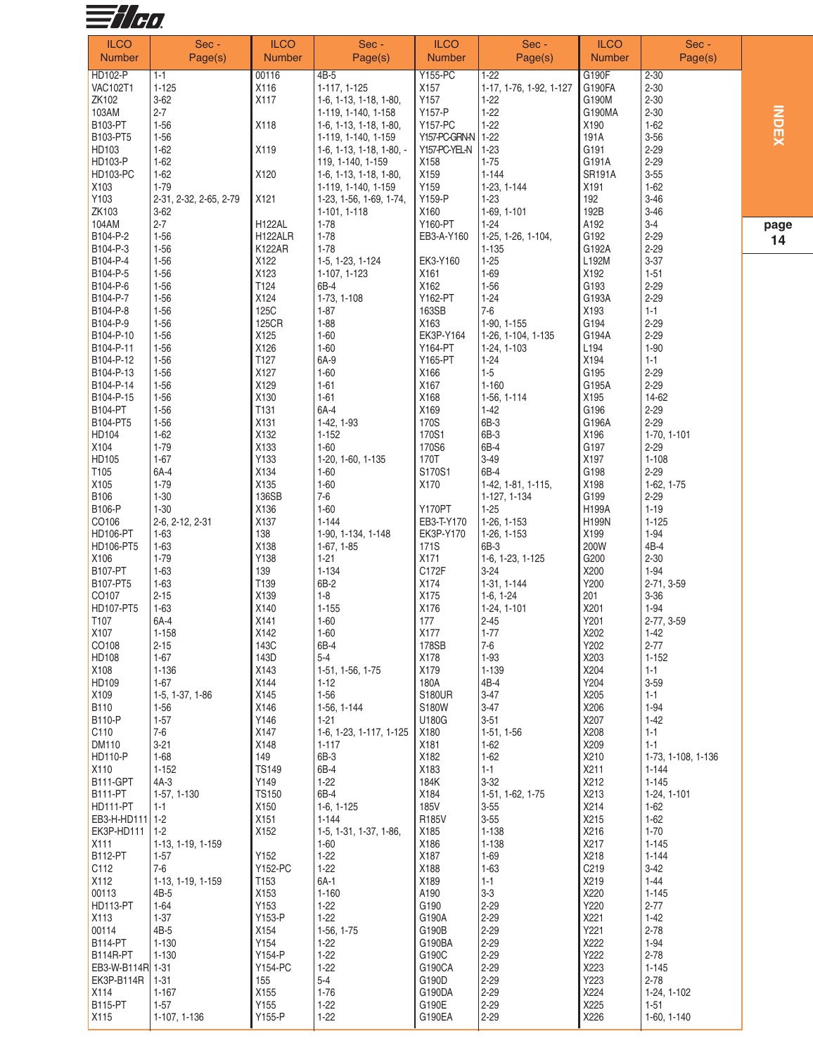| ILCO Number | Sec - Page(s) |
|---|---|
| HD102-P | 1-1 |
| VAC102T1 | 1-125 |
| ZK102 | 3-62 |
| 103AM | 2-7 |
| B103-PT | 1-56 |
| B103-PT5 | 1-56 |
| HD103 | 1-62 |
| HD103-P | 1-62 |
| HD103-PC | 1-62 |
| X103 | 1-79 |
| Y103 | 2-31, 2-32, 2-65, 2-79 |
| ZK103 | 3-62 |
| 104AM | 2-7 |
| B104-P-2 | 1-56 |
| B104-P-3 | 1-56 |
| B104-P-4 | 1-56 |
| B104-P-5 | 1-56 |
| B104-P-6 | 1-56 |
| B104-P-7 | 1-56 |
| B104-P-8 | 1-56 |
| B104-P-9 | 1-56 |
| B104-P-10 | 1-56 |
| B104-P-11 | 1-56 |
| B104-P-12 | 1-56 |
| B104-P-13 | 1-56 |
| B104-P-14 | 1-56 |
| B104-P-15 | 1-56 |
| B104-PT | 1-56 |
| B104-PT5 | 1-56 |
| HD104 | 1-62 |
| X104 | 1-79 |
| HD105 | 1-67 |
| T105 | 6A-4 |
| X105 | 1-79 |
| B106 | 1-30 |
| B106-P | 1-30 |
| CO106 | 2-6, 2-12, 2-31 |
| HD106-PT | 1-63 |
| HD106-PT5 | 1-63 |
| X106 | 1-79 |
| B107-PT | 1-63 |
| B107-PT5 | 1-63 |
| CO107 | 2-15 |
| HD107-PT5 | 1-63 |
| T107 | 6A-4 |
| X107 | 1-158 |
| CO108 | 2-15 |
| HD108 | 1-67 |
| X108 | 1-136 |
| HD109 | 1-67 |
| X109 | 1-5, 1-37, 1-86 |
| B110 | 1-56 |
| B110-P | 1-57 |
| C110 | 7-6 |
| DM110 | 3-21 |
| HD110-P | 1-68 |
| X110 | 1-152 |
| B111-GPT | 4A-3 |
| B111-PT | 1-57, 1-130 |
| HD111-PT | 1-1 |
| EB3-H-HD111 | 1-2 |
| EK3P-HD111 | 1-2 |
| X111 | 1-13, 1-19, 1-159 |
| B112-PT | 1-57 |
| C112 | 7-6 |
| X112 | 1-13, 1-19, 1-159 |
| 00113 | 4B-5 |
| HD113-PT | 1-64 |
| X113 | 1-37 |
| 00114 | 4B-5 |
| B114-PT | 1-130 |
| B114R-PT | 1-130 |
| EB3-W-B114R | 1-31 |
| EK3P-B114R | 1-31 |
| X114 | 1-167 |
| B115-PT | 1-57 |
| X115 | 1-107, 1-136 |
| 00116 | 4B-5 |
| X116 | 1-117, 1-125 |
| X117 | 1-6, 1-13, 1-18, 1-80, 1-119, 1-140, 1-158 |
| X118 | 1-6, 1-13, 1-18, 1-80, 1-119, 1-140, 1-159 |
| X119 | 1-6, 1-13, 1-18, 1-80, -119, 1-140, 1-159 |
| X120 | 1-6, 1-13, 1-18, 1-80, 1-119, 1-140, 1-159 |
| X121 | 1-23, 1-56, 1-69, 1-74, 1-101, 1-118 |
| H122AL | 1-78 |
| H122ALR | 1-78 |
| K122AR | 1-78 |
| X122 | 1-5, 1-23, 1-124 |
| X123 | 1-107, 1-123 |
| T124 | 6B-4 |
| X124 | 1-73, 1-108 |
| 125C | 1-87 |
| 125CR | 1-88 |
| X125 | 1-60 |
| X126 | 1-60 |
| T127 | 6A-9 |
| X127 | 1-60 |
| X129 | 1-61 |
| X130 | 1-61 |
| T131 | 6A-4 |
| X131 | 1-42, 1-93 |
| X132 | 1-152 |
| X133 | 1-60 |
| Y133 | 1-20, 1-60, 1-135 |
| X134 | 1-60 |
| X135 | 1-60 |
| 136SB | 7-6 |
| X136 | 1-60 |
| X137 | 1-144 |
| 138 | 1-90, 1-134, 1-148 |
| X138 | 1-67, 1-85 |
| Y138 | 1-21 |
| 139 | 1-134 |
| T139 | 6B-2 |
| X139 | 1-8 |
| X140 | 1-155 |
| X141 | 1-60 |
| X142 | 1-60 |
| 143C | 6B-4 |
| 143D | 5-4 |
| X143 | 1-51, 1-56, 1-75 |
| X144 | 1-12 |
| X145 | 1-56 |
| X146 | 1-56, 1-144 |
| Y146 | 1-21 |
| X147 | 1-6, 1-23, 1-117, 1-125 |
| X148 | 1-117 |
| 149 | 6B-3 |
| TS149 | 6B-4 |
| Y149 | 1-22 |
| TS150 | 6B-4 |
| X150 | 1-6, 1-125 |
| X151 | 1-144 |
| X152 | 1-5, 1-31, 1-37, 1-86, 1-60 |
| Y152 | 1-22 |
| Y152-PC | 1-22 |
| T153 | 6A-1 |
| X153 | 1-160 |
| Y153 | 1-22 |
| Y153-P | 1-22 |
| X154 | 1-56, 1-75 |
| Y154 | 1-22 |
| Y154-P | 1-22 |
| Y154-PC | 1-22 |
| 155 | 5-4 |
| X155 | 1-76 |
| Y155 | 1-22 |
| Y155-P | 1-22 |
| Y155-PC | 1-22 |
| X157 | 1-17, 1-76, 1-92, 1-127 |
| Y157 | 1-22 |
| Y157-P | 1-22 |
| Y157-PC | 1-22 |
| Y157-PC-GRN-N | 1-22 |
| Y157-PC-YEL-N | 1-23 |
| X158 | 1-75 |
| X159 | 1-144 |
| Y159 | 1-23, 1-144 |
| Y159-P | 1-23 |
| X160 | 1-69, 1-101 |
| Y160-PT | 1-24 |
| EB3-A-Y160 | 1-25, 1-26, 1-104, 1-135 |
| EK3-Y160 | 1-25 |
| X161 | 1-69 |
| X162 | 1-56 |
| Y162-PT | 1-24 |
| 163SB | 7-6 |
| X163 | 1-90, 1-155 |
| EK3P-Y164 | 1-26, 1-104, 1-135 |
| Y164-PT | 1-24, 1-103 |
| Y165-PT | 1-24 |
| X166 | 1-5 |
| X167 | 1-160 |
| X168 | 1-56, 1-114 |
| X169 | 1-42 |
| 170S | 6B-3 |
| 170S1 | 6B-3 |
| 170S6 | 6B-4 |
| 170T | 3-49 |
| S170S1 | 6B-4 |
| X170 | 1-42, 1-81, 1-115, 1-127, 1-134 |
| Y170PT | 1-25 |
| EB3-T-Y170 | 1-26, 1-153 |
| EK3P-Y170 | 1-26, 1-153 |
| 171S | 6B-3 |
| X171 | 1-6, 1-23, 1-125 |
| C172F | 3-24 |
| X174 | 1-31, 1-144 |
| X175 | 1-6, 1-24 |
| X176 | 1-24, 1-101 |
| 177 | 2-45 |
| X177 | 1-77 |
| 178SB | 7-6 |
| X178 | 1-93 |
| X179 | 1-139 |
| 180A | 4B-4 |
| S180UR | 3-47 |
| S180W | 3-47 |
| U180G | 3-51 |
| X180 | 1-51, 1-56 |
| X181 | 1-62 |
| X182 | 1-62 |
| X183 | 1-1 |
| 184K | 3-32 |
| X184 | 1-51, 1-62, 1-75 |
| 185V | 3-55 |
| R185V | 3-55 |
| X185 | 1-138 |
| X186 | 1-138 |
| X187 | 1-69 |
| X188 | 1-63 |
| X189 | 1-1 |
| A190 | 3-3 |
| G190 | 2-29 |
| G190A | 2-29 |
| G190B | 2-29 |
| G190BA | 2-29 |
| G190C | 2-29 |
| G190CA | 2-29 |
| G190D | 2-29 |
| G190DA | 2-29 |
| G190E | 2-29 |
| G190EA | 2-29 |
| G190F | 2-30 |
| G190FA | 2-30 |
| G190M | 2-30 |
| G190MA | 2-30 |
| X190 | 1-62 |
| 191A | 3-56 |
| G191 | 2-29 |
| G191A | 2-29 |
| SR191A | 3-55 |
| X191 | 1-62 |
| 192 | 3-46 |
| 192B | 3-46 |
| A192 | 3-4 |
| G192 | 2-29 |
| G192A | 2-29 |
| L192M | 3-37 |
| X192 | 1-51 |
| G193 | 2-29 |
| G193A | 2-29 |
| X193 | 1-1 |
| G194 | 2-29 |
| G194A | 2-29 |
| L194 | 1-90 |
| X194 | 1-1 |
| G195 | 2-29 |
| G195A | 2-29 |
| X195 | 14-62 |
| G196 | 2-29 |
| G196A | 2-29 |
| X196 | 1-70, 1-101 |
| G197 | 2-29 |
| X197 | 1-108 |
| G198 | 2-29 |
| X198 | 1-62, 1-75 |
| G199 | 2-29 |
| H199A | 1-19 |
| H199N | 1-125 |
| X199 | 1-94 |
| 200W | 4B-4 |
| G200 | 2-30 |
| X200 | 1-94 |
| Y200 | 2-71, 3-59 |
| 201 | 3-36 |
| X201 | 1-94 |
| Y201 | 2-77, 3-59 |
| X202 | 1-42 |
| Y202 | 2-77 |
| X203 | 1-152 |
| X204 | 1-1 |
| Y204 | 3-59 |
| X205 | 1-1 |
| X206 | 1-94 |
| X207 | 1-42 |
| X208 | 1-1 |
| X209 | 1-1 |
| X210 | 1-73, 1-108, 1-136 |
| X211 | 1-144 |
| X212 | 1-145 |
| X213 | 1-24, 1-101 |
| X214 | 1-62 |
| X215 | 1-62 |
| X216 | 1-70 |
| X217 | 1-145 |
| X218 | 1-144 |
| C219 | 3-42 |
| X219 | 1-44 |
| X220 | 1-145 |
| Y220 | 2-77 |
| X221 | 1-42 |
| Y221 | 2-78 |
| X222 | 1-94 |
| Y222 | 2-78 |
| X223 | 1-145 |
| Y223 | 2-78 |
| X224 | 1-24, 1-102 |
| X225 | 1-51 |
| X226 | 1-60, 1-140 |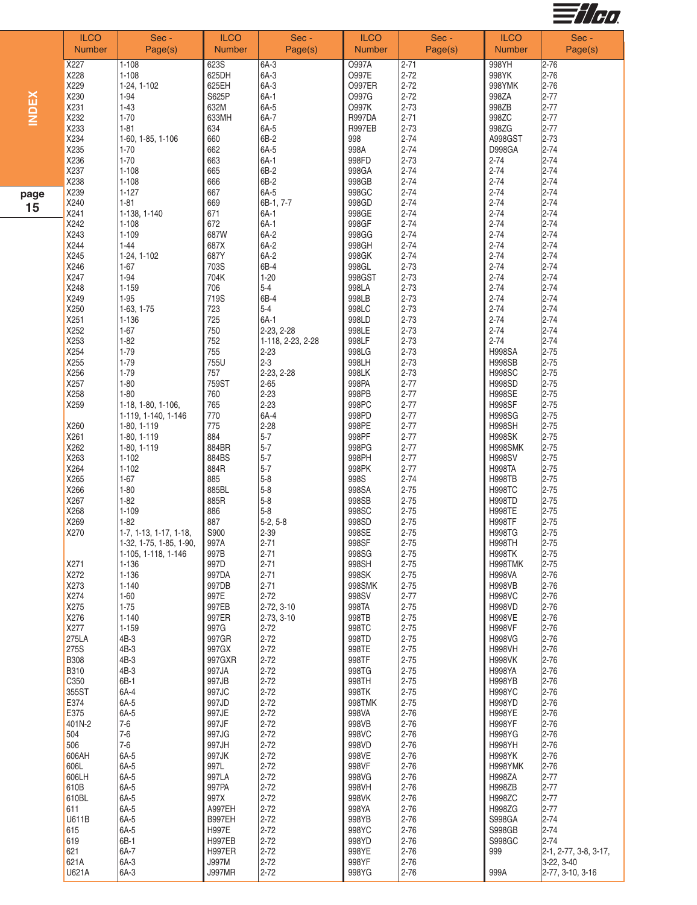| ILCO Number | Sec - Page(s) | ILCO Number | Sec - Page(s) | ILCO Number | Sec - Page(s) | ILCO Number | Sec - Page(s) |
|---|---|---|---|---|---|---|---|
| X227 | 1-108 | 623S | 6A-3 | O997A | 2-71 | 998YH | 2-76 |
| X228 | 1-108 | 625DH | 6A-3 | O997E | 2-72 | 998YK | 2-76 |
| X229 | 1-24, 1-102 | 625EH | 6A-3 | O997ER | 2-72 | 998YMK | 2-76 |
| X230 | 1-94 | S625P | 6A-1 | O997G | 2-72 | 998ZA | 2-77 |
| X231 | 1-43 | 632M | 6A-5 | O997K | 2-73 | 998ZB | 2-77 |
| X232 | 1-70 | 633MH | 6A-7 | R997DA | 2-71 | 998ZC | 2-77 |
| X233 | 1-81 | 634 | 6A-5 | R997EB | 2-73 | 998ZG | 2-77 |
| X234 | 1-60, 1-85, 1-106 | 660 | 6B-2 | 998 | 2-74 | A998GST | 2-73 |
| X235 | 1-70 | 662 | 6A-5 | 998A | 2-74 | D998GA | 2-74 |
| X236 | 1-70 | 663 | 6A-1 | 998FD | 2-73 | 2-74 | 2-74 |
| X237 | 1-108 | 665 | 6B-2 | 998GA | 2-74 | 2-74 | 2-74 |
| X238 | 1-108 | 666 | 6B-2 | 998GB | 2-74 | 2-74 | 2-74 |
| X239 | 1-127 | 667 | 6A-5 | 998GC | 2-74 | 2-74 | 2-74 |
| X240 | 1-81 | 669 | 6B-1, 7-7 | 998GD | 2-74 | 2-74 | 2-74 |
| X241 | 1-138, 1-140 | 671 | 6A-1 | 998GE | 2-74 | 2-74 | 2-74 |
| X242 | 1-108 | 672 | 6A-1 | 998GF | 2-74 | 2-74 | 2-74 |
| X243 | 1-109 | 687W | 6A-2 | 998GG | 2-74 | 2-74 | 2-74 |
| X244 | 1-44 | 687X | 6A-2 | 998GH | 2-74 | 2-74 | 2-74 |
| X245 | 1-24, 1-102 | 687Y | 6A-2 | 998GK | 2-74 | 2-74 | 2-74 |
| X246 | 1-67 | 703S | 6B-4 | 998GL | 2-73 | 2-74 | 2-74 |
| X247 | 1-94 | 704K | 1-20 | 998GST | 2-73 | 2-74 | 2-74 |
| X248 | 1-159 | 706 | 5-4 | 998LA | 2-73 | 2-74 | 2-74 |
| X249 | 1-95 | 719S | 6B-4 | 998LB | 2-73 | 2-74 | 2-74 |
| X250 | 1-63, 1-75 | 723 | 5-4 | 998LC | 2-73 | 2-74 | 2-74 |
| X251 | 1-136 | 725 | 6A-1 | 998LD | 2-73 | 2-74 | 2-74 |
| X252 | 1-67 | 750 | 2-23, 2-28 | 998LE | 2-73 | 2-74 | 2-74 |
| X253 | 1-82 | 752 | 1-118, 2-23, 2-28 | 998LF | 2-73 | 2-74 | 2-74 |
| X254 | 1-79 | 755 | 2-23 | 998LG | 2-73 | H998SA | 2-75 |
| X255 | 1-79 | 755U | 2-3 | 998LH | 2-73 | H998SB | 2-75 |
| X256 | 1-79 | 757 | 2-23, 2-28 | 998LK | 2-73 | H998SC | 2-75 |
| X257 | 1-80 | 759ST | 2-65 | 998PA | 2-77 | H998SD | 2-75 |
| X258 | 1-80 | 760 | 2-23 | 998PB | 2-77 | H998SE | 2-75 |
| X259 | 1-18, 1-80, 1-106, | 765 | 2-23 | 998PC | 2-77 | H998SF | 2-75 |
| | 1-119, 1-140, 1-146 | 770 | 6A-4 | 998PD | 2-77 | H998SG | 2-75 |
| X260 | 1-80, 1-119 | 775 | 2-28 | 998PE | 2-77 | H998SH | 2-75 |
| X261 | 1-80, 1-119 | 884 | 5-7 | 998PF | 2-77 | H998SK | 2-75 |
| X262 | 1-80, 1-119 | 884BR | 5-7 | 998PG | 2-77 | H998SMK | 2-75 |
| X263 | 1-102 | 884BS | 5-7 | 998PH | 2-77 | H998SV | 2-75 |
| X264 | 1-102 | 884R | 5-7 | 998PK | 2-77 | H998TA | 2-75 |
| X265 | 1-67 | 885 | 5-8 | 998S | 2-74 | H998TB | 2-75 |
| X266 | 1-80 | 885BL | 5-8 | 998SA | 2-75 | H998TC | 2-75 |
| X267 | 1-82 | 885R | 5-8 | 998SB | 2-75 | H998TD | 2-75 |
| X268 | 1-109 | 886 | 5-8 | 998SC | 2-75 | H998TE | 2-75 |
| X269 | 1-82 | 887 | 5-2, 5-8 | 998SD | 2-75 | H998TF | 2-75 |
| X270 | 1-7, 1-13, 1-17, 1-18, | S900 | 2-39 | 998SE | 2-75 | H998TG | 2-75 |
| | 1-32, 1-75, 1-85, 1-90, | 997A | 2-71 | 998SF | 2-75 | H998TH | 2-75 |
| | 1-105, 1-118, 1-146 | 997B | 2-71 | 998SG | 2-75 | H998TK | 2-75 |
| X271 | 1-136 | 997D | 2-71 | 998SH | 2-75 | H998TMK | 2-75 |
| X272 | 1-136 | 997DA | 2-71 | 998SK | 2-75 | H998VA | 2-76 |
| X273 | 1-140 | 997DB | 2-71 | 998SMK | 2-75 | H998VB | 2-76 |
| X274 | 1-60 | 997E | 2-72 | 998SV | 2-77 | H998VC | 2-76 |
| X275 | 1-75 | 997EB | 2-72, 3-10 | 998TA | 2-75 | H998VD | 2-76 |
| X276 | 1-140 | 997ER | 2-73, 3-10 | 998TB | 2-75 | H998VE | 2-76 |
| X277 | 1-159 | 997G | 2-72 | 998TC | 2-75 | H998VF | 2-76 |
| 275LA | 4B-3 | 997GR | 2-72 | 998TD | 2-75 | H998VG | 2-76 |
| 275S | 4B-3 | 997GX | 2-72 | 998TE | 2-75 | H998VH | 2-76 |
| B308 | 4B-3 | 997GXR | 2-72 | 998TF | 2-75 | H998VK | 2-76 |
| B310 | 4B-3 | 997JA | 2-72 | 998TG | 2-75 | H998YA | 2-76 |
| C350 | 6B-1 | 997JB | 2-72 | 998TH | 2-75 | H998YB | 2-76 |
| 355ST | 6A-4 | 997JC | 2-72 | 998TK | 2-75 | H998YC | 2-76 |
| E374 | 6A-5 | 997JD | 2-72 | 998TMK | 2-75 | H998YD | 2-76 |
| E375 | 6A-5 | 997JE | 2-72 | 998VA | 2-76 | H998YE | 2-76 |
| 401N-2 | 7-6 | 997JF | 2-72 | 998VB | 2-76 | H998YF | 2-76 |
| 504 | 7-6 | 997JG | 2-72 | 998VC | 2-76 | H998YG | 2-76 |
| 506 | 7-6 | 997JH | 2-72 | 998VD | 2-76 | H998YH | 2-76 |
| 606AH | 6A-5 | 997JK | 2-72 | 998VE | 2-76 | H998YK | 2-76 |
| 606L | 6A-5 | 997L | 2-72 | 998VF | 2-76 | H998YMK | 2-76 |
| 606LH | 6A-5 | 997LA | 2-72 | 998VG | 2-76 | H998ZA | 2-77 |
| 610B | 6A-5 | 997PA | 2-72 | 998VH | 2-76 | H998ZB | 2-77 |
| 610BL | 6A-5 | 997X | 2-72 | 998VK | 2-76 | H998ZC | 2-77 |
| 611 | 6A-5 | A997EH | 2-72 | 998YA | 2-76 | H998ZG | 2-77 |
| U611B | 6A-5 | B997EH | 2-72 | 998YB | 2-76 | S998GA | 2-74 |
| 615 | 6A-5 | H997E | 2-72 | 998YC | 2-76 | S998GB | 2-74 |
| 619 | 6B-1 | H997EB | 2-72 | 998YD | 2-76 | S998GC | 2-74 |
| 621 | 6A-7 | H997ER | 2-72 | 998YE | 2-76 | 999 | 2-1, 2-77, 3-8, 3-17, |
| 621A | 6A-3 | J997M | 2-72 | 998YF | 2-76 | | 3-22, 3-40 |
| U621A | 6A-3 | J997MR | 2-72 | 998YG | 2-76 | 999A | 2-77, 3-10, 3-16 |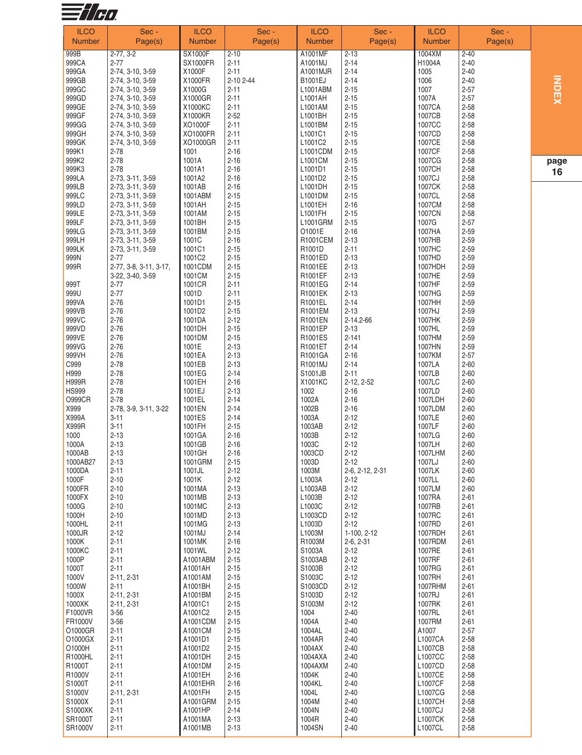| ILCO Number | Sec - Page(s) | ILCO Number | Sec - Page(s) | ILCO Number | Sec - Page(s) | ILCO Number | Sec - Page(s) |
|---|---|---|---|---|---|---|---|
| 999B | 2-77, 3-2 | SX1000F | 2-10 | A1001MF | 2-13 | 1004XM | 2-40 |
| 999CA | 2-77 | SX1000FR | 2-11 | A1001MJ | 2-14 | H1004A | 2-40 |
| 999GA | 2-74, 3-10, 3-59 | X1000F | 2-11 | A1001MJR | 2-14 | 1005 | 2-40 |
| 999GB | 2-74, 3-10, 3-59 | X1000FR | 2-10 2-44 | B1001EJ | 2-14 | 1006 | 2-40 |
| 999GC | 2-74, 3-10, 3-59 | X1000G | 2-11 | L1001ABM | 2-15 | 1007 | 2-57 |
| 999GD | 2-74, 3-10, 3-59 | X1000GR | 2-11 | L1001AH | 2-15 | 1007A | 2-57 |
| 999GE | 2-74, 3-10, 3-59 | X1000KC | 2-11 | L1001AM | 2-15 | 1007CA | 2-58 |
| 999GF | 2-74, 3-10, 3-59 | X1000KR | 2-52 | L1001BH | 2-15 | 1007CB | 2-58 |
| 999GG | 2-74, 3-10, 3-59 | XO1000F | 2-11 | L1001BM | 2-15 | 1007CC | 2-58 |
| 999GH | 2-74, 3-10, 3-59 | XO1000FR | 2-11 | L1001C1 | 2-15 | 1007CD | 2-58 |
| 999GK | 2-74, 3-10, 3-59 | XO1000GR | 2-11 | L1001C2 | 2-15 | 1007CE | 2-58 |
| 999K1 | 2-78 | 1001 | 2-16 | L1001CDM | 2-15 | 1007CF | 2-58 |
| 999K2 | 2-78 | 1001A | 2-16 | L1001CM | 2-15 | 1007CG | 2-58 |
| 999K3 | 2-78 | 1001A1 | 2-16 | L1001D1 | 2-15 | 1007CH | 2-58 |
| 999LA | 2-73, 3-11, 3-59 | 1001A2 | 2-16 | L1001D2 | 2-15 | 1007CJ | 2-58 |
| 999LB | 2-73, 3-11, 3-59 | 1001AB | 2-16 | L1001DH | 2-15 | 1007CK | 2-58 |
| 999LC | 2-73, 3-11, 3-59 | 1001ABM | 2-15 | L1001DM | 2-15 | 1007CL | 2-58 |
| 999LD | 2-73, 3-11, 3-59 | 1001AH | 2-15 | L1001EH | 2-16 | 1007CM | 2-58 |
| 999LE | 2-73, 3-11, 3-59 | 1001AM | 2-15 | L1001FH | 2-15 | 1007CN | 2-58 |
| 999LF | 2-73, 3-11, 3-59 | 1001BH | 2-15 | L1001GRM | 2-15 | 1007G | 2-57 |
| 999LG | 2-73, 3-11, 3-59 | 1001BM | 2-15 | O1001E | 2-16 | 1007HA | 2-59 |
| 999LH | 2-73, 3-11, 3-59 | 1001C | 2-16 | R1001CEM | 2-13 | 1007HB | 2-59 |
| 999LK | 2-73, 3-11, 3-59 | 1001C1 | 2-15 | R1001D | 2-11 | 1007HC | 2-59 |
| 999N | 2-77 | 1001C2 | 2-15 | R1001ED | 2-13 | 1007HD | 2-59 |
| 999R | 2-77, 3-8, 3-11, 3-17, 3-22, 3-40, 3-59 | 1001CDM | 2-15 | R1001EE | 2-13 | 1007HDH | 2-59 |
| | | 1001CM | 2-15 | R1001EF | 2-13 | 1007HE | 2-59 |
| 999T | 2-77 | 1001CR | 2-11 | R1001EG | 2-14 | 1007HF | 2-59 |
| 999U | 2-77 | 1001D | 2-11 | R1001EK | 2-13 | 1007HG | 2-59 |
| 999VA | 2-76 | 1001D1 | 2-15 | R1001EL | 2-14 | 1007HH | 2-59 |
| 999VB | 2-76 | 1001D2 | 2-15 | R1001EM | 2-13 | 1007HJ | 2-59 |
| 999VC | 2-76 | 1001DA | 2-12 | R1001EN | 2-14.2-66 | 1007HK | 2-59 |
| 999VD | 2-76 | 1001DH | 2-15 | R1001EP | 2-13 | 1007HL | 2-59 |
| 999VE | 2-76 | 1001DM | 2-15 | R1001ES | 2-141 | 1007HM | 2-59 |
| 999VG | 2-76 | 1001E | 2-13 | R1001ET | 2-14 | 1007HN | 2-59 |
| 999VH | 2-76 | 1001EA | 2-13 | R1001GA | 2-16 | 1007KM | 2-57 |
| C999 | 2-78 | 1001EB | 2-13 | R1001MJ | 2-14 | 1007LA | 2-60 |
| H999 | 2-78 | 1001EG | 2-14 | S1001JB | 2-11 | 1007LB | 2-60 |
| H999R | 2-78 | 1001EH | 2-16 | X1001KC | 2-12, 2-52 | 1007LC | 2-60 |
| HS999 | 2-78 | 1001EJ | 2-13 | 1002 | 2-16 | 1007LD | 2-60 |
| O999CR | 2-78 | 1001EL | 2-14 | 1002A | 2-16 | 1007LDH | 2-60 |
| X999 | 2-78, 3-9, 3-11, 3-22 | 1001EN | 2-14 | 1002B | 2-16 | 1007LDM | 2-60 |
| X999A | 3-11 | 1001ES | 2-14 | 1003A | 2-12 | 1007LE | 2-60 |
| X999R | 3-11 | 1001FH | 2-15 | 1003AB | 2-12 | 1007LF | 2-60 |
| 1000 | 2-13 | 1001GA | 2-16 | 1003B | 2-12 | 1007LG | 2-60 |
| 1000A | 2-13 | 1001GB | 2-16 | 1003C | 2-12 | 1007LH | 2-60 |
| 1000AB | 2-13 | 1001GH | 2-16 | 1003CD | 2-12 | 1007LHM | 2-60 |
| 1000AB27 | 2-13 | 1001GRM | 2-15 | 1003D | 2-12 | 1007LJ | 2-60 |
| 1000DA | 2-11 | 1001JL | 2-12 | 1003M | 2-6, 2-12, 2-31 | 1007LK | 2-60 |
| 1000F | 2-10 | 1001K | 2-12 | L1003A | 2-12 | 1007LL | 2-60 |
| 1000FR | 2-10 | 1001MA | 2-13 | L1003AB | 2-12 | 1007LM | 2-60 |
| 1000FX | 2-10 | 1001MB | 2-13 | L1003B | 2-12 | 1007RA | 2-61 |
| 1000G | 2-10 | 1001MC | 2-13 | L1003C | 2-12 | 1007RB | 2-61 |
| 1000H | 2-10 | 1001MD | 2-13 | L1003CD | 2-12 | 1007RC | 2-61 |
| 1000HL | 2-11 | 1001MG | 2-13 | L1003D | 2-12 | 1007RD | 2-61 |
| 1000JR | 2-12 | 1001MJ | 2-14 | L1003M | 1-100, 2-12 | 1007RDH | 2-61 |
| 1000K | 2-11 | 1001MK | 2-16 | R1003M | 2-6, 2-31 | 1007RDM | 2-61 |
| 1000KC | 2-11 | 1001WL | 2-12 | S1003A | 2-12 | 1007RE | 2-61 |
| 1000P | 2-11 | A1001ABM | 2-15 | S1003AB | 2-12 | 1007RF | 2-61 |
| 1000T | 2-11 | A1001AH | 2-15 | S1003B | 2-12 | 1007RG | 2-61 |
| 1000V | 2-11, 2-31 | A1001AM | 2-15 | S1003C | 2-12 | 1007RH | 2-61 |
| 1000W | 2-11 | A1001BH | 2-15 | S1003CD | 2-12 | 1007RHM | 2-61 |
| 1000X | 2-11, 2-31 | A1001BM | 2-15 | S1003D | 2-12 | 1007RJ | 2-61 |
| 1000XK | 2-11, 2-31 | A1001C1 | 2-15 | S1003M | 2-12 | 1007RK | 2-61 |
| F1000VR | 3-56 | A1001C2 | 2-15 | 1004 | 2-40 | 1007RL | 2-61 |
| FR1000V | 3-56 | A1001CDM | 2-15 | 1004A | 2-40 | 1007RM | 2-61 |
| O1000GR | 2-11 | A1001CM | 2-15 | 1004AL | 2-40 | A1007 | 2-57 |
| O1000GX | 2-11 | A1001D1 | 2-15 | 1004AR | 2-40 | L1007CA | 2-58 |
| O1000H | 2-11 | A1001D2 | 2-15 | 1004AX | 2-40 | L1007CB | 2-58 |
| R1000HL | 2-11 | A1001DH | 2-15 | 1004AXA | 2-40 | L1007CC | 2-58 |
| R1000T | 2-11 | A1001DM | 2-15 | 1004AXM | 2-40 | L1007CD | 2-58 |
| R1000V | 2-11 | A1001EH | 2-16 | 1004K | 2-40 | L1007CE | 2-58 |
| S1000T | 2-11 | A1001EHR | 2-16 | 1004KL | 2-40 | L1007CF | 2-58 |
| S1000V | 2-11, 2-31 | A1001FH | 2-15 | 1004L | 2-40 | L1007CG | 2-58 |
| S1000X | 2-11 | A1001GRM | 2-15 | 1004M | 2-40 | L1007CH | 2-58 |
| S1000XK | 2-11 | A1001HP | 2-14 | 1004N | 2-40 | L1007CJ | 2-58 |
| SR1000T | 2-11 | A1001MA | 2-13 | 1004R | 2-40 | L1007CK | 2-58 |
| SR1000V | 2-11 | A1001MB | 2-13 | 1004SN | 2-40 | L1007CL | 2-58 |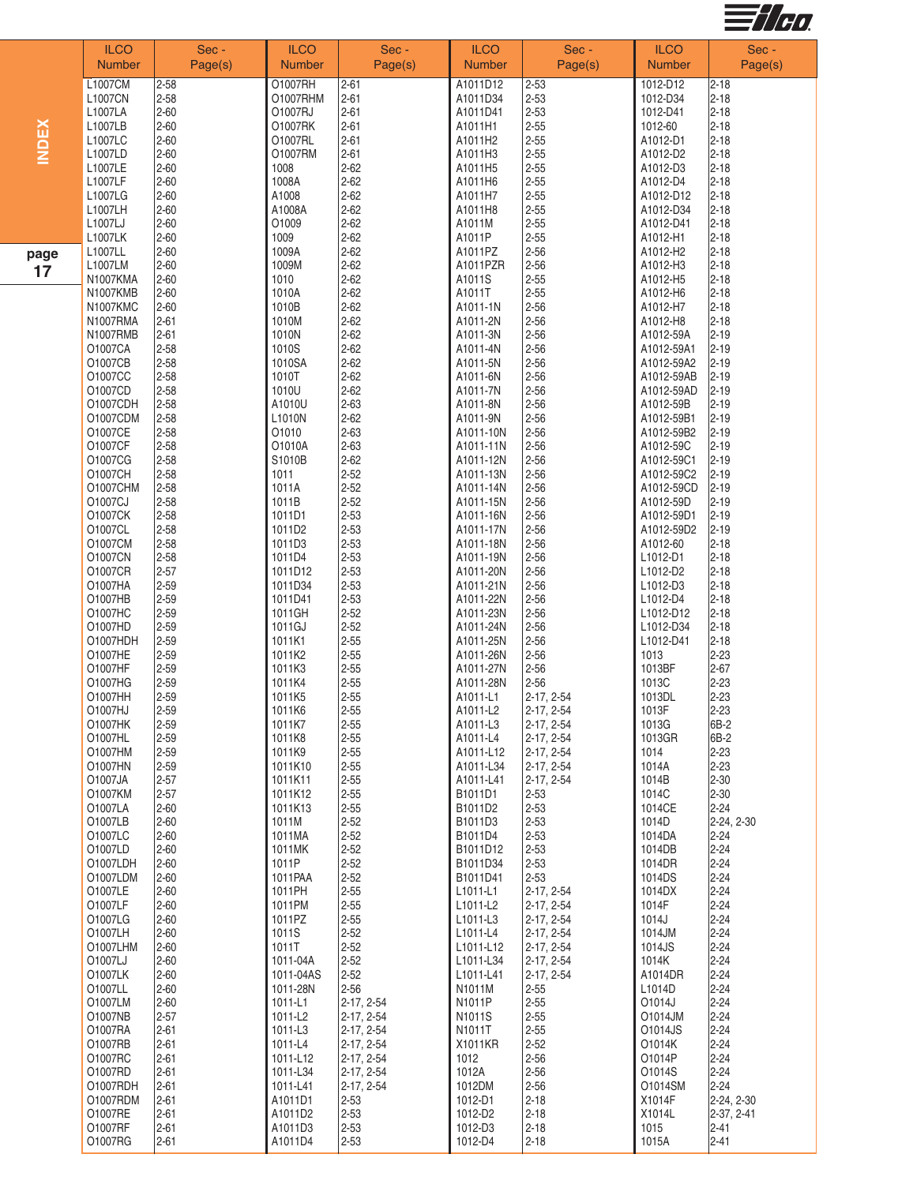| ILCO Number | Sec - Page(s) | ILCO Number | Sec - Page(s) | ILCO Number | Sec - Page(s) | ILCO Number | Sec - Page(s) |
|---|---|---|---|---|---|---|---|
| L1007CM | 2-58 | O1007RH | 2-61 | A1011D12 | 2-53 | 1012-D12 | 2-18 |
| L1007CN | 2-58 | O1007RHM | 2-61 | A1011D34 | 2-53 | 1012-D34 | 2-18 |
| L1007LA | 2-60 | O1007RJ | 2-61 | A1011D41 | 2-53 | 1012-D41 | 2-18 |
| L1007LB | 2-60 | O1007RK | 2-61 | A1011H1 | 2-55 | 1012-60 | 2-18 |
| L1007LC | 2-60 | O1007RL | 2-61 | A1011H2 | 2-55 | A1012-D1 | 2-18 |
| L1007LD | 2-60 | O1007RM | 2-61 | A1011H3 | 2-55 | A1012-D2 | 2-18 |
| L1007LE | 2-60 | 1008 | 2-62 | A1011H5 | 2-55 | A1012-D3 | 2-18 |
| L1007LF | 2-60 | 1008A | 2-62 | A1011H6 | 2-55 | A1012-D4 | 2-18 |
| L1007LG | 2-60 | A1008 | 2-62 | A1011H7 | 2-55 | A1012-D12 | 2-18 |
| L1007LH | 2-60 | A1008A | 2-62 | A1011H8 | 2-55 | A1012-D34 | 2-18 |
| L1007LJ | 2-60 | O1009 | 2-62 | A1011M | 2-55 | A1012-D41 | 2-18 |
| L1007LK | 2-60 | 1009 | 2-62 | A1011P | 2-55 | A1012-H1 | 2-18 |
| L1007LL | 2-60 | 1009A | 2-62 | A1011PZ | 2-56 | A1012-H2 | 2-18 |
| L1007LM | 2-60 | 1009M | 2-62 | A1011PZR | 2-56 | A1012-H3 | 2-18 |
| N1007KMA | 2-60 | 1010 | 2-62 | A1011S | 2-55 | A1012-H5 | 2-18 |
| N1007KMB | 2-60 | 1010A | 2-62 | A1011T | 2-55 | A1012-H6 | 2-18 |
| N1007KMC | 2-60 | 1010B | 2-62 | A1011-1N | 2-56 | A1012-H7 | 2-18 |
| N1007RMA | 2-61 | 1010M | 2-62 | A1011-2N | 2-56 | A1012-H8 | 2-18 |
| N1007RMB | 2-61 | 1010N | 2-62 | A1011-3N | 2-56 | A1012-59A | 2-19 |
| O1007CA | 2-58 | 1010S | 2-62 | A1011-4N | 2-56 | A1012-59A1 | 2-19 |
| O1007CB | 2-58 | 1010SA | 2-62 | A1011-5N | 2-56 | A1012-59A2 | 2-19 |
| O1007CC | 2-58 | 1010T | 2-62 | A1011-6N | 2-56 | A1012-59AB | 2-19 |
| O1007CD | 2-58 | 1010U | 2-62 | A1011-7N | 2-56 | A1012-59AD | 2-19 |
| O1007CDH | 2-58 | A1010U | 2-63 | A1011-8N | 2-56 | A1012-59B | 2-19 |
| O1007CDM | 2-58 | L1010N | 2-62 | A1011-9N | 2-56 | A1012-59B1 | 2-19 |
| O1007CE | 2-58 | O1010 | 2-63 | A1011-10N | 2-56 | A1012-59B2 | 2-19 |
| O1007CF | 2-58 | O1010A | 2-63 | A1011-11N | 2-56 | A1012-59C | 2-19 |
| O1007CG | 2-58 | S1010B | 2-62 | A1011-12N | 2-56 | A1012-59C1 | 2-19 |
| O1007CH | 2-58 | 1011 | 2-52 | A1011-13N | 2-56 | A1012-59C2 | 2-19 |
| O1007CHM | 2-58 | 1011A | 2-52 | A1011-14N | 2-56 | A1012-59CD | 2-19 |
| O1007CJ | 2-58 | 1011B | 2-52 | A1011-15N | 2-56 | A1012-59D | 2-19 |
| O1007CK | 2-58 | 1011D1 | 2-53 | A1011-16N | 2-56 | A1012-59D1 | 2-19 |
| O1007CL | 2-58 | 1011D2 | 2-53 | A1011-17N | 2-56 | A1012-59D2 | 2-19 |
| O1007CM | 2-58 | 1011D3 | 2-53 | A1011-18N | 2-56 | A1012-60 | 2-18 |
| O1007CN | 2-58 | 1011D4 | 2-53 | A1011-19N | 2-56 | L1012-D1 | 2-18 |
| O1007CR | 2-57 | 1011D12 | 2-53 | A1011-20N | 2-56 | L1012-D2 | 2-18 |
| O1007HA | 2-59 | 1011D34 | 2-53 | A1011-21N | 2-56 | L1012-D3 | 2-18 |
| O1007HB | 2-59 | 1011D41 | 2-53 | A1011-22N | 2-56 | L1012-D4 | 2-18 |
| O1007HC | 2-59 | 1011GH | 2-52 | A1011-23N | 2-56 | L1012-D12 | 2-18 |
| O1007HD | 2-59 | 1011GJ | 2-52 | A1011-24N | 2-56 | L1012-D34 | 2-18 |
| O1007HDH | 2-59 | 1011K1 | 2-55 | A1011-25N | 2-56 | L1012-D41 | 2-18 |
| O1007HE | 2-59 | 1011K2 | 2-55 | A1011-26N | 2-56 | 1013 | 2-23 |
| O1007HF | 2-59 | 1011K3 | 2-55 | A1011-27N | 2-56 | 1013BF | 2-67 |
| O1007HG | 2-59 | 1011K4 | 2-55 | A1011-28N | 2-56 | 1013C | 2-23 |
| O1007HH | 2-59 | 1011K5 | 2-55 | A1011-L1 | 2-17, 2-54 | 1013DL | 2-23 |
| O1007HJ | 2-59 | 1011K6 | 2-55 | A1011-L2 | 2-17, 2-54 | 1013F | 2-23 |
| O1007HK | 2-59 | 1011K7 | 2-55 | A1011-L3 | 2-17, 2-54 | 1013G | 6B-2 |
| O1007HL | 2-59 | 1011K8 | 2-55 | A1011-L4 | 2-17, 2-54 | 1013GR | 6B-2 |
| O1007HM | 2-59 | 1011K9 | 2-55 | A1011-L12 | 2-17, 2-54 | 1014 | 2-23 |
| O1007HN | 2-59 | 1011K10 | 2-55 | A1011-L34 | 2-17, 2-54 | 1014A | 2-23 |
| O1007JA | 2-57 | 1011K11 | 2-55 | A1011-L41 | 2-17, 2-54 | 1014B | 2-30 |
| O1007KM | 2-57 | 1011K12 | 2-55 | B1011D1 | 2-53 | 1014C | 2-30 |
| O1007LA | 2-60 | 1011K13 | 2-55 | B1011D2 | 2-53 | 1014CE | 2-24 |
| O1007LB | 2-60 | 1011M | 2-52 | B1011D3 | 2-53 | 1014D | 2-24, 2-30 |
| O1007LC | 2-60 | 1011MA | 2-52 | B1011D4 | 2-53 | 1014DA | 2-24 |
| O1007LD | 2-60 | 1011MK | 2-52 | B1011D12 | 2-53 | 1014DB | 2-24 |
| O1007LDH | 2-60 | 1011P | 2-52 | B1011D34 | 2-53 | 1014DR | 2-24 |
| O1007LDM | 2-60 | 1011PAA | 2-52 | B1011D41 | 2-53 | 1014DS | 2-24 |
| O1007LE | 2-60 | 1011PH | 2-55 | L1011-L1 | 2-17, 2-54 | 1014DX | 2-24 |
| O1007LF | 2-60 | 1011PM | 2-55 | L1011-L2 | 2-17, 2-54 | 1014F | 2-24 |
| O1007LG | 2-60 | 1011PZ | 2-55 | L1011-L3 | 2-17, 2-54 | 1014J | 2-24 |
| O1007LH | 2-60 | 1011S | 2-52 | L1011-L4 | 2-17, 2-54 | 1014JM | 2-24 |
| O1007LHM | 2-60 | 1011T | 2-52 | L1011-L12 | 2-17, 2-54 | 1014JS | 2-24 |
| O1007LJ | 2-60 | 1011-04A | 2-52 | L1011-L34 | 2-17, 2-54 | 1014K | 2-24 |
| O1007LK | 2-60 | 1011-04AS | 2-52 | L1011-L41 | 2-17, 2-54 | A1014DR | 2-24 |
| O1007LL | 2-60 | 1011-28N | 2-56 | N1011M | 2-55 | L1014D | 2-24 |
| O1007LM | 2-60 | 1011-L1 | 2-17, 2-54 | N1011P | 2-55 | O1014J | 2-24 |
| O1007NB | 2-57 | 1011-L2 | 2-17, 2-54 | N1011S | 2-55 | O1014JM | 2-24 |
| O1007RA | 2-61 | 1011-L3 | 2-17, 2-54 | N1011T | 2-55 | O1014JS | 2-24 |
| O1007RB | 2-61 | 1011-L4 | 2-17, 2-54 | X1011KR | 2-52 | O1014K | 2-24 |
| O1007RC | 2-61 | 1011-L12 | 2-17, 2-54 | 1012 | 2-56 | O1014P | 2-24 |
| O1007RD | 2-61 | 1011-L34 | 2-17, 2-54 | 1012A | 2-56 | O1014S | 2-24 |
| O1007RDH | 2-61 | 1011-L41 | 2-17, 2-54 | 1012DM | 2-56 | O1014SM | 2-24 |
| O1007RDM | 2-61 | A1011D1 | 2-53 | 1012-D1 | 2-18 | X1014F | 2-24, 2-30 |
| O1007RE | 2-61 | A1011D2 | 2-53 | 1012-D2 | 2-18 | X1014L | 2-37, 2-41 |
| O1007RF | 2-61 | A1011D3 | 2-53 | 1012-D3 | 2-18 | 1015 | 2-41 |
| O1007RG | 2-61 | A1011D4 | 2-53 | 1012-D4 | 2-18 | 1015A | 2-41 |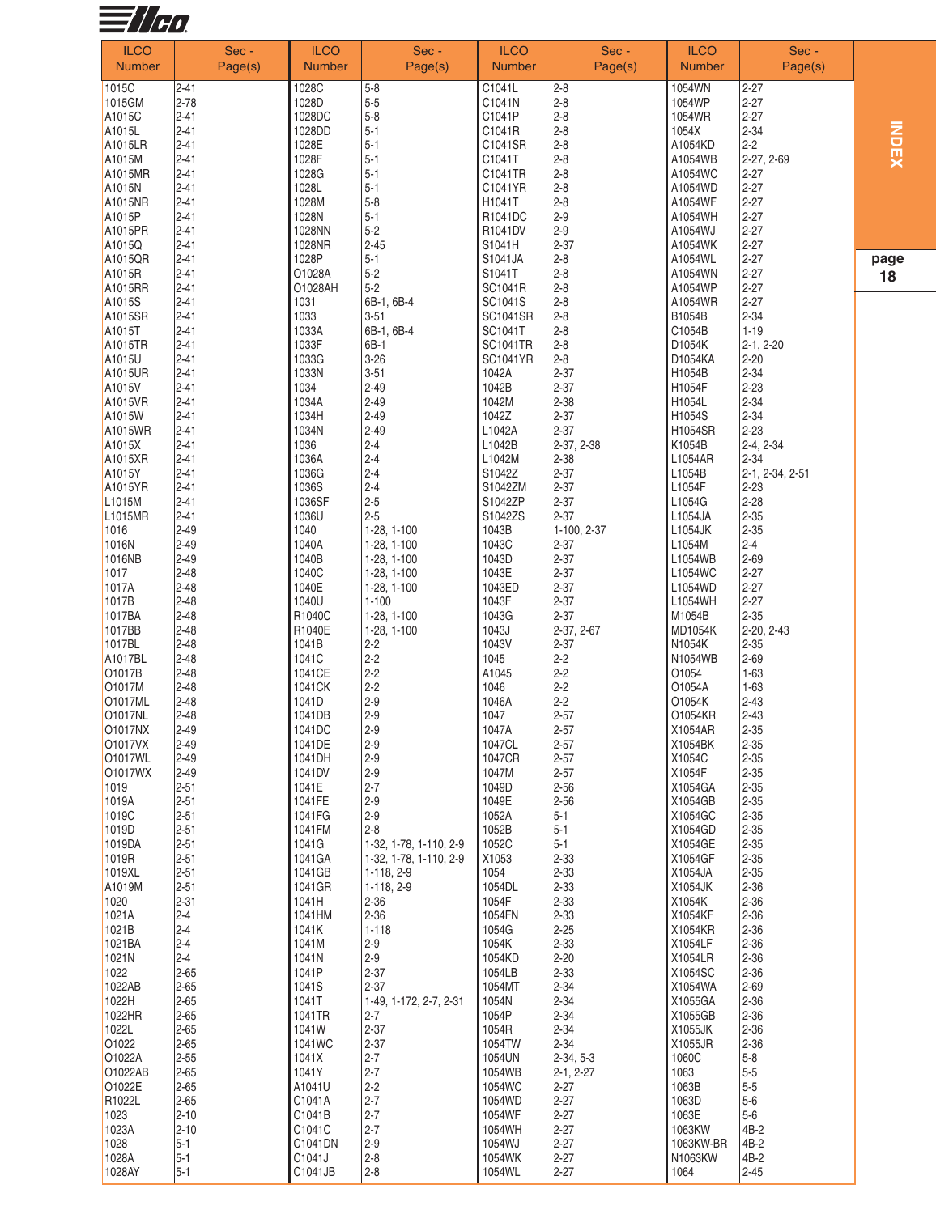| ILCO Number | Sec - Page(s) | ILCO Number | Sec - Page(s) | ILCO Number | Sec - Page(s) | ILCO Number | Sec - Page(s) |
|---|---|---|---|---|---|---|---|
| 1015C | 2-41 | 1028C | 5-8 | C1041L | 2-8 | 1054WN | 2-27 |
| 1015GM | 2-78 | 1028D | 5-5 | C1041N | 2-8 | 1054WP | 2-27 |
| A1015C | 2-41 | 1028DC | 5-8 | C1041P | 2-8 | 1054WR | 2-27 |
| A1015L | 2-41 | 1028DD | 5-1 | C1041R | 2-8 | 1054X | 2-34 |
| A1015LR | 2-41 | 1028E | 5-1 | C1041SR | 2-8 | A1054KD | 2-2 |
| A1015M | 2-41 | 1028F | 5-1 | C1041T | 2-8 | A1054WB | 2-27, 2-69 |
| A1015MR | 2-41 | 1028G | 5-1 | C1041TR | 2-8 | A1054WC | 2-27 |
| A1015N | 2-41 | 1028L | 5-1 | C1041YR | 2-8 | A1054WD | 2-27 |
| A1015NR | 2-41 | 1028M | 5-8 | H1041T | 2-8 | A1054WF | 2-27 |
| A1015P | 2-41 | 1028N | 5-1 | R1041DC | 2-9 | A1054WH | 2-27 |
| A1015PR | 2-41 | 1028NN | 5-2 | R1041DV | 2-9 | A1054WJ | 2-27 |
| A1015Q | 2-41 | 1028NR | 2-45 | S1041H | 2-37 | A1054WK | 2-27 |
| A1015QR | 2-41 | 1028P | 5-1 | S1041JA | 2-8 | A1054WL | 2-27 |
| A1015R | 2-41 | O1028A | 5-2 | S1041T | 2-8 | A1054WN | 2-27 |
| A1015RR | 2-41 | O1028AH | 5-2 | SC1041R | 2-8 | A1054WP | 2-27 |
| A1015S | 2-41 | 1031 | 6B-1, 6B-4 | SC1041S | 2-8 | A1054WR | 2-27 |
| A1015SR | 2-41 | 1033 | 3-51 | SC1041SR | 2-8 | B1054B | 2-34 |
| A1015T | 2-41 | 1033A | 6B-1, 6B-4 | SC1041T | 2-8 | C1054B | 1-19 |
| A1015TR | 2-41 | 1033F | 6B-1 | SC1041TR | 2-8 | D1054K | 2-1, 2-20 |
| A1015U | 2-41 | 1033G | 3-26 | SC1041YR | 2-8 | D1054KA | 2-20 |
| A1015UR | 2-41 | 1033N | 3-51 | 1042A | 2-37 | H1054B | 2-34 |
| A1015V | 2-41 | 1034 | 2-49 | 1042B | 2-37 | H1054F | 2-23 |
| A1015VR | 2-41 | 1034A | 2-49 | 1042M | 2-38 | H1054L | 2-34 |
| A1015W | 2-41 | 1034H | 2-49 | 1042Z | 2-37 | H1054S | 2-34 |
| A1015WR | 2-41 | 1034N | 2-49 | L1042A | 2-37 | H1054SR | 2-23 |
| A1015X | 2-41 | 1036 | 2-4 | L1042B | 2-37, 2-38 | K1054B | 2-4, 2-34 |
| A1015XR | 2-41 | 1036A | 2-4 | L1042M | 2-38 | L1054AR | 2-34 |
| A1015Y | 2-41 | 1036G | 2-4 | S1042Z | 2-37 | L1054B | 2-1, 2-34, 2-51 |
| A1015YR | 2-41 | 1036S | 2-4 | S1042ZM | 2-37 | L1054F | 2-23 |
| L1015M | 2-41 | 1036SF | 2-5 | S1042ZP | 2-37 | L1054G | 2-28 |
| L1015MR | 2-41 | 1036U | 2-5 | S1042ZS | 2-37 | L1054JA | 2-35 |
| 1016 | 2-49 | 1040 | 1-28, 1-100 | 1043B | 1-100, 2-37 | L1054JK | 2-35 |
| 1016N | 2-49 | 1040A | 1-28, 1-100 | 1043C | 2-37 | L1054M | 2-4 |
| 1016NB | 2-49 | 1040B | 1-28, 1-100 | 1043D | 2-37 | L1054WB | 2-69 |
| 1017 | 2-48 | 1040C | 1-28, 1-100 | 1043E | 2-37 | L1054WC | 2-27 |
| 1017A | 2-48 | 1040E | 1-28, 1-100 | 1043ED | 2-37 | L1054WD | 2-27 |
| 1017B | 2-48 | 1040U | 1-100 | 1043F | 2-37 | L1054WH | 2-27 |
| 1017BA | 2-48 | R1040C | 1-28, 1-100 | 1043G | 2-37 | M1054B | 2-35 |
| 1017BB | 2-48 | R1040E | 1-28, 1-100 | 1043J | 2-37, 2-67 | MD1054K | 2-20, 2-43 |
| 1017BL | 2-48 | 1041B | 2-2 | 1043V | 2-37 | N1054K | 2-35 |
| A1017BL | 2-48 | 1041C | 2-2 | 1045 | 2-2 | N1054WB | 2-69 |
| O1017B | 2-48 | 1041CE | 2-2 | A1045 | 2-2 | O1054 | 1-63 |
| O1017M | 2-48 | 1041CK | 2-2 | 1046 | 2-2 | O1054A | 1-63 |
| O1017ML | 2-48 | 1041D | 2-9 | 1046A | 2-2 | O1054K | 2-43 |
| O1017NL | 2-48 | 1041DB | 2-9 | 1047 | 2-57 | O1054KR | 2-43 |
| O1017NX | 2-49 | 1041DC | 2-9 | 1047A | 2-57 | X1054AR | 2-35 |
| O1017VX | 2-49 | 1041DE | 2-9 | 1047CL | 2-57 | X1054BK | 2-35 |
| O1017WL | 2-49 | 1041DH | 2-9 | 1047CR | 2-57 | X1054C | 2-35 |
| O1017WX | 2-49 | 1041DV | 2-9 | 1047M | 2-57 | X1054F | 2-35 |
| 1019 | 2-51 | 1041E | 2-7 | 1049D | 2-56 | X1054GA | 2-35 |
| 1019A | 2-51 | 1041FE | 2-9 | 1049E | 2-56 | X1054GB | 2-35 |
| 1019C | 2-51 | 1041FG | 2-9 | 1052A | 5-1 | X1054GC | 2-35 |
| 1019D | 2-51 | 1041FM | 2-8 | 1052B | 5-1 | X1054GD | 2-35 |
| 1019DA | 2-51 | 1041G | 1-32, 1-78, 1-110, 2-9 | 1052C | 5-1 | X1054GE | 2-35 |
| 1019R | 2-51 | 1041GA | 1-32, 1-78, 1-110, 2-9 | X1053 | 2-33 | X1054GF | 2-35 |
| 1019XL | 2-51 | 1041GB | 1-118, 2-9 | 1054 | 2-33 | X1054JA | 2-35 |
| A1019M | 2-51 | 1041GR | 1-118, 2-9 | 1054DL | 2-33 | X1054JK | 2-36 |
| 1020 | 2-31 | 1041H | 2-36 | 1054F | 2-33 | X1054K | 2-36 |
| 1021A | 2-4 | 1041HM | 2-36 | 1054FN | 2-33 | X1054KF | 2-36 |
| 1021B | 2-4 | 1041K | 1-118 | 1054G | 2-25 | X1054KR | 2-36 |
| 1021BA | 2-4 | 1041M | 2-9 | 1054K | 2-33 | X1054LF | 2-36 |
| 1021N | 2-4 | 1041N | 2-9 | 1054KD | 2-20 | X1054LR | 2-36 |
| 1022 | 2-65 | 1041P | 2-37 | 1054LB | 2-33 | X1054SC | 2-36 |
| 1022AB | 2-65 | 1041S | 2-37 | 1054MT | 2-34 | X1054WA | 2-69 |
| 1022H | 2-65 | 1041T | 1-49, 1-172, 2-7, 2-31 | 1054N | 2-34 | X1055GA | 2-36 |
| 1022HR | 2-65 | 1041TR | 2-7 | 1054P | 2-34 | X1055GB | 2-36 |
| 1022L | 2-65 | 1041W | 2-37 | 1054R | 2-34 | X1055JK | 2-36 |
| O1022 | 2-65 | 1041WC | 2-37 | 1054TW | 2-34 | X1055JR | 2-36 |
| O1022A | 2-55 | 1041X | 2-7 | 1054UN | 2-34, 5-3 | 1060C | 5-8 |
| O1022AB | 2-65 | 1041Y | 2-7 | 1054WB | 2-1, 2-27 | 1063 | 5-5 |
| O1022E | 2-65 | A1041U | 2-2 | 1054WC | 2-27 | 1063B | 5-5 |
| R1022L | 2-65 | C1041A | 2-7 | 1054WD | 2-27 | 1063D | 5-6 |
| 1023 | 2-10 | C1041B | 2-7 | 1054WF | 2-27 | 1063E | 5-6 |
| 1023A | 2-10 | C1041C | 2-7 | 1054WH | 2-27 | 1063KW | 4B-2 |
| 1028 | 5-1 | C1041DN | 2-9 | 1054WJ | 2-27 | 1063KW-BR | 4B-2 |
| 1028A | 5-1 | C1041J | 2-8 | 1054WK | 2-27 | N1063KW | 4B-2 |
| 1028AY | 5-1 | C1041JB | 2-8 | 1054WL | 2-27 | 1064 | 2-45 |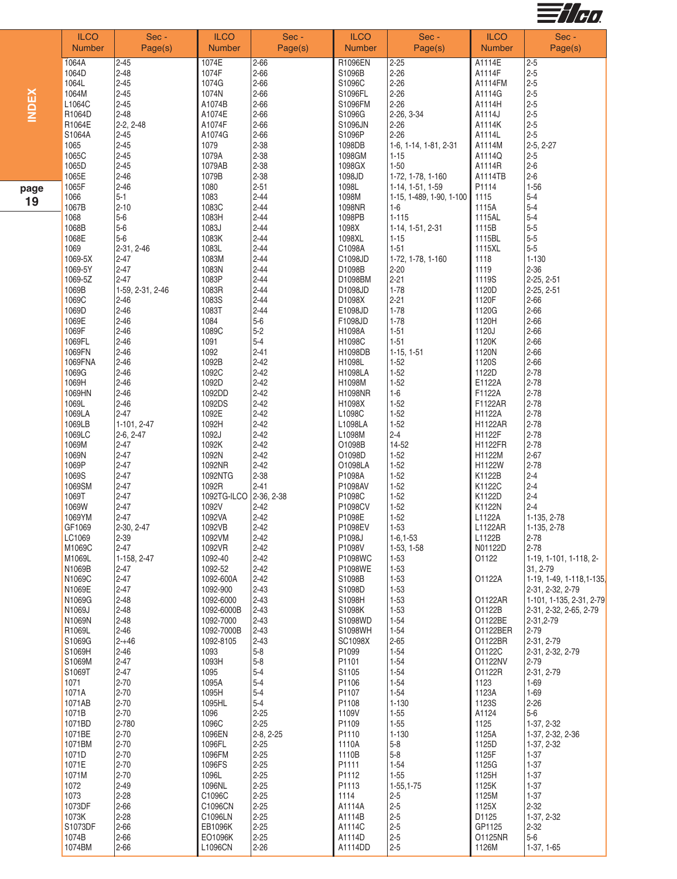| ILCO Number | Sec - Page(s) | ILCO Number | Sec - Page(s) | ILCO Number | Sec - Page(s) | ILCO Number | Sec - Page(s) |
|---|---|---|---|---|---|---|---|
| 1064A | 2-45 | 1074E | 2-66 | R1096EN | 2-25 | A1114E | 2-5 |
| 1064D | 2-48 | 1074F | 2-66 | S1096B | 2-26 | A1114F | 2-5 |
| 1064L | 2-45 | 1074G | 2-66 | S1096C | 2-26 | A1114FM | 2-5 |
| 1064M | 2-45 | 1074N | 2-66 | S1096FL | 2-26 | A1114G | 2-5 |
| L1064C | 2-45 | A1074B | 2-66 | S1096FM | 2-26 | A1114H | 2-5 |
| R1064D | 2-48 | A1074E | 2-66 | S1096G | 2-26, 3-34 | A1114J | 2-5 |
| R1064E | 2-2, 2-48 | A1074F | 2-66 | S1096JN | 2-26 | A1114K | 2-5 |
| S1064A | 2-45 | A1074G | 2-66 | S1096P | 2-26 | A1114L | 2-5 |
| 1065 | 2-45 | 1079 | 2-38 | 1098DB | 1-6, 1-14, 1-81, 2-31 | A1114M | 2-5, 2-27 |
| 1065C | 2-45 | 1079A | 2-38 | 1098GM | 1-15 | A1114Q | 2-5 |
| 1065D | 2-45 | 1079AB | 2-38 | 1098GX | 1-50 | A1114R | 2-6 |
| 1065E | 2-46 | 1079B | 2-38 | 1098JD | 1-72, 1-78, 1-160 | A1114TB | 2-6 |
| 1065F | 2-46 | 1080 | 2-51 | 1098L | 1-14, 1-51, 1-59 | P1114 | 1-56 |
| 1066 | 5-1 | 1083 | 2-44 | 1098M | 1-15, 1-489, 1-90, 1-100 | 1115 | 5-4 |
| 1067B | 2-10 | 1083C | 2-44 | 1098NR | 1-6 | 1115A | 5-4 |
| 1068 | 5-6 | 1083H | 2-44 | 1098PB | 1-115 | 1115AL | 5-4 |
| 1068B | 5-6 | 1083J | 2-44 | 1098X | 1-14, 1-51, 2-31 | 1115B | 5-5 |
| 1068E | 5-6 | 1083K | 2-44 | 1098XL | 1-15 | 1115BL | 5-5 |
| 1069 | 2-31, 2-46 | 1083L | 2-44 | C1098A | 1-51 | 1115XL | 5-5 |
| 1069-5X | 2-47 | 1083M | 2-44 | C1098JD | 1-72, 1-78, 1-160 | 1118 | 1-130 |
| 1069-5Y | 2-47 | 1083N | 2-44 | D1098B | 2-20 | 1119 | 2-36 |
| 1069-5Z | 2-47 | 1083P | 2-44 | D1098BM | 2-21 | 1119S | 2-25, 2-51 |
| 1069B | 1-59, 2-31, 2-46 | 1083R | 2-44 | D1098JD | 1-78 | 1120D | 2-25, 2-51 |
| 1069C | 2-46 | 1083S | 2-44 | D1098X | 2-21 | 1120F | 2-66 |
| 1069D | 2-46 | 1083T | 2-44 | E1098JD | 1-78 | 1120G | 2-66 |
| 1069E | 2-46 | 1084 | 5-6 | F1098JD | 1-78 | 1120H | 2-66 |
| 1069F | 2-46 | 1089C | 5-2 | H1098A | 1-51 | 1120J | 2-66 |
| 1069FL | 2-46 | 1091 | 5-4 | H1098C | 1-51 | 1120K | 2-66 |
| 1069FN | 2-46 | 1092 | 2-41 | H1098DB | 1-15, 1-51 | 1120N | 2-66 |
| 1069FNA | 2-46 | 1092B | 2-42 | H1098L | 1-52 | 1120S | 2-66 |
| 1069G | 2-46 | 1092C | 2-42 | H1098LA | 1-52 | 1122D | 2-78 |
| 1069H | 2-46 | 1092D | 2-42 | H1098M | 1-52 | E1122A | 2-78 |
| 1069HN | 2-46 | 1092DD | 2-42 | H1098NR | 1-6 | F1122A | 2-78 |
| 1069L | 2-46 | 1092DS | 2-42 | H1098X | 1-52 | F1122AR | 2-78 |
| 1069LA | 2-47 | 1092E | 2-42 | L1098C | 1-52 | H1122A | 2-78 |
| 1069LB | 1-101, 2-47 | 1092H | 2-42 | L1098LA | 1-52 | H1122AR | 2-78 |
| 1069LC | 2-6, 2-47 | 1092J | 2-42 | L1098M | 2-4 | H1122F | 2-78 |
| 1069M | 2-47 | 1092K | 2-42 | O1098B | 14-52 | H1122FR | 2-78 |
| 1069N | 2-47 | 1092N | 2-42 | O1098D | 1-52 | H1122M | 2-67 |
| 1069P | 2-47 | 1092NR | 2-42 | O1098LA | 1-52 | H1122W | 2-78 |
| 1069S | 2-47 | 1092NTG | 2-38 | P1098A | 1-52 | K1122B | 2-4 |
| 1069SM | 2-47 | 1092R | 2-41 | P1098AV | 1-52 | K1122C | 2-4 |
| 1069T | 2-47 | 1092TG-ILCO | 2-36, 2-38 | P1098C | 1-52 | K1122D | 2-4 |
| 1069W | 2-47 | 1092V | 2-42 | P1098CV | 1-52 | K1122N | 2-4 |
| 1069YM | 2-47 | 1092VA | 2-42 | P1098E | 1-52 | L1122A | 1-135, 2-78 |
| GF1069 | 2-30, 2-47 | 1092VB | 2-42 | P1098EV | 1-53 | L1122AR | 1-135, 2-78 |
| LC1069 | 2-39 | 1092VM | 2-42 | P1098J | 1-6,1-53 | L1122B | 2-78 |
| M1069C | 2-47 | 1092VR | 2-42 | P1098V | 1-53, 1-58 | N01122D | 2-78 |
| M1069L | 1-158, 2-47 | 1092-40 | 2-42 | P1098WC | 1-53 | O1122 | 1-19, 1-101, 1-118, 2-31, 2-79 |
| N1069B | 2-47 | 1092-52 | 2-42 | P1098WE | 1-53 | | |
| N1069C | 2-47 | 1092-600A | 2-42 | S1098B | 1-53 | O1122A | 1-19, 1-49, 1-118,1-135, 2-31, 2-32, 2-79 |
| N1069E | 2-47 | 1092-900 | 2-43 | S1098D | 1-53 | | |
| N1069G | 2-48 | 1092-6000 | 2-43 | S1098H | 1-53 | O1122AR | 1-101, 1-135, 2-31, 2-79 |
| N1069J | 2-48 | 1092-6000B | 2-43 | S1098K | 1-53 | O1122B | 2-31, 2-32, 2-65, 2-79 |
| N1069N | 2-48 | 1092-7000 | 2-43 | S1098WD | 1-54 | O1122BE | 2-31,2-79 |
| R1069L | 2-46 | 1092-7000B | 2-43 | S1098WH | 1-54 | O1122BER | 2-79 |
| S1069G | 2-+46 | 1092-8105 | 2-43 | SC1098X | 2-65 | O1122BR | 2-31, 2-79 |
| S1069H | 2-46 | 1093 | 5-8 | P1099 | 1-54 | O1122C | 2-31, 2-32, 2-79 |
| S1069M | 2-47 | 1093H | 5-8 | P1101 | 1-54 | O1122NV | 2-79 |
| S1069T | 2-47 | 1095 | 5-4 | S1105 | 1-54 | O1122R | 2-31, 2-79 |
| 1071 | 2-70 | 1095A | 5-4 | P1106 | 1-54 | 1123 | 1-69 |
| 1071A | 2-70 | 1095H | 5-4 | P1107 | 1-54 | 1123A | 1-69 |
| 1071AB | 2-70 | 1095HL | 5-4 | P1108 | 1-130 | 1123S | 2-26 |
| 1071B | 2-70 | 1096 | 2-25 | 1109V | 1-55 | A1124 | 5-6 |
| 1071BD | 2-780 | 1096C | 2-25 | P1109 | 1-55 | 1125 | 1-37, 2-32 |
| 1071BE | 2-70 | 1096EN | 2-8, 2-25 | P1110 | 1-130 | 1125A | 1-37, 2-32, 2-36 |
| 1071BM | 2-70 | 1096FL | 2-25 | 1110A | 5-8 | 1125D | 1-37, 2-32 |
| 1071D | 2-70 | 1096FM | 2-25 | 1110B | 5-8 | 1125F | 1-37 |
| 1071E | 2-70 | 1096FS | 2-25 | P1111 | 1-54 | 1125G | 1-37 |
| 1071M | 2-70 | 1096L | 2-25 | P1112 | 1-55 | 1125H | 1-37 |
| 1072 | 2-49 | 1096NL | 2-25 | P1113 | 1-55,1-75 | 1125K | 1-37 |
| 1073 | 2-28 | C1096C | 2-25 | 1114 | 2-5 | 1125M | 1-37 |
| 1073DF | 2-66 | C1096CN | 2-25 | A1114A | 2-5 | 1125X | 2-32 |
| 1073K | 2-28 | C1096LN | 2-25 | A1114B | 2-5 | D1125 | 1-37, 2-32 |
| S1073DF | 2-66 | EB1096K | 2-25 | A1114C | 2-5 | GP1125 | 2-32 |
| 1074B | 2-66 | EO1096K | 2-25 | A1114D | 2-5 | O1125NR | 5-6 |
| 1074BM | 2-66 | L1096CN | 2-26 | A1114DD | 2-5 | 1126M | 1-37, 1-65 |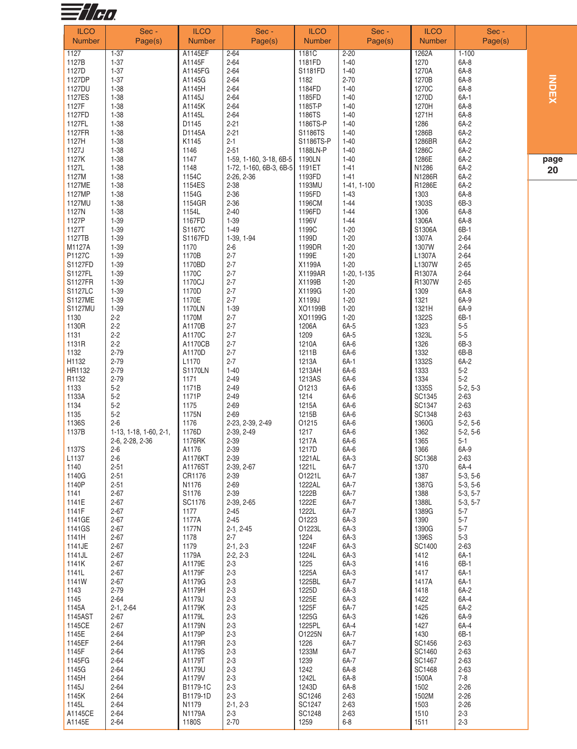| ILCO Number | Sec - Page(s) | ILCO Number | Sec - Page(s) | ILCO Number | Sec - Page(s) | ILCO Number | Sec - Page(s) |
|---|---|---|---|---|---|---|---|
| 1127 | 1-37 | A1145EF | 2-64 | 1181C | 2-20 | 1262A | 1-100 |
| 1127B | 1-37 | A1145F | 2-64 | 1181FD | 1-40 | 1270 | 6A-8 |
| 1127D | 1-37 | A1145FG | 2-64 | S1181FD | 1-40 | 1270A | 6A-8 |
| 1127DP | 1-37 | A1145G | 2-64 | 1182 | 2-70 | 1270B | 6A-8 |
| 1127DU | 1-38 | A1145H | 2-64 | 1184FD | 1-40 | 1270C | 6A-8 |
| 1127ES | 1-38 | A1145J | 2-64 | 1185FD | 1-40 | 1270D | 6A-1 |
| 1127F | 1-38 | A1145K | 2-64 | 1185T-P | 1-40 | 1270H | 6A-8 |
| 1127FD | 1-38 | A1145L | 2-64 | 1186TS | 1-40 | 1271H | 6A-8 |
| 1127FL | 1-38 | D1145 | 2-21 | 1186TS-P | 1-40 | 1286 | 6A-2 |
| 1127FR | 1-38 | D1145A | 2-21 | S1186TS | 1-40 | 1286B | 6A-2 |
| 1127H | 1-38 | K1145 | 2-1 | S1186TS-P | 1-40 | 1286BR | 6A-2 |
| 1127J | 1-38 | 1146 | 2-51 | 1188LN-P | 1-40 | 1286C | 6A-2 |
| 1127K | 1-38 | 1147 | 1-59, 1-160, 3-18, 6B-5 | 1190LN | 1-40 | 1286E | 6A-2 |
| 1127L | 1-38 | 1148 | 1-72, 1-160, 6B-3, 6B-5 | 1191ET | 1-41 | N1286 | 6A-2 |
| 1127M | 1-38 | 1154C | 2-26, 2-36 | 1193FD | 1-41 | N1286R | 6A-2 |
| 1127ME | 1-38 | 1154ES | 2-38 | 1193MU | 1-41, 1-100 | R1286E | 6A-2 |
| 1127MP | 1-38 | 1154G | 2-36 | 1195FD | 1-43 | 1303 | 6A-8 |
| 1127MU | 1-38 | 1154GR | 2-36 | 1196CM | 1-44 | 1303S | 6B-3 |
| 1127N | 1-38 | 1154L | 2-40 | 1196FD | 1-44 | 1306 | 6A-8 |
| 1127P | 1-39 | 1167FD | 1-39 | 1196V | 1-44 | 1306A | 6A-8 |
| 1127T | 1-39 | S1167C | 1-49 | 1199C | 1-20 | S1306A | 6B-1 |
| 1127TB | 1-39 | S1167FD | 1-39, 1-94 | 1199D | 1-20 | 1307A | 2-64 |
| M1127A | 1-39 | 1170 | 2-6 | 1199DR | 1-20 | 1307W | 2-64 |
| P1127C | 1-39 | 1170B | 2-7 | 1199E | 1-20 | L1307A | 2-64 |
| S1127FD | 1-39 | 1170BD | 2-7 | X1199A | 1-20 | L1307W | 2-65 |
| S1127FL | 1-39 | 1170C | 2-7 | X1199AR | 1-20, 1-135 | R1307A | 2-64 |
| S1127FR | 1-39 | 1170CJ | 2-7 | X1199B | 1-20 | R1307W | 2-65 |
| S1127LC | 1-39 | 1170D | 2-7 | X1199G | 1-20 | 1309 | 6A-8 |
| S1127ME | 1-39 | 1170E | 2-7 | X1199J | 1-20 | 1321 | 6A-9 |
| S1127MU | 1-39 | 1170LN | 1-39 | XO1199B | 1-20 | 1321H | 6A-9 |
| 1130 | 2-2 | 1170M | 2-7 | XO1199G | 1-20 | 1322S | 6B-1 |
| 1130R | 2-2 | A1170B | 2-7 | 1206A | 6A-5 | 1323 | 5-5 |
| 1131 | 2-2 | A1170C | 2-7 | 1209 | 6A-5 | 1323L | 5-5 |
| 1131R | 2-2 | A1170CB | 2-7 | 1210A | 6A-6 | 1326 | 6B-3 |
| 1132 | 2-79 | A1170D | 2-7 | 1211B | 6A-6 | 1332 | 6B-B |
| H1132 | 2-79 | L1170 | 2-7 | 1213A | 6A-1 | 1332S | 6A-2 |
| HR1132 | 2-79 | S1170LN | 1-40 | 1213AH | 6A-6 | 1333 | 5-2 |
| R1132 | 2-79 | 1171 | 2-49 | 1213AS | 6A-6 | 1334 | 5-2 |
| 1133 | 5-2 | 1171B | 2-49 | O1213 | 6A-6 | 1335S | 5-2, 5-3 |
| 1133A | 5-2 | 1171P | 2-49 | 1214 | 6A-6 | SC1345 | 2-63 |
| 1134 | 5-2 | 1175 | 2-69 | 1215A | 6A-6 | SC1347 | 2-63 |
| 1135 | 5-2 | 1175N | 2-69 | 1215B | 6A-6 | SC1348 | 2-63 |
| 1136S | 2-6 | 1176 | 2-23, 2-39, 2-49 | O1215 | 6A-6 | 1360G | 5-2, 5-6 |
| 1137B | 1-13, 1-18, 1-60, 2-1, 2-6, 2-28, 2-36 | 1176D | 2-39, 2-49 | 1217 | 6A-6 | 1362 | 5-2, 5-6 |
| | | 1176RK | 2-39 | 1217A | 6A-6 | 1365 | 5-1 |
| 1137S | 2-6 | A1176 | 2-39 | 1217D | 6A-6 | 1366 | 6A-9 |
| L1137 | 2-6 | A1176KT | 2-39 | 1221AL | 6A-3 | SC1368 | 2-63 |
| 1140 | 2-51 | A1176ST | 2-39, 2-67 | 1221L | 6A-7 | 1370 | 6A-4 |
| 1140G | 2-51 | CR1176 | 2-39 | O1221L | 6A-7 | 1387 | 5-3, 5-6 |
| 1140P | 2-51 | N1176 | 2-69 | 1222AL | 6A-7 | 1387G | 5-3, 5-6 |
| 1141 | 2-67 | S1176 | 2-39 | 1222B | 6A-7 | 1388 | 5-3, 5-7 |
| 1141E | 2-67 | SC1176 | 2-39, 2-65 | 1222E | 6A-7 | 1388L | 5-3, 5-7 |
| 1141F | 2-67 | 1177 | 2-45 | 1222L | 6A-7 | 1389G | 5-7 |
| 1141GE | 2-67 | 1177A | 2-45 | O1223 | 6A-3 | 1390 | 5-7 |
| 1141GS | 2-67 | 1177N | 2-1, 2-45 | O1223L | 6A-3 | 1390G | 5-7 |
| 1141H | 2-67 | 1178 | 2-7 | 1224 | 6A-3 | 1396S | 5-3 |
| 1141JE | 2-67 | 1179 | 2-1, 2-3 | 1224F | 6A-3 | SC1400 | 2-63 |
| 1141JL | 2-67 | 1179A | 2-2, 2-3 | 1224L | 6A-3 | 1412 | 6A-1 |
| 1141K | 2-67 | A1179E | 2-3 | 1225 | 6A-3 | 1416 | 6B-1 |
| 1141L | 2-67 | A1179F | 2-3 | 1225A | 6A-3 | 1417 | 6A-1 |
| 1141W | 2-67 | A1179G | 2-3 | 1225BL | 6A-7 | 1417A | 6A-1 |
| 1143 | 2-79 | A1179H | 2-3 | 1225D | 6A-3 | 1418 | 6A-2 |
| 1145 | 2-64 | A1179J | 2-3 | 1225E | 6A-3 | 1422 | 6A-4 |
| 1145A | 2-1, 2-64 | A1179K | 2-3 | 1225F | 6A-7 | 1425 | 6A-2 |
| 1145AST | 2-67 | A1179L | 2-3 | 1225G | 6A-3 | 1426 | 6A-9 |
| 1145CE | 2-67 | A1179N | 2-3 | 1225PL | 6A-4 | 1427 | 6A-4 |
| 1145E | 2-64 | A1179P | 2-3 | O1225N | 6A-7 | 1430 | 6B-1 |
| 1145EF | 2-64 | A1179R | 2-3 | 1226 | 6A-7 | SC1456 | 2-63 |
| 1145F | 2-64 | A1179S | 2-3 | 1233M | 6A-7 | SC1460 | 2-63 |
| 1145FG | 2-64 | A1179T | 2-3 | 1239 | 6A-7 | SC1467 | 2-63 |
| 1145G | 2-64 | A1179U | 2-3 | 1242 | 6A-8 | SC1468 | 2-63 |
| 1145H | 2-64 | A1179V | 2-3 | 1242L | 6A-8 | 1500A | 7-8 |
| 1145J | 2-64 | B1179-1C | 2-3 | 1243D | 6A-8 | 1502 | 2-26 |
| 1145K | 2-64 | B1179-1D | 2-3 | SC1246 | 2-63 | 1502M | 2-26 |
| 1145L | 2-64 | N1179 | 2-1, 2-3 | SC1247 | 2-63 | 1503 | 2-26 |
| A1145CE | 2-64 | N1179A | 2-3 | SC1248 | 2-63 | 1510 | 2-3 |
| A1145E | 2-64 | 1180S | 2-70 | 1259 | 6-8 | 1511 | 2-3 |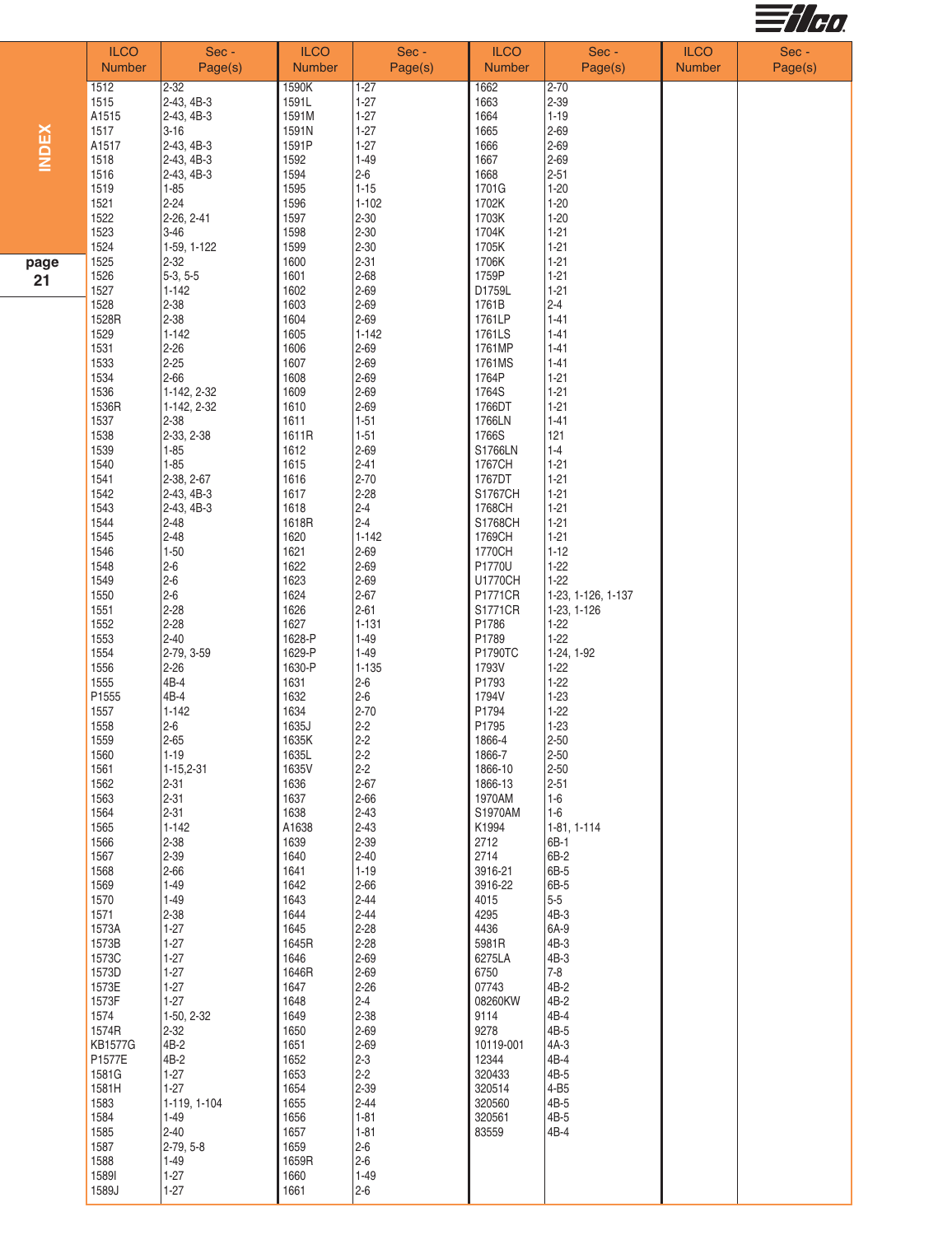| ILCO Number | Sec - Page(s) | ILCO Number | Sec - Page(s) | ILCO Number | Sec - Page(s) | ILCO Number | Sec - Page(s) |
|---|---|---|---|---|---|---|---|
| 1512 | 2-32 | 1590K | 1-27 | 1662 | 2-70 | | |
| 1515 | 2-43, 4B-3 | 1591L | 1-27 | 1663 | 2-39 | | |
| A1515 | 2-43, 4B-3 | 1591M | 1-27 | 1664 | 1-19 | | |
| 1517 | 3-16 | 1591N | 1-27 | 1665 | 2-69 | | |
| A1517 | 2-43, 4B-3 | 1591P | 1-27 | 1666 | 2-69 | | |
| 1518 | 2-43, 4B-3 | 1592 | 1-49 | 1667 | 2-69 | | |
| 1516 | 2-43, 4B-3 | 1594 | 2-6 | 1668 | 2-51 | | |
| 1519 | 1-85 | 1595 | 1-15 | 1701G | 1-20 | | |
| 1521 | 2-24 | 1596 | 1-102 | 1702K | 1-20 | | |
| 1522 | 2-26, 2-41 | 1597 | 2-30 | 1703K | 1-20 | | |
| 1523 | 3-46 | 1598 | 2-30 | 1704K | 1-21 | | |
| 1524 | 1-59, 1-122 | 1599 | 2-30 | 1705K | 1-21 | | |
| 1525 | 2-32 | 1600 | 2-31 | 1706K | 1-21 | | |
| 1526 | 5-3, 5-5 | 1601 | 2-68 | 1759P | 1-21 | | |
| 1527 | 1-142 | 1602 | 2-69 | D1759L | 1-21 | | |
| 1528 | 2-38 | 1603 | 2-69 | 1761B | 2-4 | | |
| 1528R | 2-38 | 1604 | 2-69 | 1761LP | 1-41 | | |
| 1529 | 1-142 | 1605 | 1-142 | 1761LS | 1-41 | | |
| 1531 | 2-26 | 1606 | 2-69 | 1761MP | 1-41 | | |
| 1533 | 2-25 | 1607 | 2-69 | 1761MS | 1-41 | | |
| 1534 | 2-66 | 1608 | 2-69 | 1764P | 1-21 | | |
| 1536 | 1-142, 2-32 | 1609 | 2-69 | 1764S | 1-21 | | |
| 1536R | 1-142, 2-32 | 1610 | 2-69 | 1766DT | 1-21 | | |
| 1537 | 2-38 | 1611 | 1-51 | 1766LN | 1-41 | | |
| 1538 | 2-33, 2-38 | 1611R | 1-51 | 1766S | 121 | | |
| 1539 | 1-85 | 1612 | 2-69 | S1766LN | 1-4 | | |
| 1540 | 1-85 | 1615 | 2-41 | 1767CH | 1-21 | | |
| 1541 | 2-38, 2-67 | 1616 | 2-70 | 1767DT | 1-21 | | |
| 1542 | 2-43, 4B-3 | 1617 | 2-28 | S1767CH | 1-21 | | |
| 1543 | 2-43, 4B-3 | 1618 | 2-4 | 1768CH | 1-21 | | |
| 1544 | 2-48 | 1618R | 2-4 | S1768CH | 1-21 | | |
| 1545 | 2-48 | 1620 | 1-142 | 1769CH | 1-21 | | |
| 1546 | 1-50 | 1621 | 2-69 | 1770CH | 1-12 | | |
| 1548 | 2-6 | 1622 | 2-69 | P1770U | 1-22 | | |
| 1549 | 2-6 | 1623 | 2-69 | U1770CH | 1-22 | | |
| 1550 | 2-6 | 1624 | 2-67 | P1771CR | 1-23, 1-126, 1-137 | | |
| 1551 | 2-28 | 1626 | 2-61 | S1771CR | 1-23, 1-126 | | |
| 1552 | 2-28 | 1627 | 1-131 | P1786 | 1-22 | | |
| 1553 | 2-40 | 1628-P | 1-49 | P1789 | 1-22 | | |
| 1554 | 2-79, 3-59 | 1629-P | 1-49 | P1790TC | 1-24, 1-92 | | |
| 1556 | 2-26 | 1630-P | 1-135 | 1793V | 1-22 | | |
| 1555 | 4B-4 | 1631 | 2-6 | P1793 | 1-22 | | |
| P1555 | 4B-4 | 1632 | 2-6 | 1794V | 1-23 | | |
| 1557 | 1-142 | 1634 | 2-70 | P1794 | 1-22 | | |
| 1558 | 2-6 | 1635J | 2-2 | P1795 | 1-23 | | |
| 1559 | 2-65 | 1635K | 2-2 | 1866-4 | 2-50 | | |
| 1560 | 1-19 | 1635L | 2-2 | 1866-7 | 2-50 | | |
| 1561 | 1-15,2-31 | 1635V | 2-2 | 1866-10 | 2-50 | | |
| 1562 | 2-31 | 1636 | 2-67 | 1866-13 | 2-51 | | |
| 1563 | 2-31 | 1637 | 2-66 | 1970AM | 1-6 | | |
| 1564 | 2-31 | 1638 | 2-43 | S1970AM | 1-6 | | |
| 1565 | 1-142 | A1638 | 2-43 | K1994 | 1-81, 1-114 | | |
| 1566 | 2-38 | 1639 | 2-39 | 2712 | 6B-1 | | |
| 1567 | 2-39 | 1640 | 2-40 | 2714 | 6B-2 | | |
| 1568 | 2-66 | 1641 | 1-19 | 3916-21 | 6B-5 | | |
| 1569 | 1-49 | 1642 | 2-66 | 3916-22 | 6B-5 | | |
| 1570 | 1-49 | 1643 | 2-44 | 4015 | 5-5 | | |
| 1571 | 2-38 | 1644 | 2-44 | 4295 | 4B-3 | | |
| 1573A | 1-27 | 1645 | 2-28 | 4436 | 6A-9 | | |
| 1573B | 1-27 | 1645R | 2-28 | 5981R | 4B-3 | | |
| 1573C | 1-27 | 1646 | 2-69 | 6275LA | 4B-3 | | |
| 1573D | 1-27 | 1646R | 2-69 | 6750 | 7-8 | | |
| 1573E | 1-27 | 1647 | 2-26 | 07743 | 4B-2 | | |
| 1573F | 1-27 | 1648 | 2-4 | 08260KW | 4B-2 | | |
| 1574 | 1-50, 2-32 | 1649 | 2-38 | 9114 | 4B-4 | | |
| 1574R | 2-32 | 1650 | 2-69 | 9278 | 4B-5 | | |
| KB1577G | 4B-2 | 1651 | 2-69 | 10119-001 | 4A-3 | | |
| P1577E | 4B-2 | 1652 | 2-3 | 12344 | 4B-4 | | |
| 1581G | 1-27 | 1653 | 2-2 | 320433 | 4B-5 | | |
| 1581H | 1-27 | 1654 | 2-39 | 320514 | 4-B5 | | |
| 1583 | 1-119, 1-104 | 1655 | 2-44 | 320560 | 4B-5 | | |
| 1584 | 1-49 | 1656 | 1-81 | 320561 | 4B-5 | | |
| 1585 | 2-40 | 1657 | 1-81 | 83559 | 4B-4 | | |
| 1587 | 2-79, 5-8 | 1659 | 2-6 | | | | |
| 1588 | 1-49 | 1659R | 2-6 | | | | |
| 1589I | 1-27 | 1660 | 1-49 | | | | |
| 1589J | 1-27 | 1661 | 2-6 | | | | |